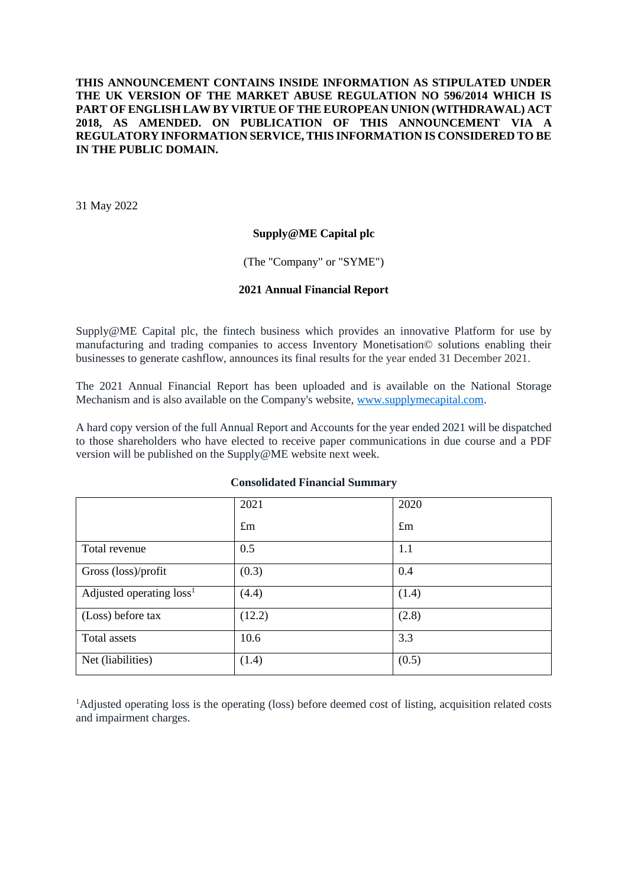**THIS ANNOUNCEMENT CONTAINS INSIDE INFORMATION AS STIPULATED UNDER THE UK VERSION OF THE MARKET ABUSE REGULATION NO 596/2014 WHICH IS PART OF ENGLISH LAW BY VIRTUE OF THE EUROPEAN UNION (WITHDRAWAL) ACT 2018, AS AMENDED. ON PUBLICATION OF THIS ANNOUNCEMENT VIA A REGULATORY INFORMATION SERVICE, THIS INFORMATION IS CONSIDERED TO BE IN THE PUBLIC DOMAIN.**

31 May 2022

**Supply@ME Capital plc**

(The "Company" or "SYME")

**2021 Annual Financial Report**

Supply@ME Capital plc, the fintech business which provides an innovative Platform for use by manufacturing and trading companies to access Inventory Monetisation© solutions enabling their businesses to generate cashflow, announces its final results for the year ended 31 December 2021.

The 2021 Annual Financial Report has been uploaded and is available on the National Storage Mechanism and is also available on the Company's website, www.supplymecapital.com.

A hard copy version of the full Annual Report and Accounts for the year ended 2021 will be dispatched to those shareholders who have elected to receive paper communications in due course and a PDF version will be published on the Supply@ME website next week.

**Consolidated Financial Summary**

| | 2021<br>£m | 2020<br>£m |
|---|---|---|
| Total revenue | 0.5 | 1.1 |
| Gross (loss)/profit | (0.3) | 0.4 |
| Adjusted operating loss[1] | (4.4) | (1.4) |
| (Loss) before tax | (12.2) | (2.8) |
| Total assets | 10.6 | 3.3 |
| Net (liabilities) | (1.4) | (0.5) |

[1]Adjusted operating loss is the operating (loss) before deemed cost of listing, acquisition related costs and impairment charges.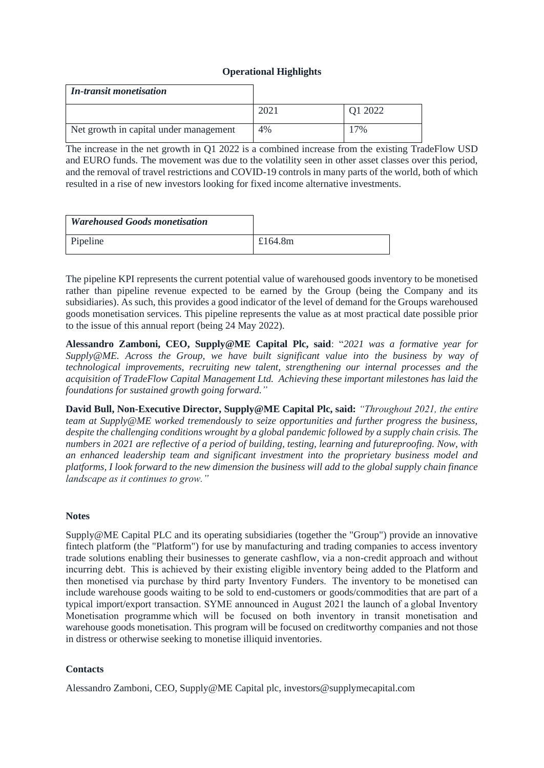**Operational Highlights**

| *In-transit monetisation* | | |
|---|---|---|
| | 2021 | Q1 2022 |
| Net growth in capital under management | 4% | 17% |

The increase in the net growth in Q1 2022 is a combined increase from the existing TradeFlow USD and EURO funds. The movement was due to the volatility seen in other asset classes over this period, and the removal of travel restrictions and COVID-19 controls in many parts of the world, both of which resulted in a rise of new investors looking for fixed income alternative investments.

| *Warehoused Goods monetisation* | |
|---|---|
| Pipeline | £164.8m |

The pipeline KPI represents the current potential value of warehoused goods inventory to be monetised rather than pipeline revenue expected to be earned by the Group (being the Company and its subsidiaries). As such, this provides a good indicator of the level of demand for the Groups warehoused goods monetisation services. This pipeline represents the value as at most practical date possible prior to the issue of this annual report (being 24 May 2022).

**Alessandro Zamboni, CEO, Supply@ME Capital Plc, said**: "*2021 was a formative year for Supply@ME. Across the Group, we have built significant value into the business by way of technological improvements, recruiting new talent, strengthening our internal processes and the acquisition of TradeFlow Capital Management Ltd. Achieving these important milestones has laid the foundations for sustained growth going forward.*"

**David Bull, Non-Executive Director, Supply@ME Capital Plc, said:** *"Throughout 2021, the entire team at Supply@ME worked tremendously to seize opportunities and further progress the business, despite the challenging conditions wrought by a global pandemic followed by a supply chain crisis. The numbers in 2021 are reflective of a period of building, testing, learning and futureproofing. Now, with an enhanced leadership team and significant investment into the proprietary business model and platforms, I look forward to the new dimension the business will add to the global supply chain finance landscape as it continues to grow."*

**Notes**

Supply@ME Capital PLC and its operating subsidiaries (together the "Group") provide an innovative fintech platform (the "Platform") for use by manufacturing and trading companies to access inventory trade solutions enabling their businesses to generate cashflow, via a non-credit approach and without incurring debt. This is achieved by their existing eligible inventory being added to the Platform and then monetised via purchase by third party Inventory Funders. The inventory to be monetised can include warehouse goods waiting to be sold to end-customers or goods/commodities that are part of a typical import/export transaction. SYME announced in August 2021 the launch of a global Inventory Monetisation programme which will be focused on both inventory in transit monetisation and warehouse goods monetisation. This program will be focused on creditworthy companies and not those in distress or otherwise seeking to monetise illiquid inventories.

**Contacts**

Alessandro Zamboni, CEO, Supply@ME Capital plc, investors@supplymecapital.com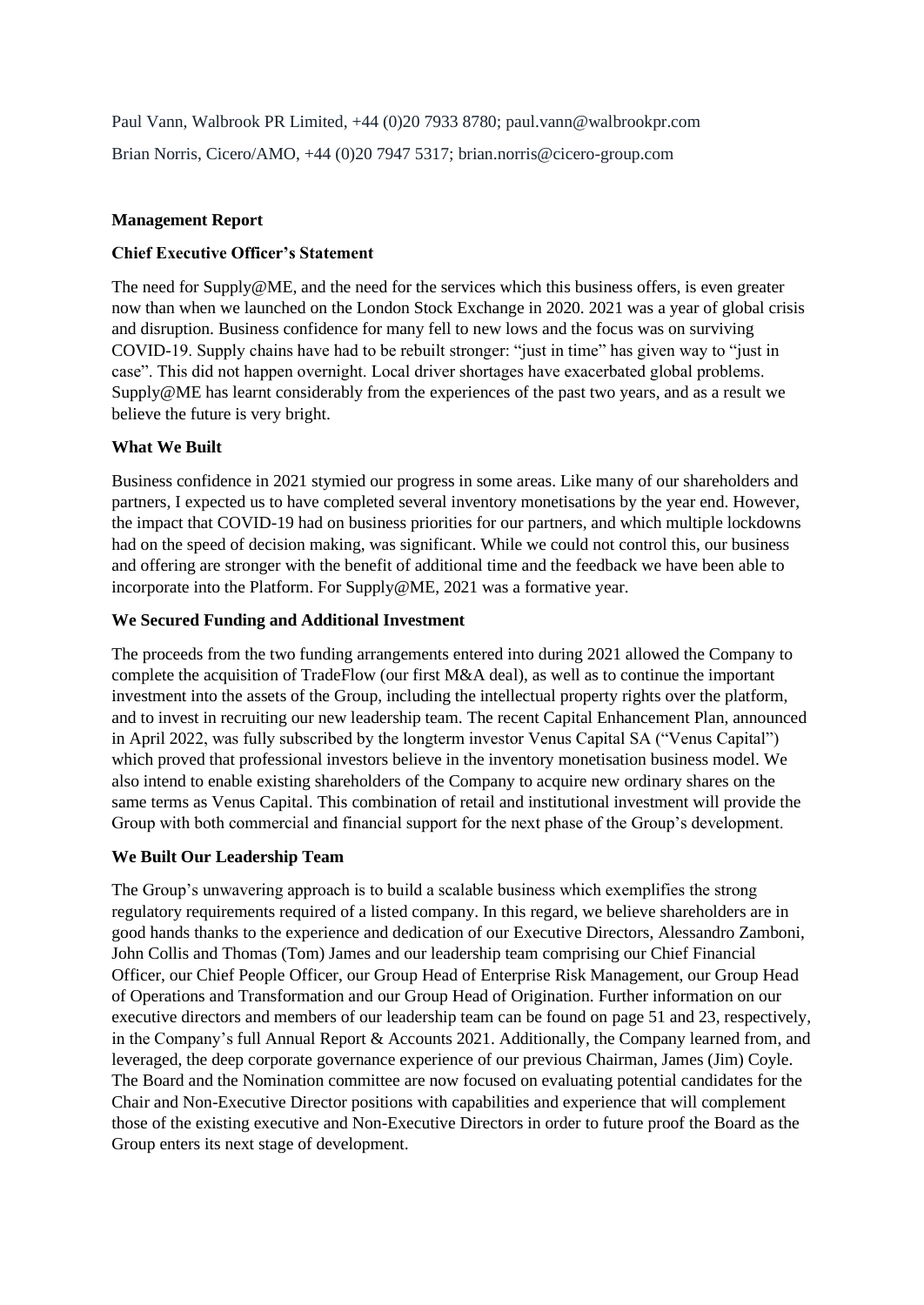Paul Vann, Walbrook PR Limited, +44 (0)20 7933 8780; paul.vann@walbrookpr.com

Brian Norris, Cicero/AMO, +44 (0)20 7947 5317; brian.norris@cicero-group.com

**Management Report**

**Chief Executive Officer's Statement**

The need for Supply@ME, and the need for the services which this business offers, is even greater now than when we launched on the London Stock Exchange in 2020. 2021 was a year of global crisis and disruption. Business confidence for many fell to new lows and the focus was on surviving COVID-19. Supply chains have had to be rebuilt stronger: "just in time" has given way to "just in case". This did not happen overnight. Local driver shortages have exacerbated global problems. Supply@ME has learnt considerably from the experiences of the past two years, and as a result we believe the future is very bright.

**What We Built**

Business confidence in 2021 stymied our progress in some areas. Like many of our shareholders and partners, I expected us to have completed several inventory monetisations by the year end. However, the impact that COVID-19 had on business priorities for our partners, and which multiple lockdowns had on the speed of decision making, was significant. While we could not control this, our business and offering are stronger with the benefit of additional time and the feedback we have been able to incorporate into the Platform. For Supply@ME, 2021 was a formative year.

**We Secured Funding and Additional Investment**

The proceeds from the two funding arrangements entered into during 2021 allowed the Company to complete the acquisition of TradeFlow (our first M&A deal), as well as to continue the important investment into the assets of the Group, including the intellectual property rights over the platform, and to invest in recruiting our new leadership team. The recent Capital Enhancement Plan, announced in April 2022, was fully subscribed by the longterm investor Venus Capital SA ("Venus Capital") which proved that professional investors believe in the inventory monetisation business model. We also intend to enable existing shareholders of the Company to acquire new ordinary shares on the same terms as Venus Capital. This combination of retail and institutional investment will provide the Group with both commercial and financial support for the next phase of the Group's development.

**We Built Our Leadership Team**

The Group's unwavering approach is to build a scalable business which exemplifies the strong regulatory requirements required of a listed company. In this regard, we believe shareholders are in good hands thanks to the experience and dedication of our Executive Directors, Alessandro Zamboni, John Collis and Thomas (Tom) James and our leadership team comprising our Chief Financial Officer, our Chief People Officer, our Group Head of Enterprise Risk Management, our Group Head of Operations and Transformation and our Group Head of Origination. Further information on our executive directors and members of our leadership team can be found on page 51 and 23, respectively, in the Company's full Annual Report & Accounts 2021. Additionally, the Company learned from, and leveraged, the deep corporate governance experience of our previous Chairman, James (Jim) Coyle. The Board and the Nomination committee are now focused on evaluating potential candidates for the Chair and Non-Executive Director positions with capabilities and experience that will complement those of the existing executive and Non-Executive Directors in order to future proof the Board as the Group enters its next stage of development.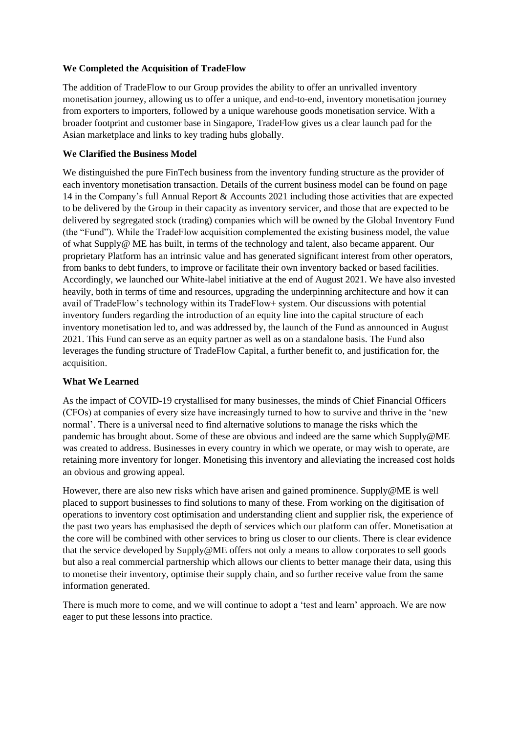### We Completed the Acquisition of TradeFlow

The addition of TradeFlow to our Group provides the ability to offer an unrivalled inventory monetisation journey, allowing us to offer a unique, and end-to-end, inventory monetisation journey from exporters to importers, followed by a unique warehouse goods monetisation service. With a broader footprint and customer base in Singapore, TradeFlow gives us a clear launch pad for the Asian marketplace and links to key trading hubs globally.

### We Clarified the Business Model

We distinguished the pure FinTech business from the inventory funding structure as the provider of each inventory monetisation transaction. Details of the current business model can be found on page 14 in the Company's full Annual Report & Accounts 2021 including those activities that are expected to be delivered by the Group in their capacity as inventory servicer, and those that are expected to be delivered by segregated stock (trading) companies which will be owned by the Global Inventory Fund (the "Fund"). While the TradeFlow acquisition complemented the existing business model, the value of what Supply@ ME has built, in terms of the technology and talent, also became apparent. Our proprietary Platform has an intrinsic value and has generated significant interest from other operators, from banks to debt funders, to improve or facilitate their own inventory backed or based facilities. Accordingly, we launched our White-label initiative at the end of August 2021. We have also invested heavily, both in terms of time and resources, upgrading the underpinning architecture and how it can avail of TradeFlow's technology within its TradeFlow+ system. Our discussions with potential inventory funders regarding the introduction of an equity line into the capital structure of each inventory monetisation led to, and was addressed by, the launch of the Fund as announced in August 2021. This Fund can serve as an equity partner as well as on a standalone basis. The Fund also leverages the funding structure of TradeFlow Capital, a further benefit to, and justification for, the acquisition.

### What We Learned

As the impact of COVID-19 crystallised for many businesses, the minds of Chief Financial Officers (CFOs) at companies of every size have increasingly turned to how to survive and thrive in the 'new normal'. There is a universal need to find alternative solutions to manage the risks which the pandemic has brought about. Some of these are obvious and indeed are the same which Supply@ME was created to address. Businesses in every country in which we operate, or may wish to operate, are retaining more inventory for longer. Monetising this inventory and alleviating the increased cost holds an obvious and growing appeal.

However, there are also new risks which have arisen and gained prominence. Supply@ME is well placed to support businesses to find solutions to many of these. From working on the digitisation of operations to inventory cost optimisation and understanding client and supplier risk, the experience of the past two years has emphasised the depth of services which our platform can offer. Monetisation at the core will be combined with other services to bring us closer to our clients. There is clear evidence that the service developed by Supply@ME offers not only a means to allow corporates to sell goods but also a real commercial partnership which allows our clients to better manage their data, using this to monetise their inventory, optimise their supply chain, and so further receive value from the same information generated.

There is much more to come, and we will continue to adopt a 'test and learn' approach. We are now eager to put these lessons into practice.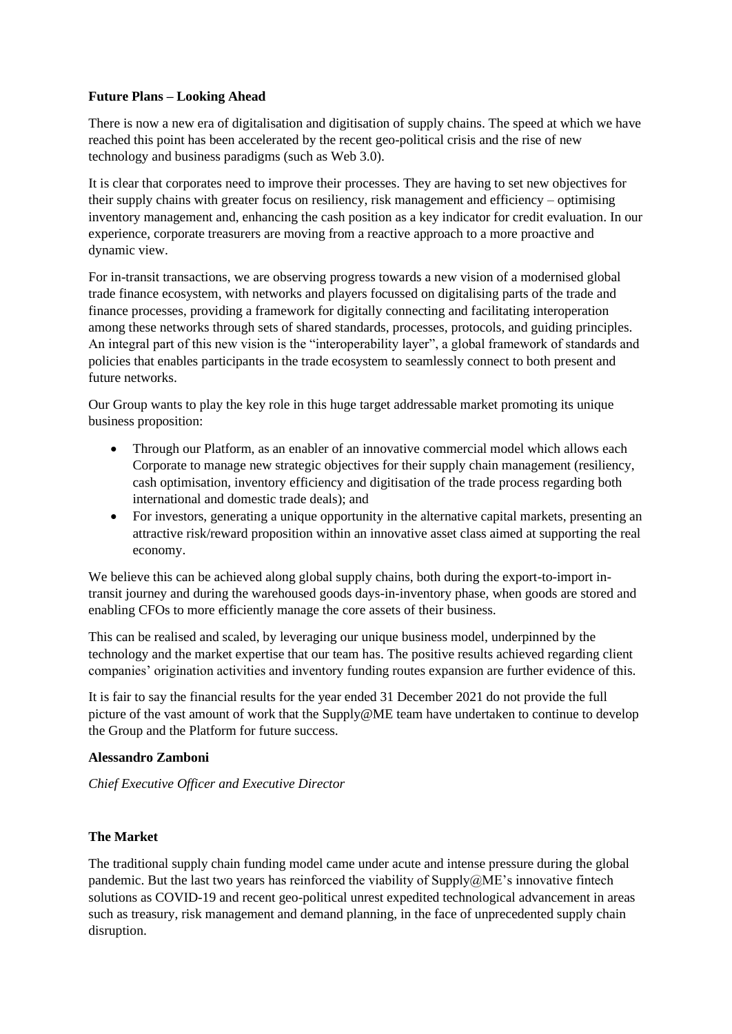**Future Plans – Looking Ahead**

There is now a new era of digitalisation and digitisation of supply chains. The speed at which we have reached this point has been accelerated by the recent geo-political crisis and the rise of new technology and business paradigms (such as Web 3.0).

It is clear that corporates need to improve their processes. They are having to set new objectives for their supply chains with greater focus on resiliency, risk management and efficiency – optimising inventory management and, enhancing the cash position as a key indicator for credit evaluation. In our experience, corporate treasurers are moving from a reactive approach to a more proactive and dynamic view.

For in-transit transactions, we are observing progress towards a new vision of a modernised global trade finance ecosystem, with networks and players focussed on digitalising parts of the trade and finance processes, providing a framework for digitally connecting and facilitating interoperation among these networks through sets of shared standards, processes, protocols, and guiding principles. An integral part of this new vision is the "interoperability layer", a global framework of standards and policies that enables participants in the trade ecosystem to seamlessly connect to both present and future networks.

Our Group wants to play the key role in this huge target addressable market promoting its unique business proposition:

- Through our Platform, as an enabler of an innovative commercial model which allows each Corporate to manage new strategic objectives for their supply chain management (resiliency, cash optimisation, inventory efficiency and digitisation of the trade process regarding both international and domestic trade deals); and
- For investors, generating a unique opportunity in the alternative capital markets, presenting an attractive risk/reward proposition within an innovative asset class aimed at supporting the real economy.

We believe this can be achieved along global supply chains, both during the export-to-import in-transit journey and during the warehoused goods days-in-inventory phase, when goods are stored and enabling CFOs to more efficiently manage the core assets of their business.

This can be realised and scaled, by leveraging our unique business model, underpinned by the technology and the market expertise that our team has. The positive results achieved regarding client companies' origination activities and inventory funding routes expansion are further evidence of this.

It is fair to say the financial results for the year ended 31 December 2021 do not provide the full picture of the vast amount of work that the Supply@ME team have undertaken to continue to develop the Group and the Platform for future success.

**Alessandro Zamboni**

*Chief Executive Officer and Executive Director*

**The Market**

The traditional supply chain funding model came under acute and intense pressure during the global pandemic. But the last two years has reinforced the viability of Supply@ME's innovative fintech solutions as COVID-19 and recent geo-political unrest expedited technological advancement in areas such as treasury, risk management and demand planning, in the face of unprecedented supply chain disruption.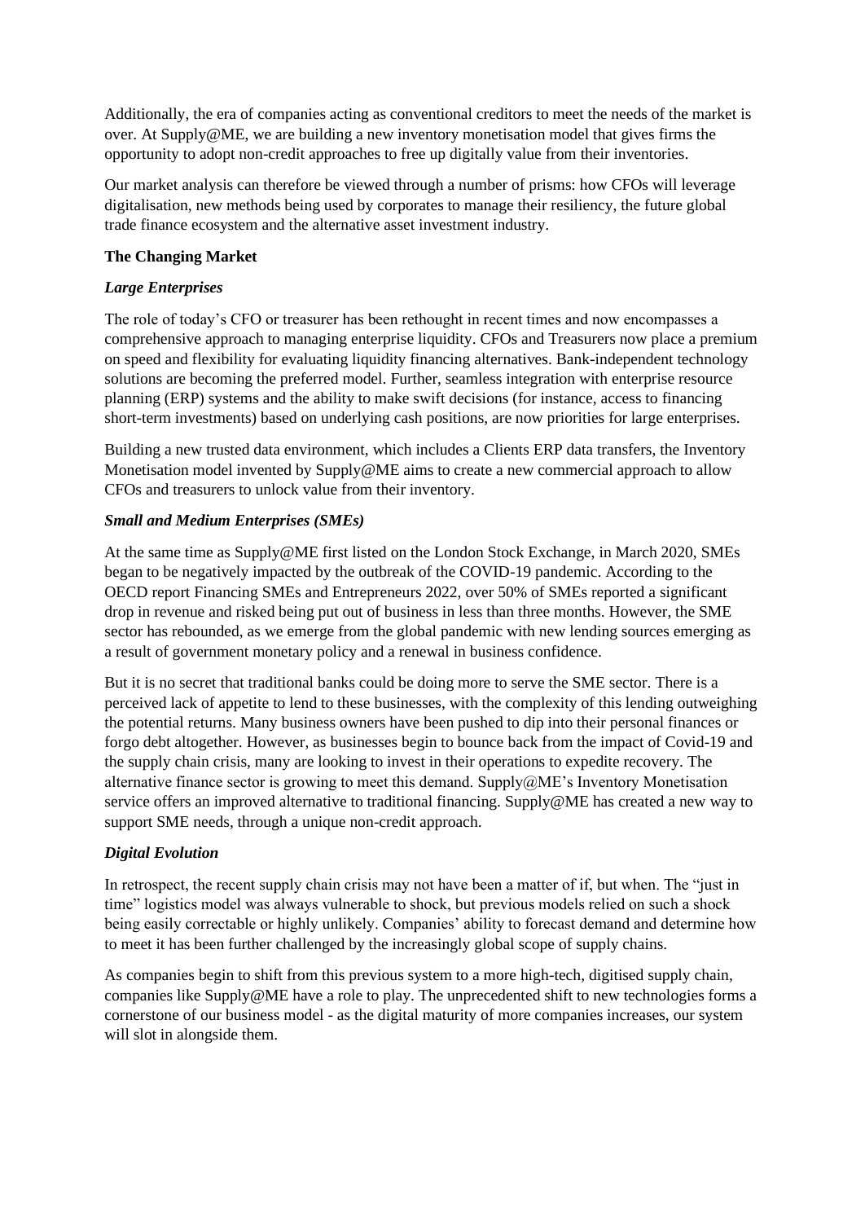Additionally, the era of companies acting as conventional creditors to meet the needs of the market is over. At Supply@ME, we are building a new inventory monetisation model that gives firms the opportunity to adopt non-credit approaches to free up digitally value from their inventories.

Our market analysis can therefore be viewed through a number of prisms: how CFOs will leverage digitalisation, new methods being used by corporates to manage their resiliency, the future global trade finance ecosystem and the alternative asset investment industry.

**The Changing Market**

***Large Enterprises***

The role of today's CFO or treasurer has been rethought in recent times and now encompasses a comprehensive approach to managing enterprise liquidity. CFOs and Treasurers now place a premium on speed and flexibility for evaluating liquidity financing alternatives. Bank-independent technology solutions are becoming the preferred model. Further, seamless integration with enterprise resource planning (ERP) systems and the ability to make swift decisions (for instance, access to financing short-term investments) based on underlying cash positions, are now priorities for large enterprises.

Building a new trusted data environment, which includes a Clients ERP data transfers, the Inventory Monetisation model invented by Supply@ME aims to create a new commercial approach to allow CFOs and treasurers to unlock value from their inventory.

***Small and Medium Enterprises (SMEs)***

At the same time as Supply@ME first listed on the London Stock Exchange, in March 2020, SMEs began to be negatively impacted by the outbreak of the COVID-19 pandemic. According to the OECD report Financing SMEs and Entrepreneurs 2022, over 50% of SMEs reported a significant drop in revenue and risked being put out of business in less than three months. However, the SME sector has rebounded, as we emerge from the global pandemic with new lending sources emerging as a result of government monetary policy and a renewal in business confidence.

But it is no secret that traditional banks could be doing more to serve the SME sector. There is a perceived lack of appetite to lend to these businesses, with the complexity of this lending outweighing the potential returns. Many business owners have been pushed to dip into their personal finances or forgo debt altogether. However, as businesses begin to bounce back from the impact of Covid-19 and the supply chain crisis, many are looking to invest in their operations to expedite recovery. The alternative finance sector is growing to meet this demand. Supply@ME's Inventory Monetisation service offers an improved alternative to traditional financing. Supply@ME has created a new way to support SME needs, through a unique non-credit approach.

***Digital Evolution***

In retrospect, the recent supply chain crisis may not have been a matter of if, but when. The "just in time" logistics model was always vulnerable to shock, but previous models relied on such a shock being easily correctable or highly unlikely. Companies' ability to forecast demand and determine how to meet it has been further challenged by the increasingly global scope of supply chains.

As companies begin to shift from this previous system to a more high-tech, digitised supply chain, companies like Supply@ME have a role to play. The unprecedented shift to new technologies forms a cornerstone of our business model - as the digital maturity of more companies increases, our system will slot in alongside them.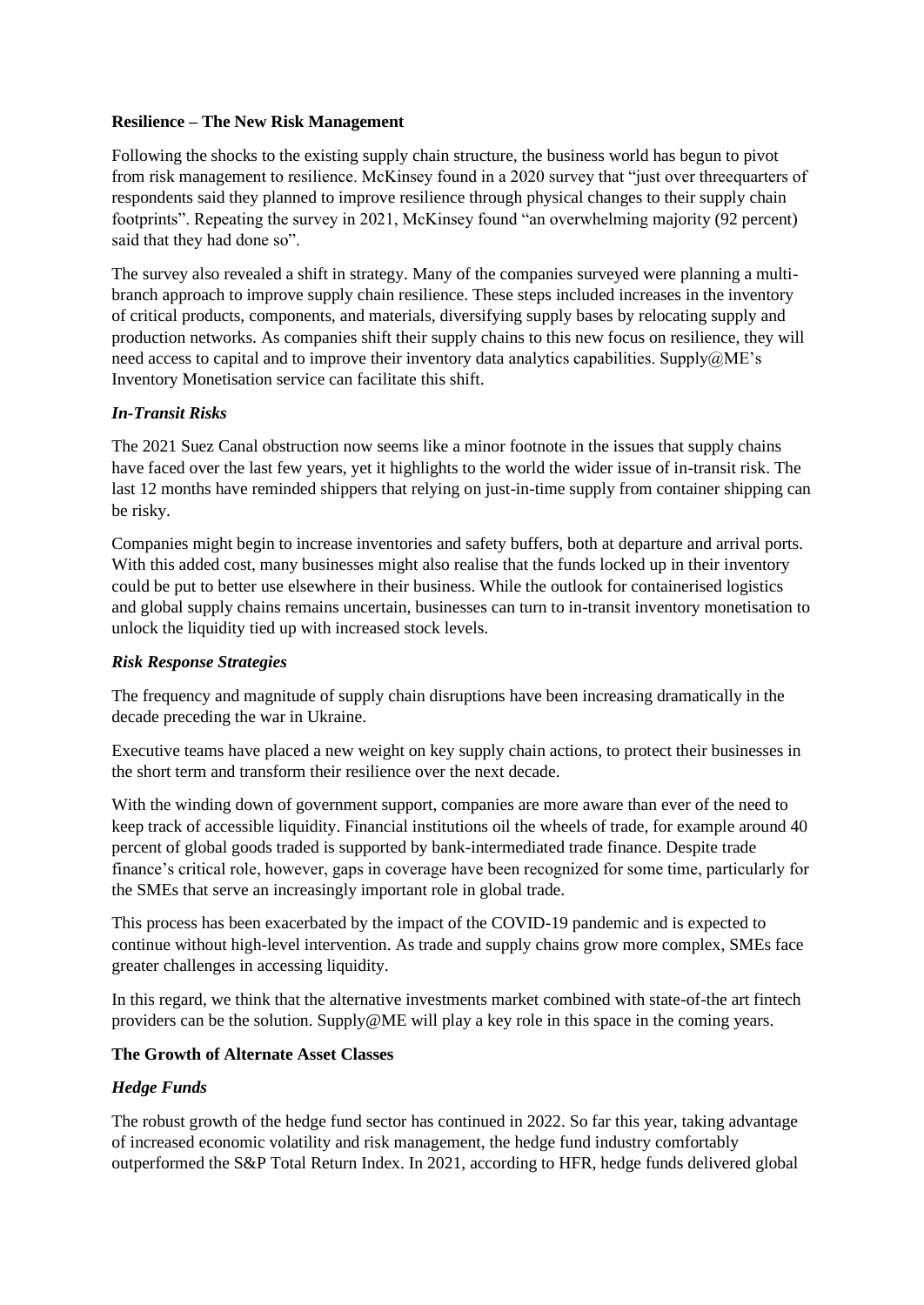**Resilience – The New Risk Management**

Following the shocks to the existing supply chain structure, the business world has begun to pivot from risk management to resilience. McKinsey found in a 2020 survey that "just over threequarters of respondents said they planned to improve resilience through physical changes to their supply chain footprints". Repeating the survey in 2021, McKinsey found "an overwhelming majority (92 percent) said that they had done so".

The survey also revealed a shift in strategy. Many of the companies surveyed were planning a multi-branch approach to improve supply chain resilience. These steps included increases in the inventory of critical products, components, and materials, diversifying supply bases by relocating supply and production networks. As companies shift their supply chains to this new focus on resilience, they will need access to capital and to improve their inventory data analytics capabilities. Supply@ME's Inventory Monetisation service can facilitate this shift.

***In-Transit Risks***

The 2021 Suez Canal obstruction now seems like a minor footnote in the issues that supply chains have faced over the last few years, yet it highlights to the world the wider issue of in-transit risk. The last 12 months have reminded shippers that relying on just-in-time supply from container shipping can be risky.

Companies might begin to increase inventories and safety buffers, both at departure and arrival ports. With this added cost, many businesses might also realise that the funds locked up in their inventory could be put to better use elsewhere in their business. While the outlook for containerised logistics and global supply chains remains uncertain, businesses can turn to in-transit inventory monetisation to unlock the liquidity tied up with increased stock levels.

***Risk Response Strategies***

The frequency and magnitude of supply chain disruptions have been increasing dramatically in the decade preceding the war in Ukraine.

Executive teams have placed a new weight on key supply chain actions, to protect their businesses in the short term and transform their resilience over the next decade.

With the winding down of government support, companies are more aware than ever of the need to keep track of accessible liquidity. Financial institutions oil the wheels of trade, for example around 40 percent of global goods traded is supported by bank-intermediated trade finance. Despite trade finance's critical role, however, gaps in coverage have been recognized for some time, particularly for the SMEs that serve an increasingly important role in global trade.

This process has been exacerbated by the impact of the COVID-19 pandemic and is expected to continue without high-level intervention. As trade and supply chains grow more complex, SMEs face greater challenges in accessing liquidity.

In this regard, we think that the alternative investments market combined with state-of-the art fintech providers can be the solution. Supply@ME will play a key role in this space in the coming years.

**The Growth of Alternate Asset Classes**

***Hedge Funds***

The robust growth of the hedge fund sector has continued in 2022. So far this year, taking advantage of increased economic volatility and risk management, the hedge fund industry comfortably outperformed the S&P Total Return Index. In 2021, according to HFR, hedge funds delivered global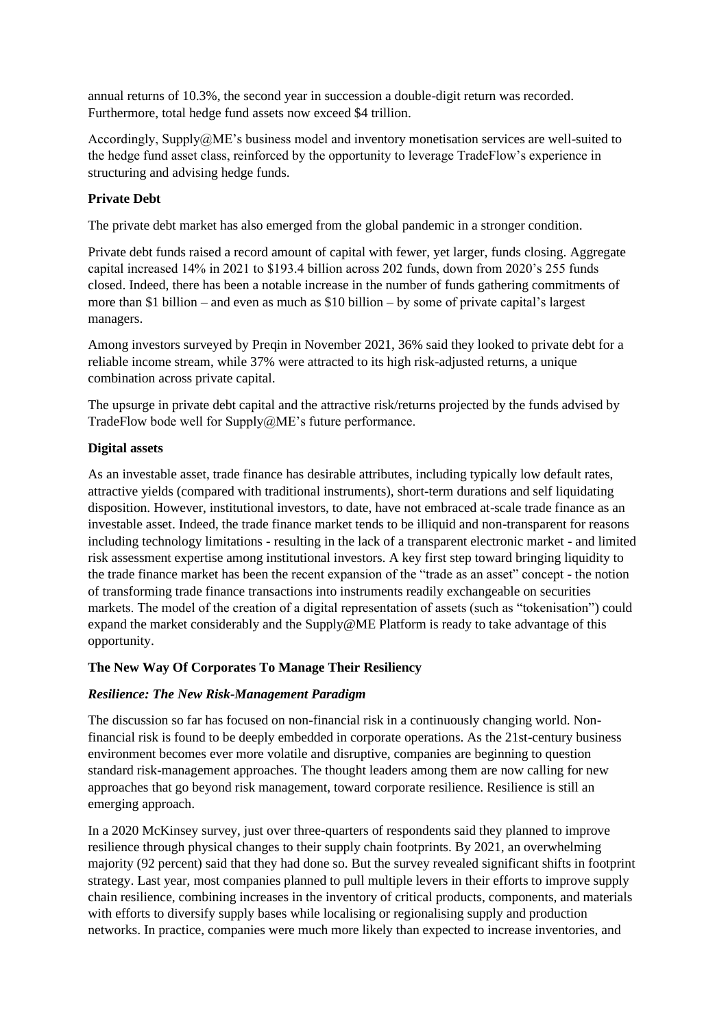annual returns of 10.3%, the second year in succession a double-digit return was recorded. Furthermore, total hedge fund assets now exceed $4 trillion.

Accordingly, Supply@ME's business model and inventory monetisation services are well-suited to the hedge fund asset class, reinforced by the opportunity to leverage TradeFlow's experience in structuring and advising hedge funds.

**Private Debt**

The private debt market has also emerged from the global pandemic in a stronger condition.

Private debt funds raised a record amount of capital with fewer, yet larger, funds closing. Aggregate capital increased 14% in 2021 to $193.4 billion across 202 funds, down from 2020's 255 funds closed. Indeed, there has been a notable increase in the number of funds gathering commitments of more than $1 billion – and even as much as $10 billion – by some of private capital's largest managers.

Among investors surveyed by Preqin in November 2021, 36% said they looked to private debt for a reliable income stream, while 37% were attracted to its high risk-adjusted returns, a unique combination across private capital.

The upsurge in private debt capital and the attractive risk/returns projected by the funds advised by TradeFlow bode well for Supply@ME's future performance.

**Digital assets**

As an investable asset, trade finance has desirable attributes, including typically low default rates, attractive yields (compared with traditional instruments), short-term durations and self liquidating disposition. However, institutional investors, to date, have not embraced at-scale trade finance as an investable asset. Indeed, the trade finance market tends to be illiquid and non-transparent for reasons including technology limitations - resulting in the lack of a transparent electronic market - and limited risk assessment expertise among institutional investors. A key first step toward bringing liquidity to the trade finance market has been the recent expansion of the "trade as an asset" concept - the notion of transforming trade finance transactions into instruments readily exchangeable on securities markets. The model of the creation of a digital representation of assets (such as "tokenisation") could expand the market considerably and the Supply@ME Platform is ready to take advantage of this opportunity.

**The New Way Of Corporates To Manage Their Resiliency**

***Resilience: The New Risk-Management Paradigm***

The discussion so far has focused on non-financial risk in a continuously changing world. Non-financial risk is found to be deeply embedded in corporate operations. As the 21st-century business environment becomes ever more volatile and disruptive, companies are beginning to question standard risk-management approaches. The thought leaders among them are now calling for new approaches that go beyond risk management, toward corporate resilience. Resilience is still an emerging approach.

In a 2020 McKinsey survey, just over three-quarters of respondents said they planned to improve resilience through physical changes to their supply chain footprints. By 2021, an overwhelming majority (92 percent) said that they had done so. But the survey revealed significant shifts in footprint strategy. Last year, most companies planned to pull multiple levers in their efforts to improve supply chain resilience, combining increases in the inventory of critical products, components, and materials with efforts to diversify supply bases while localising or regionalising supply and production networks. In practice, companies were much more likely than expected to increase inventories, and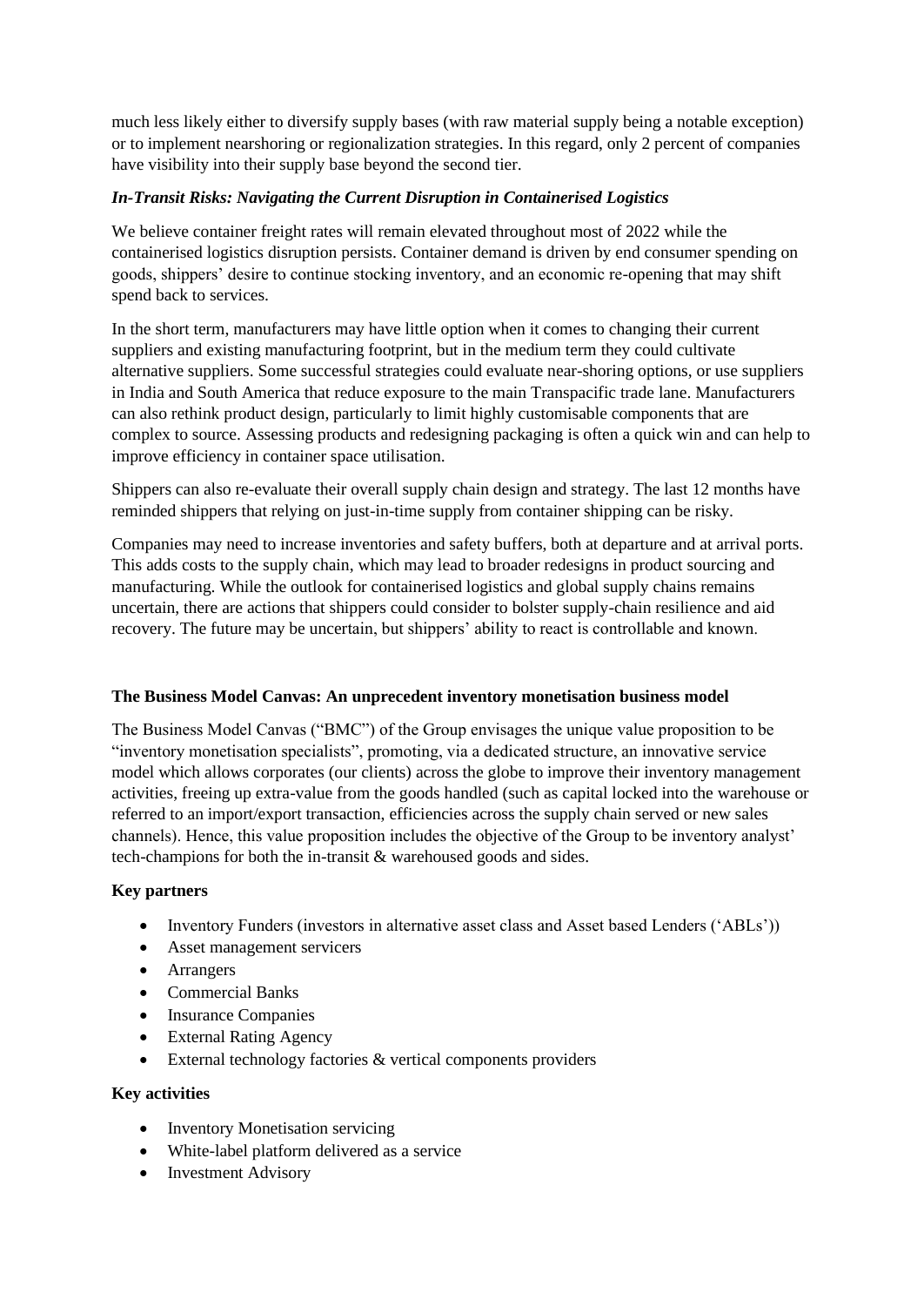much less likely either to diversify supply bases (with raw material supply being a notable exception) or to implement nearshoring or regionalization strategies. In this regard, only 2 percent of companies have visibility into their supply base beyond the second tier.

### *In-Transit Risks: Navigating the Current Disruption in Containerised Logistics*

We believe container freight rates will remain elevated throughout most of 2022 while the containerised logistics disruption persists. Container demand is driven by end consumer spending on goods, shippers' desire to continue stocking inventory, and an economic re-opening that may shift spend back to services.

In the short term, manufacturers may have little option when it comes to changing their current suppliers and existing manufacturing footprint, but in the medium term they could cultivate alternative suppliers. Some successful strategies could evaluate near-shoring options, or use suppliers in India and South America that reduce exposure to the main Transpacific trade lane. Manufacturers can also rethink product design, particularly to limit highly customisable components that are complex to source. Assessing products and redesigning packaging is often a quick win and can help to improve efficiency in container space utilisation.

Shippers can also re-evaluate their overall supply chain design and strategy. The last 12 months have reminded shippers that relying on just-in-time supply from container shipping can be risky.

Companies may need to increase inventories and safety buffers, both at departure and at arrival ports. This adds costs to the supply chain, which may lead to broader redesigns in product sourcing and manufacturing. While the outlook for containerised logistics and global supply chains remains uncertain, there are actions that shippers could consider to bolster supply-chain resilience and aid recovery. The future may be uncertain, but shippers' ability to react is controllable and known.

## The Business Model Canvas: An unprecedent inventory monetisation business model

The Business Model Canvas ("BMC") of the Group envisages the unique value proposition to be "inventory monetisation specialists", promoting, via a dedicated structure, an innovative service model which allows corporates (our clients) across the globe to improve their inventory management activities, freeing up extra-value from the goods handled (such as capital locked into the warehouse or referred to an import/export transaction, efficiencies across the supply chain served or new sales channels). Hence, this value proposition includes the objective of the Group to be inventory analyst' tech-champions for both the in-transit & warehoused goods and sides.

### Key partners

- Inventory Funders (investors in alternative asset class and Asset based Lenders ('ABLs'))
- Asset management servicers
- Arrangers
- Commercial Banks
- Insurance Companies
- External Rating Agency
- External technology factories & vertical components providers

### Key activities

- Inventory Monetisation servicing
- White-label platform delivered as a service
- Investment Advisory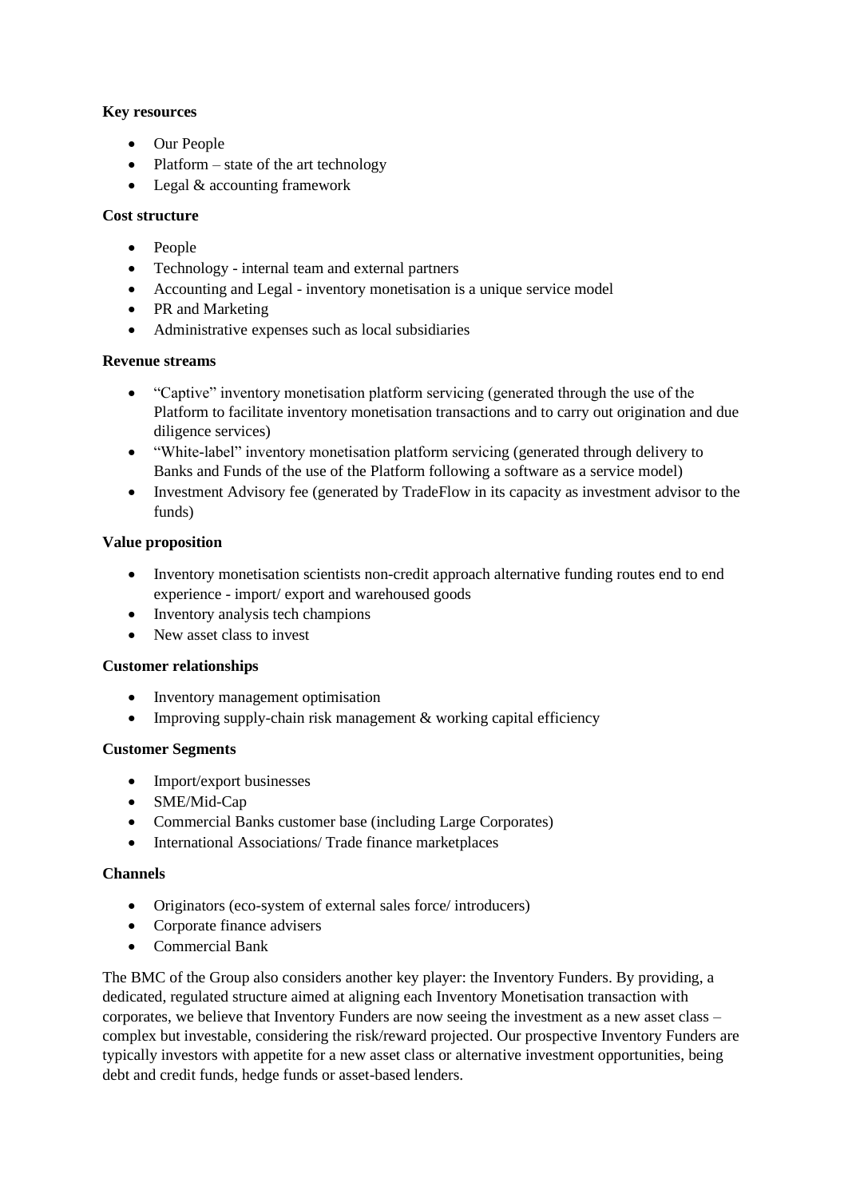**Key resources**

- Our People
- Platform – state of the art technology
- Legal & accounting framework

**Cost structure**

- People
- Technology - internal team and external partners
- Accounting and Legal - inventory monetisation is a unique service model
- PR and Marketing
- Administrative expenses such as local subsidiaries

**Revenue streams**

- "Captive" inventory monetisation platform servicing (generated through the use of the Platform to facilitate inventory monetisation transactions and to carry out origination and due diligence services)
- "White-label" inventory monetisation platform servicing (generated through delivery to Banks and Funds of the use of the Platform following a software as a service model)
- Investment Advisory fee (generated by TradeFlow in its capacity as investment advisor to the funds)

**Value proposition**

- Inventory monetisation scientists non-credit approach alternative funding routes end to end experience - import/ export and warehoused goods
- Inventory analysis tech champions
- New asset class to invest

**Customer relationships**

- Inventory management optimisation
- Improving supply-chain risk management & working capital efficiency

**Customer Segments**

- Import/export businesses
- SME/Mid-Cap
- Commercial Banks customer base (including Large Corporates)
- International Associations/ Trade finance marketplaces

**Channels**

- Originators (eco-system of external sales force/ introducers)
- Corporate finance advisers
- Commercial Bank

The BMC of the Group also considers another key player: the Inventory Funders. By providing, a dedicated, regulated structure aimed at aligning each Inventory Monetisation transaction with corporates, we believe that Inventory Funders are now seeing the investment as a new asset class – complex but investable, considering the risk/reward projected. Our prospective Inventory Funders are typically investors with appetite for a new asset class or alternative investment opportunities, being debt and credit funds, hedge funds or asset-based lenders.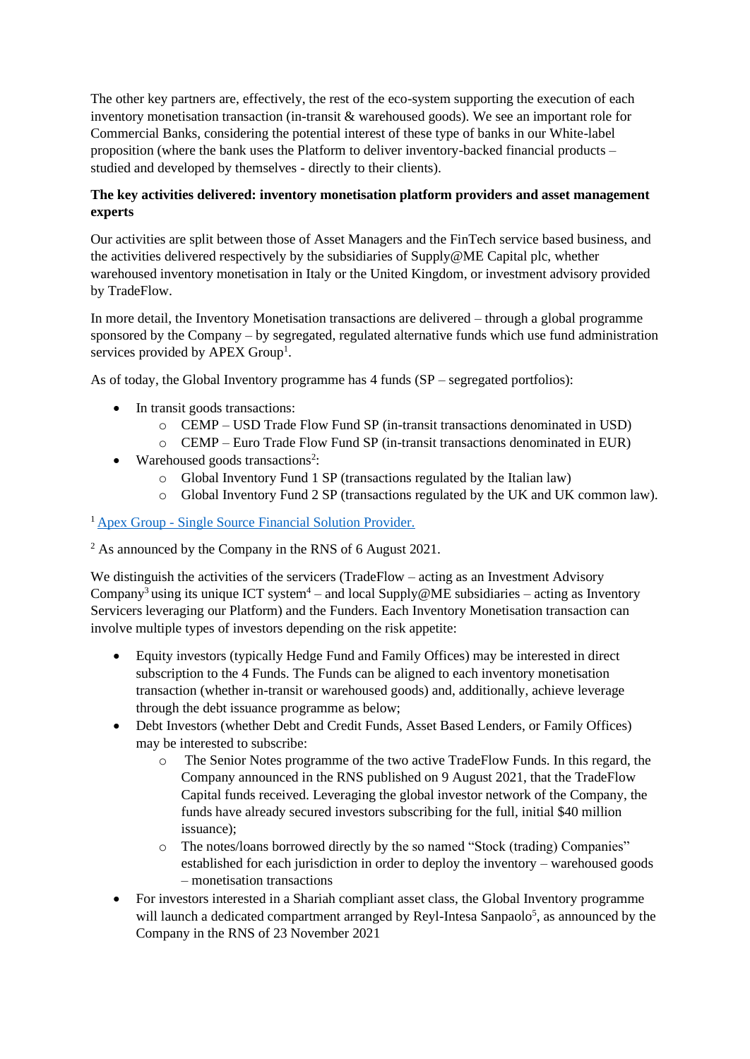The other key partners are, effectively, the rest of the eco-system supporting the execution of each inventory monetisation transaction (in-transit & warehoused goods). We see an important role for Commercial Banks, considering the potential interest of these type of banks in our White-label proposition (where the bank uses the Platform to deliver inventory-backed financial products – studied and developed by themselves - directly to their clients).

**The key activities delivered: inventory monetisation platform providers and asset management experts**

Our activities are split between those of Asset Managers and the FinTech service based business, and the activities delivered respectively by the subsidiaries of Supply@ME Capital plc, whether warehoused inventory monetisation in Italy or the United Kingdom, or investment advisory provided by TradeFlow.

In more detail, the Inventory Monetisation transactions are delivered – through a global programme sponsored by the Company – by segregated, regulated alternative funds which use fund administration services provided by APEX Group[1].

As of today, the Global Inventory programme has 4 funds (SP – segregated portfolios):

- In transit goods transactions:
  - CEMP – USD Trade Flow Fund SP (in-transit transactions denominated in USD)
  - CEMP – Euro Trade Flow Fund SP (in-transit transactions denominated in EUR)
- Warehoused goods transactions[2]:
  - Global Inventory Fund 1 SP (transactions regulated by the Italian law)
  - Global Inventory Fund 2 SP (transactions regulated by the UK and UK common law).

[1] Apex Group - Single Source Financial Solution Provider.

[2] As announced by the Company in the RNS of 6 August 2021.

We distinguish the activities of the servicers (TradeFlow – acting as an Investment Advisory Company[3] using its unique ICT system[4] – and local Supply@ME subsidiaries – acting as Inventory Servicers leveraging our Platform) and the Funders. Each Inventory Monetisation transaction can involve multiple types of investors depending on the risk appetite:

- Equity investors (typically Hedge Fund and Family Offices) may be interested in direct subscription to the 4 Funds. The Funds can be aligned to each inventory monetisation transaction (whether in-transit or warehoused goods) and, additionally, achieve leverage through the debt issuance programme as below;
- Debt Investors (whether Debt and Credit Funds, Asset Based Lenders, or Family Offices) may be interested to subscribe:
  - The Senior Notes programme of the two active TradeFlow Funds. In this regard, the Company announced in the RNS published on 9 August 2021, that the TradeFlow Capital funds received. Leveraging the global investor network of the Company, the funds have already secured investors subscribing for the full, initial $40 million issuance);
  - The notes/loans borrowed directly by the so named "Stock (trading) Companies" established for each jurisdiction in order to deploy the inventory – warehoused goods – monetisation transactions
- For investors interested in a Shariah compliant asset class, the Global Inventory programme will launch a dedicated compartment arranged by Reyl-Intesa Sanpaolo[5], as announced by the Company in the RNS of 23 November 2021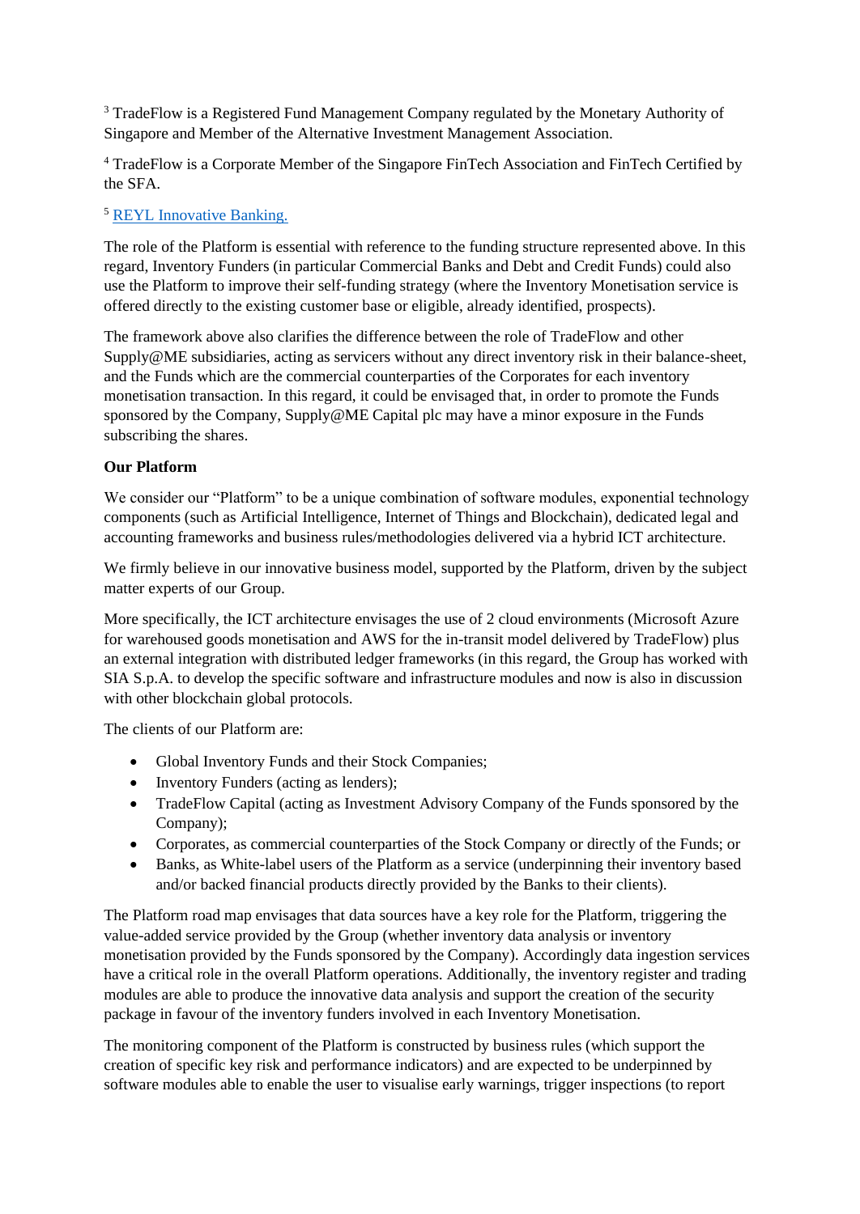[3] TradeFlow is a Registered Fund Management Company regulated by the Monetary Authority of Singapore and Member of the Alternative Investment Management Association.

[4] TradeFlow is a Corporate Member of the Singapore FinTech Association and FinTech Certified by the SFA.

[5] REYL Innovative Banking.

The role of the Platform is essential with reference to the funding structure represented above. In this regard, Inventory Funders (in particular Commercial Banks and Debt and Credit Funds) could also use the Platform to improve their self-funding strategy (where the Inventory Monetisation service is offered directly to the existing customer base or eligible, already identified, prospects).

The framework above also clarifies the difference between the role of TradeFlow and other Supply@ME subsidiaries, acting as servicers without any direct inventory risk in their balance-sheet, and the Funds which are the commercial counterparties of the Corporates for each inventory monetisation transaction. In this regard, it could be envisaged that, in order to promote the Funds sponsored by the Company, Supply@ME Capital plc may have a minor exposure in the Funds subscribing the shares.

**Our Platform**

We consider our "Platform" to be a unique combination of software modules, exponential technology components (such as Artificial Intelligence, Internet of Things and Blockchain), dedicated legal and accounting frameworks and business rules/methodologies delivered via a hybrid ICT architecture.

We firmly believe in our innovative business model, supported by the Platform, driven by the subject matter experts of our Group.

More specifically, the ICT architecture envisages the use of 2 cloud environments (Microsoft Azure for warehoused goods monetisation and AWS for the in-transit model delivered by TradeFlow) plus an external integration with distributed ledger frameworks (in this regard, the Group has worked with SIA S.p.A. to develop the specific software and infrastructure modules and now is also in discussion with other blockchain global protocols.

The clients of our Platform are:

- Global Inventory Funds and their Stock Companies;
- Inventory Funders (acting as lenders);
- TradeFlow Capital (acting as Investment Advisory Company of the Funds sponsored by the Company);
- Corporates, as commercial counterparties of the Stock Company or directly of the Funds; or
- Banks, as White-label users of the Platform as a service (underpinning their inventory based and/or backed financial products directly provided by the Banks to their clients).

The Platform road map envisages that data sources have a key role for the Platform, triggering the value-added service provided by the Group (whether inventory data analysis or inventory monetisation provided by the Funds sponsored by the Company). Accordingly data ingestion services have a critical role in the overall Platform operations. Additionally, the inventory register and trading modules are able to produce the innovative data analysis and support the creation of the security package in favour of the inventory funders involved in each Inventory Monetisation.

The monitoring component of the Platform is constructed by business rules (which support the creation of specific key risk and performance indicators) and are expected to be underpinned by software modules able to enable the user to visualise early warnings, trigger inspections (to report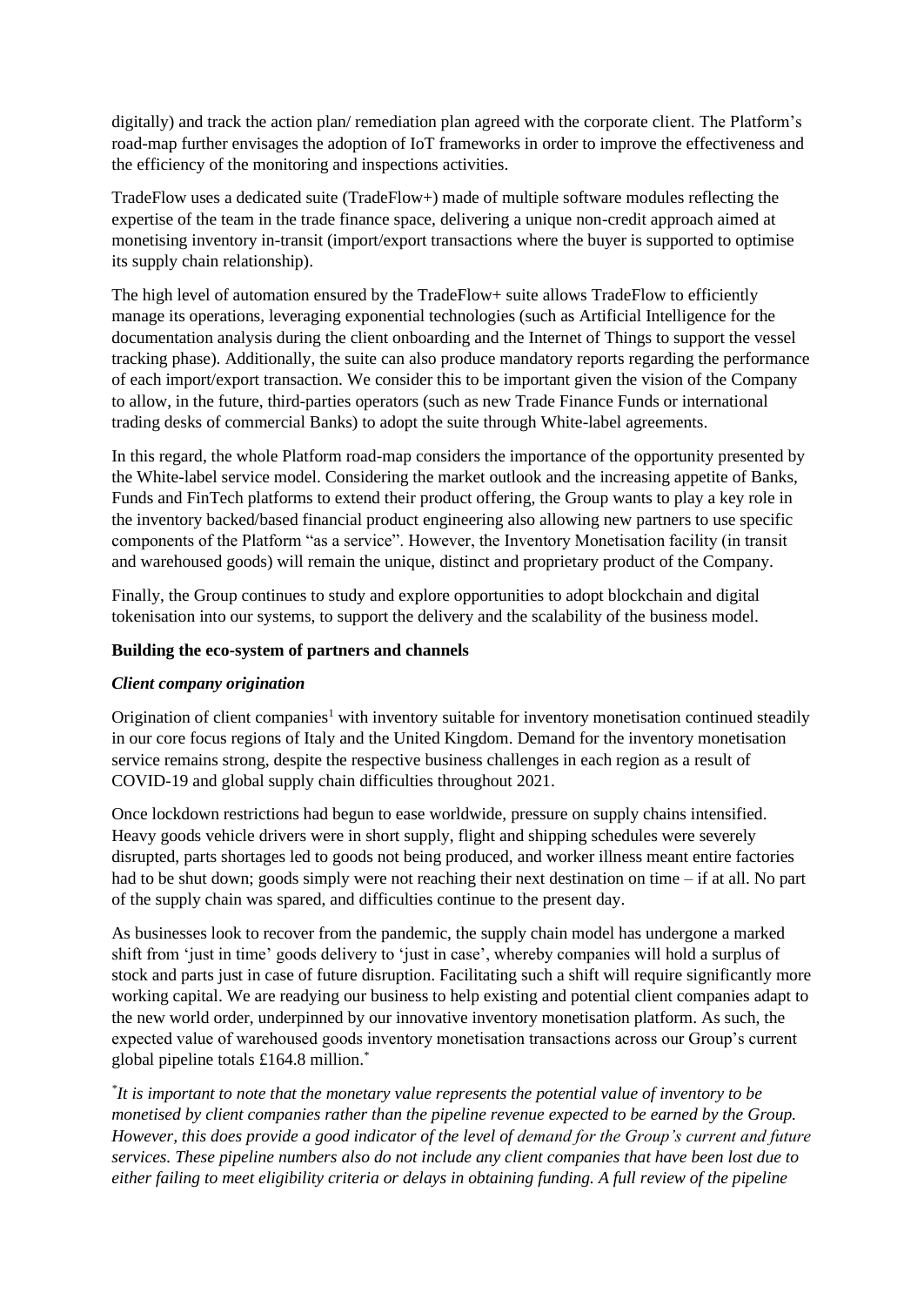digitally) and track the action plan/ remediation plan agreed with the corporate client. The Platform's road-map further envisages the adoption of IoT frameworks in order to improve the effectiveness and the efficiency of the monitoring and inspections activities.

TradeFlow uses a dedicated suite (TradeFlow+) made of multiple software modules reflecting the expertise of the team in the trade finance space, delivering a unique non-credit approach aimed at monetising inventory in-transit (import/export transactions where the buyer is supported to optimise its supply chain relationship).

The high level of automation ensured by the TradeFlow+ suite allows TradeFlow to efficiently manage its operations, leveraging exponential technologies (such as Artificial Intelligence for the documentation analysis during the client onboarding and the Internet of Things to support the vessel tracking phase). Additionally, the suite can also produce mandatory reports regarding the performance of each import/export transaction. We consider this to be important given the vision of the Company to allow, in the future, third-parties operators (such as new Trade Finance Funds or international trading desks of commercial Banks) to adopt the suite through White-label agreements.

In this regard, the whole Platform road-map considers the importance of the opportunity presented by the White-label service model. Considering the market outlook and the increasing appetite of Banks, Funds and FinTech platforms to extend their product offering, the Group wants to play a key role in the inventory backed/based financial product engineering also allowing new partners to use specific components of the Platform "as a service". However, the Inventory Monetisation facility (in transit and warehoused goods) will remain the unique, distinct and proprietary product of the Company.

Finally, the Group continues to study and explore opportunities to adopt blockchain and digital tokenisation into our systems, to support the delivery and the scalability of the business model.

**Building the eco-system of partners and channels**

***Client company origination***

Origination of client companies[1] with inventory suitable for inventory monetisation continued steadily in our core focus regions of Italy and the United Kingdom. Demand for the inventory monetisation service remains strong, despite the respective business challenges in each region as a result of COVID-19 and global supply chain difficulties throughout 2021.

Once lockdown restrictions had begun to ease worldwide, pressure on supply chains intensified. Heavy goods vehicle drivers were in short supply, flight and shipping schedules were severely disrupted, parts shortages led to goods not being produced, and worker illness meant entire factories had to be shut down; goods simply were not reaching their next destination on time – if at all. No part of the supply chain was spared, and difficulties continue to the present day.

As businesses look to recover from the pandemic, the supply chain model has undergone a marked shift from 'just in time' goods delivery to 'just in case', whereby companies will hold a surplus of stock and parts just in case of future disruption. Facilitating such a shift will require significantly more working capital. We are readying our business to help existing and potential client companies adapt to the new world order, underpinned by our innovative inventory monetisation platform. As such, the expected value of warehoused goods inventory monetisation transactions across our Group's current global pipeline totals £164.8 million.*

**It is important to note that the monetary value represents the potential value of inventory to be monetised by client companies rather than the pipeline revenue expected to be earned by the Group. However, this does provide a good indicator of the level of demand for the Group's current and future services. These pipeline numbers also do not include any client companies that have been lost due to either failing to meet eligibility criteria or delays in obtaining funding. A full review of the pipeline*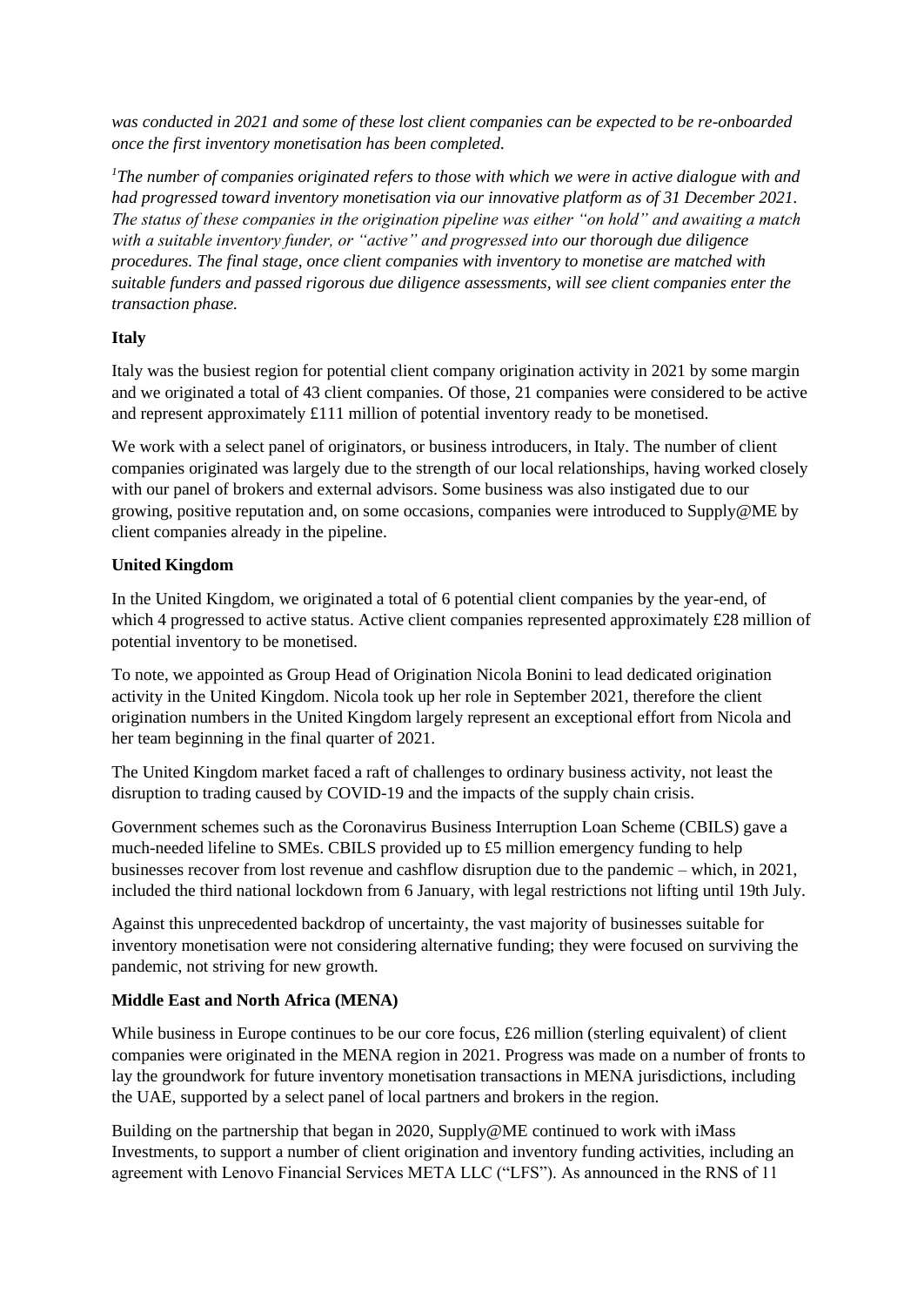*was conducted in 2021 and some of these lost client companies can be expected to be re-onboarded once the first inventory monetisation has been completed.*

*[1]The number of companies originated refers to those with which we were in active dialogue with and had progressed toward inventory monetisation via our innovative platform as of 31 December 2021. The status of these companies in the origination pipeline was either "on hold" and awaiting a match with a suitable inventory funder, or "active" and progressed into our thorough due diligence procedures. The final stage, once client companies with inventory to monetise are matched with suitable funders and passed rigorous due diligence assessments, will see client companies enter the transaction phase.*

**Italy**

Italy was the busiest region for potential client company origination activity in 2021 by some margin and we originated a total of 43 client companies. Of those, 21 companies were considered to be active and represent approximately £111 million of potential inventory ready to be monetised.

We work with a select panel of originators, or business introducers, in Italy. The number of client companies originated was largely due to the strength of our local relationships, having worked closely with our panel of brokers and external advisors. Some business was also instigated due to our growing, positive reputation and, on some occasions, companies were introduced to Supply@ME by client companies already in the pipeline.

**United Kingdom**

In the United Kingdom, we originated a total of 6 potential client companies by the year-end, of which 4 progressed to active status. Active client companies represented approximately £28 million of potential inventory to be monetised.

To note, we appointed as Group Head of Origination Nicola Bonini to lead dedicated origination activity in the United Kingdom. Nicola took up her role in September 2021, therefore the client origination numbers in the United Kingdom largely represent an exceptional effort from Nicola and her team beginning in the final quarter of 2021.

The United Kingdom market faced a raft of challenges to ordinary business activity, not least the disruption to trading caused by COVID-19 and the impacts of the supply chain crisis.

Government schemes such as the Coronavirus Business Interruption Loan Scheme (CBILS) gave a much-needed lifeline to SMEs. CBILS provided up to £5 million emergency funding to help businesses recover from lost revenue and cashflow disruption due to the pandemic – which, in 2021, included the third national lockdown from 6 January, with legal restrictions not lifting until 19th July.

Against this unprecedented backdrop of uncertainty, the vast majority of businesses suitable for inventory monetisation were not considering alternative funding; they were focused on surviving the pandemic, not striving for new growth.

**Middle East and North Africa (MENA)**

While business in Europe continues to be our core focus, £26 million (sterling equivalent) of client companies were originated in the MENA region in 2021. Progress was made on a number of fronts to lay the groundwork for future inventory monetisation transactions in MENA jurisdictions, including the UAE, supported by a select panel of local partners and brokers in the region.

Building on the partnership that began in 2020, Supply@ME continued to work with iMass Investments, to support a number of client origination and inventory funding activities, including an agreement with Lenovo Financial Services META LLC ("LFS"). As announced in the RNS of 11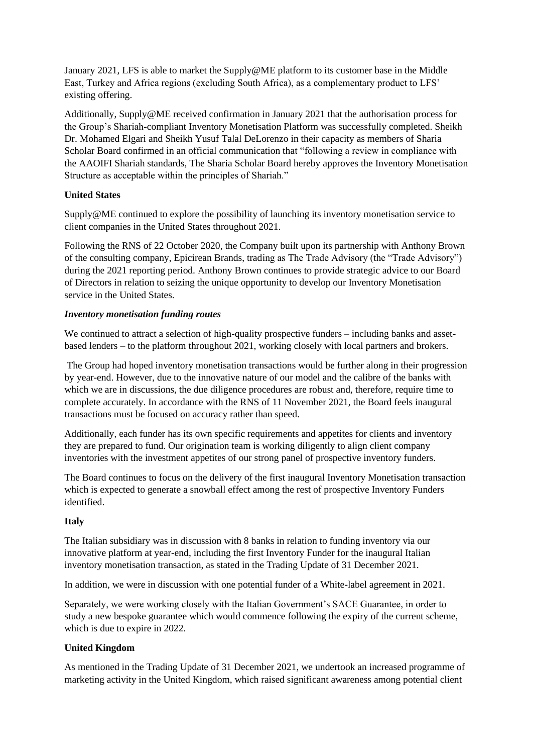January 2021, LFS is able to market the Supply@ME platform to its customer base in the Middle East, Turkey and Africa regions (excluding South Africa), as a complementary product to LFS' existing offering.

Additionally, Supply@ME received confirmation in January 2021 that the authorisation process for the Group's Shariah-compliant Inventory Monetisation Platform was successfully completed. Sheikh Dr. Mohamed Elgari and Sheikh Yusuf Talal DeLorenzo in their capacity as members of Sharia Scholar Board confirmed in an official communication that "following a review in compliance with the AAOIFI Shariah standards, The Sharia Scholar Board hereby approves the Inventory Monetisation Structure as acceptable within the principles of Shariah."

**United States**

Supply@ME continued to explore the possibility of launching its inventory monetisation service to client companies in the United States throughout 2021.

Following the RNS of 22 October 2020, the Company built upon its partnership with Anthony Brown of the consulting company, Epicirean Brands, trading as The Trade Advisory (the "Trade Advisory") during the 2021 reporting period. Anthony Brown continues to provide strategic advice to our Board of Directors in relation to seizing the unique opportunity to develop our Inventory Monetisation service in the United States.

***Inventory monetisation funding routes***

We continued to attract a selection of high-quality prospective funders – including banks and asset-based lenders – to the platform throughout 2021, working closely with local partners and brokers.

The Group had hoped inventory monetisation transactions would be further along in their progression by year-end. However, due to the innovative nature of our model and the calibre of the banks with which we are in discussions, the due diligence procedures are robust and, therefore, require time to complete accurately. In accordance with the RNS of 11 November 2021, the Board feels inaugural transactions must be focused on accuracy rather than speed.

Additionally, each funder has its own specific requirements and appetites for clients and inventory they are prepared to fund. Our origination team is working diligently to align client company inventories with the investment appetites of our strong panel of prospective inventory funders.

The Board continues to focus on the delivery of the first inaugural Inventory Monetisation transaction which is expected to generate a snowball effect among the rest of prospective Inventory Funders identified.

**Italy**

The Italian subsidiary was in discussion with 8 banks in relation to funding inventory via our innovative platform at year-end, including the first Inventory Funder for the inaugural Italian inventory monetisation transaction, as stated in the Trading Update of 31 December 2021.

In addition, we were in discussion with one potential funder of a White-label agreement in 2021.

Separately, we were working closely with the Italian Government's SACE Guarantee, in order to study a new bespoke guarantee which would commence following the expiry of the current scheme, which is due to expire in 2022.

**United Kingdom**

As mentioned in the Trading Update of 31 December 2021, we undertook an increased programme of marketing activity in the United Kingdom, which raised significant awareness among potential client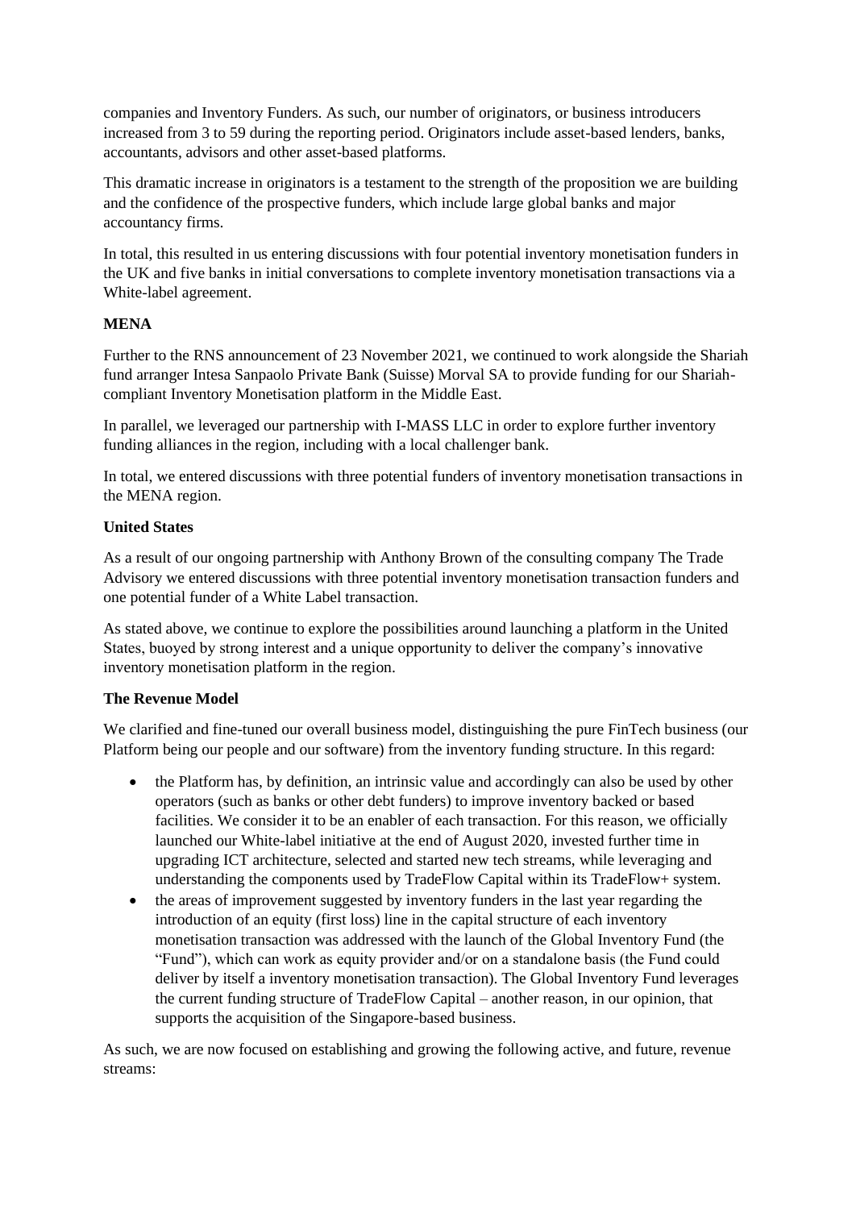companies and Inventory Funders. As such, our number of originators, or business introducers increased from 3 to 59 during the reporting period. Originators include asset-based lenders, banks, accountants, advisors and other asset-based platforms.

This dramatic increase in originators is a testament to the strength of the proposition we are building and the confidence of the prospective funders, which include large global banks and major accountancy firms.

In total, this resulted in us entering discussions with four potential inventory monetisation funders in the UK and five banks in initial conversations to complete inventory monetisation transactions via a White-label agreement.

**MENA**

Further to the RNS announcement of 23 November 2021, we continued to work alongside the Shariah fund arranger Intesa Sanpaolo Private Bank (Suisse) Morval SA to provide funding for our Shariah-compliant Inventory Monetisation platform in the Middle East.

In parallel, we leveraged our partnership with I-MASS LLC in order to explore further inventory funding alliances in the region, including with a local challenger bank.

In total, we entered discussions with three potential funders of inventory monetisation transactions in the MENA region.

**United States**

As a result of our ongoing partnership with Anthony Brown of the consulting company The Trade Advisory we entered discussions with three potential inventory monetisation transaction funders and one potential funder of a White Label transaction.

As stated above, we continue to explore the possibilities around launching a platform in the United States, buoyed by strong interest and a unique opportunity to deliver the company's innovative inventory monetisation platform in the region.

**The Revenue Model**

We clarified and fine-tuned our overall business model, distinguishing the pure FinTech business (our Platform being our people and our software) from the inventory funding structure. In this regard:

- the Platform has, by definition, an intrinsic value and accordingly can also be used by other operators (such as banks or other debt funders) to improve inventory backed or based facilities. We consider it to be an enabler of each transaction. For this reason, we officially launched our White-label initiative at the end of August 2020, invested further time in upgrading ICT architecture, selected and started new tech streams, while leveraging and understanding the components used by TradeFlow Capital within its TradeFlow+ system.
- the areas of improvement suggested by inventory funders in the last year regarding the introduction of an equity (first loss) line in the capital structure of each inventory monetisation transaction was addressed with the launch of the Global Inventory Fund (the "Fund"), which can work as equity provider and/or on a standalone basis (the Fund could deliver by itself a inventory monetisation transaction). The Global Inventory Fund leverages the current funding structure of TradeFlow Capital – another reason, in our opinion, that supports the acquisition of the Singapore-based business.

As such, we are now focused on establishing and growing the following active, and future, revenue streams: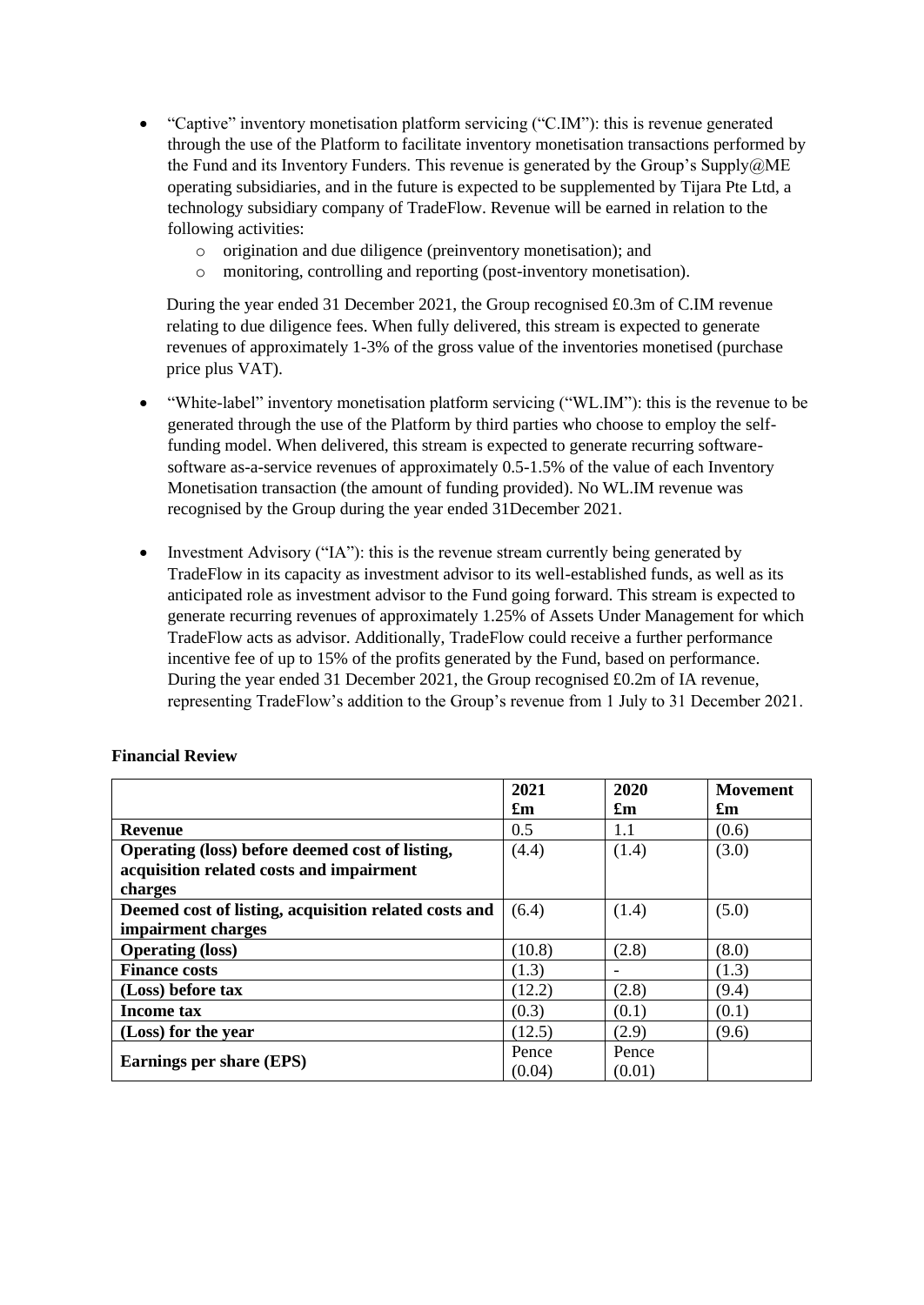- "Captive" inventory monetisation platform servicing ("C.IM"): this is revenue generated through the use of the Platform to facilitate inventory monetisation transactions performed by the Fund and its Inventory Funders. This revenue is generated by the Group's Supply@ME operating subsidiaries, and in the future is expected to be supplemented by Tijara Pte Ltd, a technology subsidiary company of TradeFlow. Revenue will be earned in relation to the following activities:
  - origination and due diligence (preinventory monetisation); and
  - monitoring, controlling and reporting (post-inventory monetisation).

  During the year ended 31 December 2021, the Group recognised £0.3m of C.IM revenue relating to due diligence fees. When fully delivered, this stream is expected to generate revenues of approximately 1-3% of the gross value of the inventories monetised (purchase price plus VAT).

- "White-label" inventory monetisation platform servicing ("WL.IM"): this is the revenue to be generated through the use of the Platform by third parties who choose to employ the self-funding model. When delivered, this stream is expected to generate recurring software-software as-a-service revenues of approximately 0.5-1.5% of the value of each Inventory Monetisation transaction (the amount of funding provided). No WL.IM revenue was recognised by the Group during the year ended 31December 2021.

- Investment Advisory ("IA"): this is the revenue stream currently being generated by TradeFlow in its capacity as investment advisor to its well-established funds, as well as its anticipated role as investment advisor to the Fund going forward. This stream is expected to generate recurring revenues of approximately 1.25% of Assets Under Management for which TradeFlow acts as advisor. Additionally, TradeFlow could receive a further performance incentive fee of up to 15% of the profits generated by the Fund, based on performance. During the year ended 31 December 2021, the Group recognised £0.2m of IA revenue, representing TradeFlow's addition to the Group's revenue from 1 July to 31 December 2021.

**Financial Review**

| | 2021 £m | 2020 £m | Movement £m |
|---|---|---|---|
| **Revenue** | 0.5 | 1.1 | (0.6) |
| **Operating (loss) before deemed cost of listing, acquisition related costs and impairment charges** | (4.4) | (1.4) | (3.0) |
| **Deemed cost of listing, acquisition related costs and impairment charges** | (6.4) | (1.4) | (5.0) |
| **Operating (loss)** | (10.8) | (2.8) | (8.0) |
| **Finance costs** | (1.3) | - | (1.3) |
| **(Loss) before tax** | (12.2) | (2.8) | (9.4) |
| **Income tax** | (0.3) | (0.1) | (0.1) |
| **(Loss) for the year** | (12.5) | (2.9) | (9.6) |
| **Earnings per share (EPS)** | Pence (0.04) | Pence (0.01) | |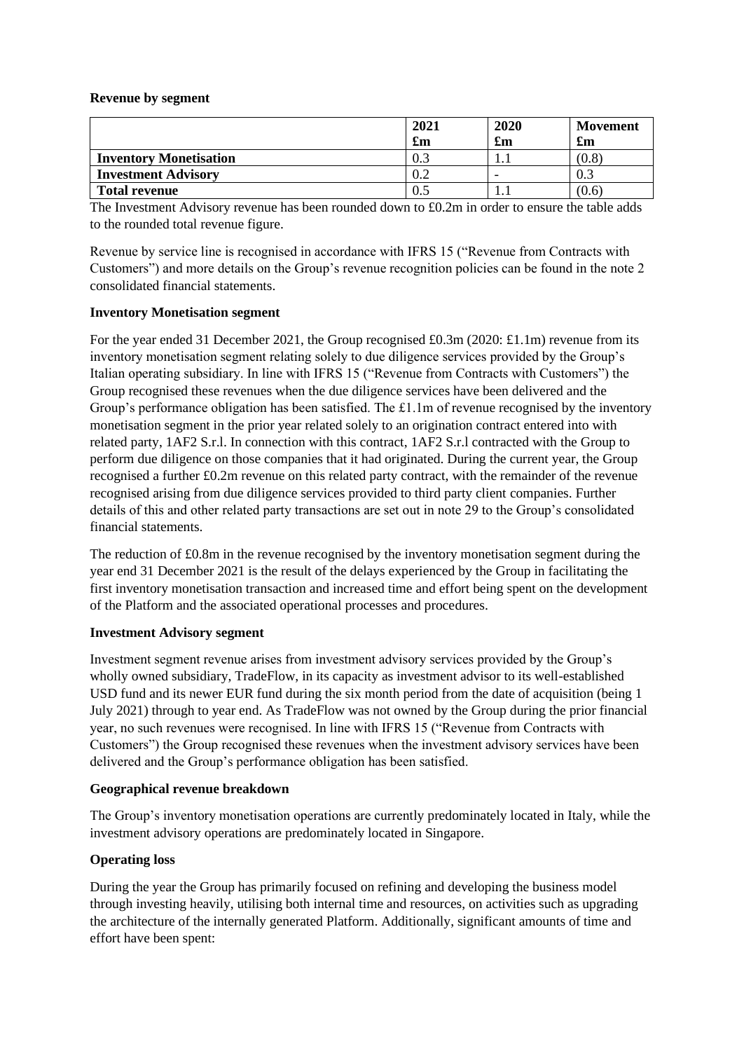**Revenue by segment**

| | 2021<br>£m | 2020<br>£m | Movement<br>£m |
|---|---|---|---|
| **Inventory Monetisation** | 0.3 | 1.1 | (0.8) |
| **Investment Advisory** | 0.2 | - | 0.3 |
| **Total revenue** | 0.5 | 1.1 | (0.6) |

The Investment Advisory revenue has been rounded down to £0.2m in order to ensure the table adds to the rounded total revenue figure.

Revenue by service line is recognised in accordance with IFRS 15 ("Revenue from Contracts with Customers") and more details on the Group's revenue recognition policies can be found in the note 2 consolidated financial statements.

**Inventory Monetisation segment**

For the year ended 31 December 2021, the Group recognised £0.3m (2020: £1.1m) revenue from its inventory monetisation segment relating solely to due diligence services provided by the Group's Italian operating subsidiary. In line with IFRS 15 ("Revenue from Contracts with Customers") the Group recognised these revenues when the due diligence services have been delivered and the Group's performance obligation has been satisfied. The £1.1m of revenue recognised by the inventory monetisation segment in the prior year related solely to an origination contract entered into with related party, 1AF2 S.r.l. In connection with this contract, 1AF2 S.r.l contracted with the Group to perform due diligence on those companies that it had originated. During the current year, the Group recognised a further £0.2m revenue on this related party contract, with the remainder of the revenue recognised arising from due diligence services provided to third party client companies. Further details of this and other related party transactions are set out in note 29 to the Group's consolidated financial statements.

The reduction of £0.8m in the revenue recognised by the inventory monetisation segment during the year end 31 December 2021 is the result of the delays experienced by the Group in facilitating the first inventory monetisation transaction and increased time and effort being spent on the development of the Platform and the associated operational processes and procedures.

**Investment Advisory segment**

Investment segment revenue arises from investment advisory services provided by the Group's wholly owned subsidiary, TradeFlow, in its capacity as investment advisor to its well-established USD fund and its newer EUR fund during the six month period from the date of acquisition (being 1 July 2021) through to year end. As TradeFlow was not owned by the Group during the prior financial year, no such revenues were recognised. In line with IFRS 15 ("Revenue from Contracts with Customers") the Group recognised these revenues when the investment advisory services have been delivered and the Group's performance obligation has been satisfied.

**Geographical revenue breakdown**

The Group's inventory monetisation operations are currently predominately located in Italy, while the investment advisory operations are predominately located in Singapore.

**Operating loss**

During the year the Group has primarily focused on refining and developing the business model through investing heavily, utilising both internal time and resources, on activities such as upgrading the architecture of the internally generated Platform. Additionally, significant amounts of time and effort have been spent: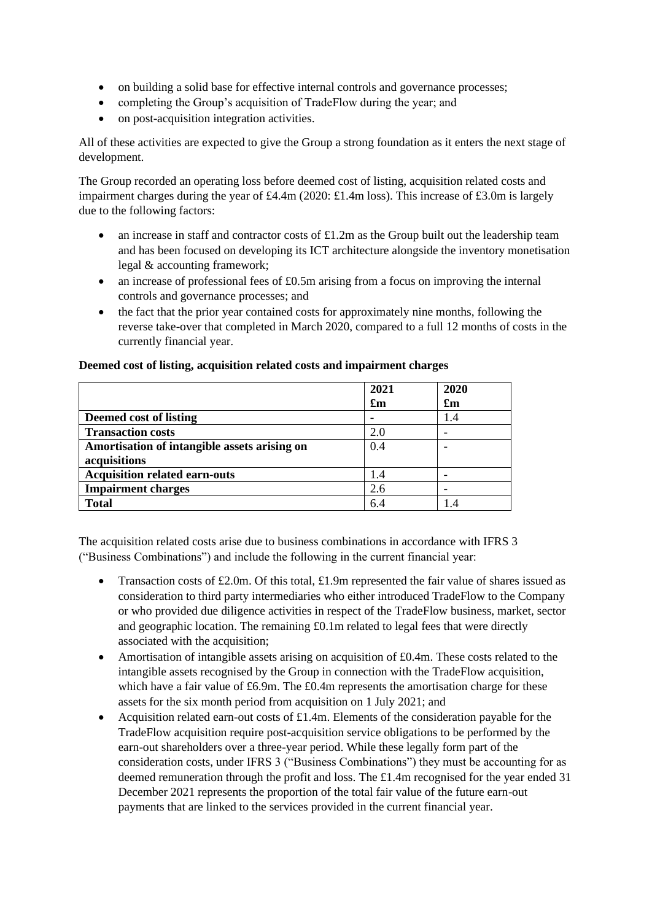- on building a solid base for effective internal controls and governance processes;
- completing the Group's acquisition of TradeFlow during the year; and
- on post-acquisition integration activities.

All of these activities are expected to give the Group a strong foundation as it enters the next stage of development.

The Group recorded an operating loss before deemed cost of listing, acquisition related costs and impairment charges during the year of £4.4m (2020: £1.4m loss). This increase of £3.0m is largely due to the following factors:

- an increase in staff and contractor costs of £1.2m as the Group built out the leadership team and has been focused on developing its ICT architecture alongside the inventory monetisation legal & accounting framework;
- an increase of professional fees of £0.5m arising from a focus on improving the internal controls and governance processes; and
- the fact that the prior year contained costs for approximately nine months, following the reverse take-over that completed in March 2020, compared to a full 12 months of costs in the currently financial year.

**Deemed cost of listing, acquisition related costs and impairment charges**

| | 2021<br>£m | 2020<br>£m |
|---|---|---|
| **Deemed cost of listing** | - | 1.4 |
| **Transaction costs** | 2.0 | - |
| **Amortisation of intangible assets arising on acquisitions** | 0.4 | - |
| **Acquisition related earn-outs** | 1.4 | - |
| **Impairment charges** | 2.6 | - |
| **Total** | 6.4 | 1.4 |

The acquisition related costs arise due to business combinations in accordance with IFRS 3 ("Business Combinations") and include the following in the current financial year:

- Transaction costs of £2.0m. Of this total, £1.9m represented the fair value of shares issued as consideration to third party intermediaries who either introduced TradeFlow to the Company or who provided due diligence activities in respect of the TradeFlow business, market, sector and geographic location. The remaining £0.1m related to legal fees that were directly associated with the acquisition;
- Amortisation of intangible assets arising on acquisition of £0.4m. These costs related to the intangible assets recognised by the Group in connection with the TradeFlow acquisition, which have a fair value of £6.9m. The £0.4m represents the amortisation charge for these assets for the six month period from acquisition on 1 July 2021; and
- Acquisition related earn-out costs of £1.4m. Elements of the consideration payable for the TradeFlow acquisition require post-acquisition service obligations to be performed by the earn-out shareholders over a three-year period. While these legally form part of the consideration costs, under IFRS 3 ("Business Combinations") they must be accounting for as deemed remuneration through the profit and loss. The £1.4m recognised for the year ended 31 December 2021 represents the proportion of the total fair value of the future earn-out payments that are linked to the services provided in the current financial year.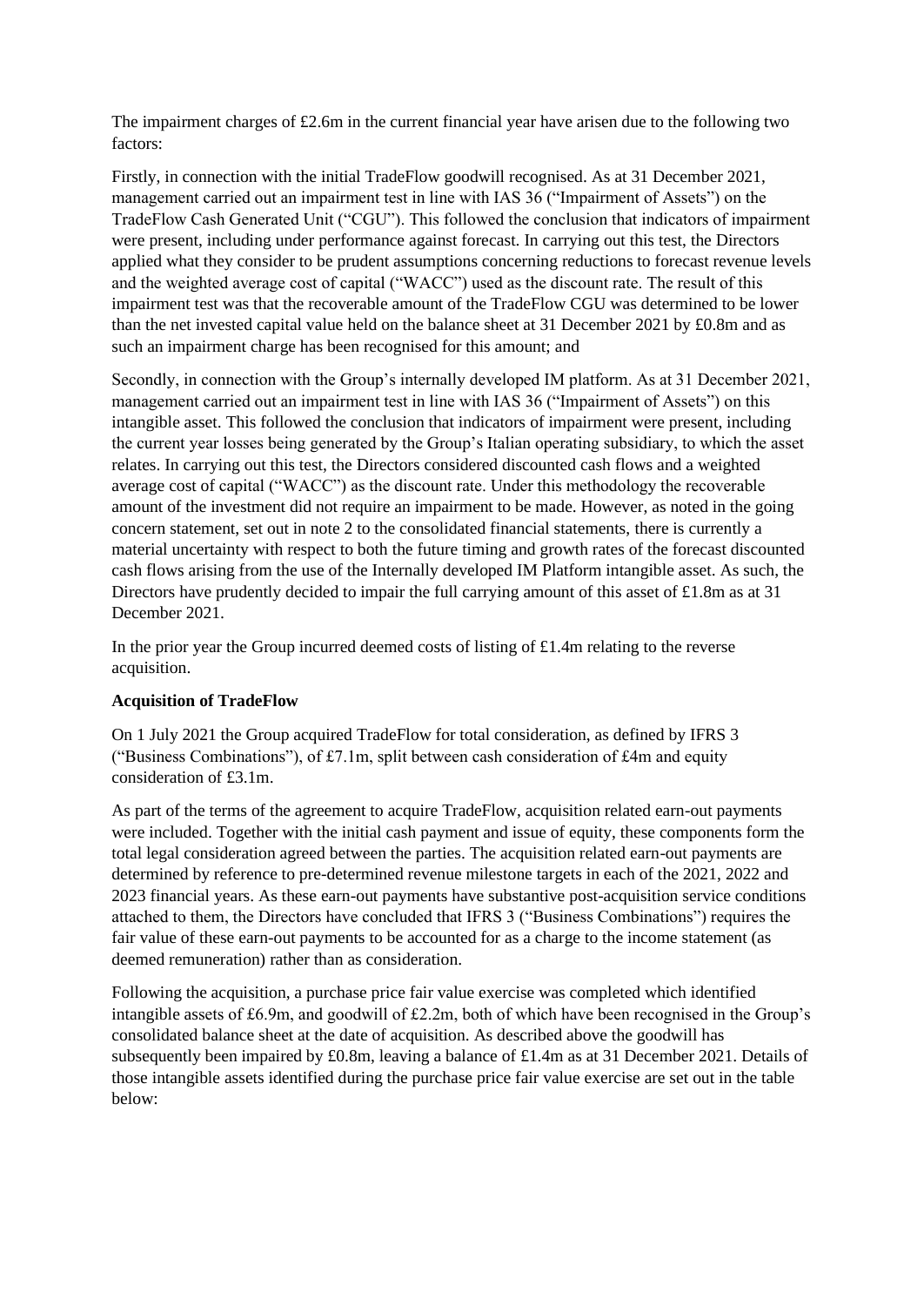The impairment charges of £2.6m in the current financial year have arisen due to the following two factors:

Firstly, in connection with the initial TradeFlow goodwill recognised. As at 31 December 2021, management carried out an impairment test in line with IAS 36 ("Impairment of Assets") on the TradeFlow Cash Generated Unit ("CGU"). This followed the conclusion that indicators of impairment were present, including under performance against forecast. In carrying out this test, the Directors applied what they consider to be prudent assumptions concerning reductions to forecast revenue levels and the weighted average cost of capital ("WACC") used as the discount rate. The result of this impairment test was that the recoverable amount of the TradeFlow CGU was determined to be lower than the net invested capital value held on the balance sheet at 31 December 2021 by £0.8m and as such an impairment charge has been recognised for this amount; and

Secondly, in connection with the Group's internally developed IM platform. As at 31 December 2021, management carried out an impairment test in line with IAS 36 ("Impairment of Assets") on this intangible asset. This followed the conclusion that indicators of impairment were present, including the current year losses being generated by the Group's Italian operating subsidiary, to which the asset relates. In carrying out this test, the Directors considered discounted cash flows and a weighted average cost of capital ("WACC") as the discount rate. Under this methodology the recoverable amount of the investment did not require an impairment to be made. However, as noted in the going concern statement, set out in note 2 to the consolidated financial statements, there is currently a material uncertainty with respect to both the future timing and growth rates of the forecast discounted cash flows arising from the use of the Internally developed IM Platform intangible asset. As such, the Directors have prudently decided to impair the full carrying amount of this asset of £1.8m as at 31 December 2021.

In the prior year the Group incurred deemed costs of listing of £1.4m relating to the reverse acquisition.

**Acquisition of TradeFlow**

On 1 July 2021 the Group acquired TradeFlow for total consideration, as defined by IFRS 3 ("Business Combinations"), of £7.1m, split between cash consideration of £4m and equity consideration of £3.1m.

As part of the terms of the agreement to acquire TradeFlow, acquisition related earn-out payments were included. Together with the initial cash payment and issue of equity, these components form the total legal consideration agreed between the parties. The acquisition related earn-out payments are determined by reference to pre-determined revenue milestone targets in each of the 2021, 2022 and 2023 financial years. As these earn-out payments have substantive post-acquisition service conditions attached to them, the Directors have concluded that IFRS 3 ("Business Combinations") requires the fair value of these earn-out payments to be accounted for as a charge to the income statement (as deemed remuneration) rather than as consideration.

Following the acquisition, a purchase price fair value exercise was completed which identified intangible assets of £6.9m, and goodwill of £2.2m, both of which have been recognised in the Group's consolidated balance sheet at the date of acquisition. As described above the goodwill has subsequently been impaired by £0.8m, leaving a balance of £1.4m as at 31 December 2021. Details of those intangible assets identified during the purchase price fair value exercise are set out in the table below: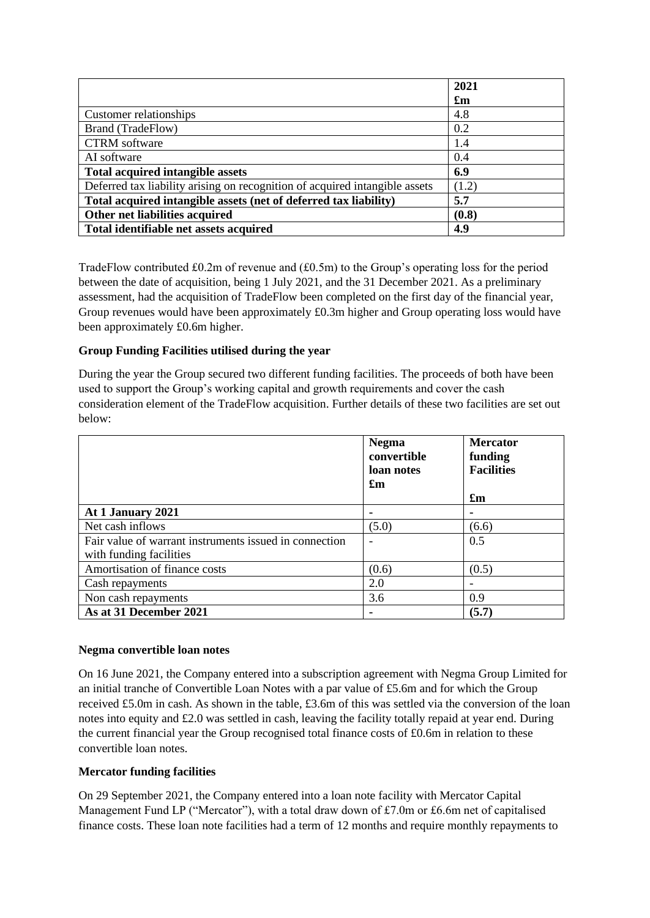| | 2021<br>£m |
|---|---|
| Customer relationships | 4.8 |
| Brand (TradeFlow) | 0.2 |
| CTRM software | 1.4 |
| AI software | 0.4 |
| **Total acquired intangible assets** | **6.9** |
| Deferred tax liability arising on recognition of acquired intangible assets | (1.2) |
| **Total acquired intangible assets (net of deferred tax liability)** | **5.7** |
| **Other net liabilities acquired** | **(0.8)** |
| **Total identifiable net assets acquired** | **4.9** |

TradeFlow contributed £0.2m of revenue and (£0.5m) to the Group's operating loss for the period between the date of acquisition, being 1 July 2021, and the 31 December 2021. As a preliminary assessment, had the acquisition of TradeFlow been completed on the first day of the financial year, Group revenues would have been approximately £0.3m higher and Group operating loss would have been approximately £0.6m higher.

**Group Funding Facilities utilised during the year**

During the year the Group secured two different funding facilities. The proceeds of both have been used to support the Group's working capital and growth requirements and cover the cash consideration element of the TradeFlow acquisition. Further details of these two facilities are set out below:

| | **Negma convertible loan notes**<br>**£m** | **Mercator funding Facilities**<br>**£m** |
|---|---|---|
| **At 1 January 2021** | - | - |
| Net cash inflows | (5.0) | (6.6) |
| Fair value of warrant instruments issued in connection with funding facilities | - | 0.5 |
| Amortisation of finance costs | (0.6) | (0.5) |
| Cash repayments | 2.0 | - |
| Non cash repayments | 3.6 | 0.9 |
| **As at 31 December 2021** | - | **(5.7)** |

**Negma convertible loan notes**

On 16 June 2021, the Company entered into a subscription agreement with Negma Group Limited for an initial tranche of Convertible Loan Notes with a par value of £5.6m and for which the Group received £5.0m in cash. As shown in the table, £3.6m of this was settled via the conversion of the loan notes into equity and £2.0 was settled in cash, leaving the facility totally repaid at year end. During the current financial year the Group recognised total finance costs of £0.6m in relation to these convertible loan notes.

**Mercator funding facilities**

On 29 September 2021, the Company entered into a loan note facility with Mercator Capital Management Fund LP ("Mercator"), with a total draw down of £7.0m or £6.6m net of capitalised finance costs. These loan note facilities had a term of 12 months and require monthly repayments to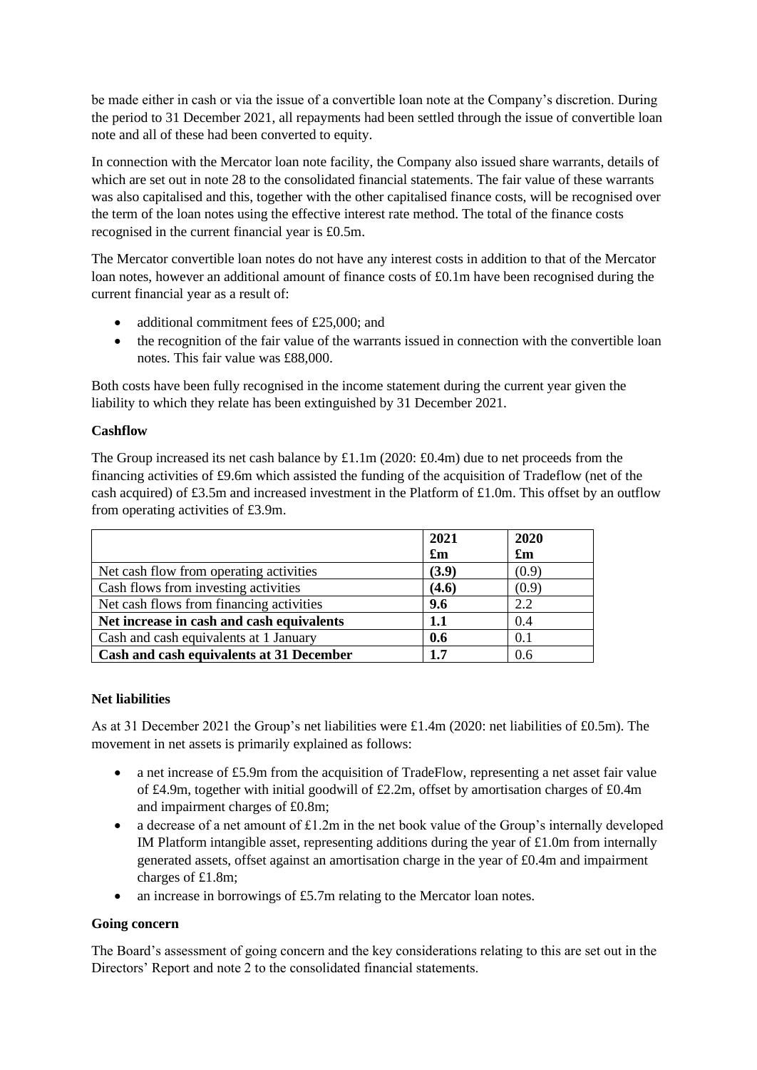be made either in cash or via the issue of a convertible loan note at the Company's discretion. During the period to 31 December 2021, all repayments had been settled through the issue of convertible loan note and all of these had been converted to equity.

In connection with the Mercator loan note facility, the Company also issued share warrants, details of which are set out in note 28 to the consolidated financial statements. The fair value of these warrants was also capitalised and this, together with the other capitalised finance costs, will be recognised over the term of the loan notes using the effective interest rate method. The total of the finance costs recognised in the current financial year is £0.5m.

The Mercator convertible loan notes do not have any interest costs in addition to that of the Mercator loan notes, however an additional amount of finance costs of £0.1m have been recognised during the current financial year as a result of:

- additional commitment fees of £25,000; and
- the recognition of the fair value of the warrants issued in connection with the convertible loan notes. This fair value was £88,000.

Both costs have been fully recognised in the income statement during the current year given the liability to which they relate has been extinguished by 31 December 2021.

**Cashflow**

The Group increased its net cash balance by £1.1m (2020: £0.4m) due to net proceeds from the financing activities of £9.6m which assisted the funding of the acquisition of Tradeflow (net of the cash acquired) of £3.5m and increased investment in the Platform of £1.0m. This offset by an outflow from operating activities of £3.9m.

| | **2021 £m** | **2020 £m** |
|---|---|---|
| Net cash flow from operating activities | **(3.9)** | (0.9) |
| Cash flows from investing activities | **(4.6)** | (0.9) |
| Net cash flows from financing activities | **9.6** | 2.2 |
| **Net increase in cash and cash equivalents** | **1.1** | 0.4 |
| Cash and cash equivalents at 1 January | **0.6** | 0.1 |
| **Cash and cash equivalents at 31 December** | **1.7** | 0.6 |

**Net liabilities**

As at 31 December 2021 the Group's net liabilities were £1.4m (2020: net liabilities of £0.5m). The movement in net assets is primarily explained as follows:

- a net increase of £5.9m from the acquisition of TradeFlow, representing a net asset fair value of £4.9m, together with initial goodwill of £2.2m, offset by amortisation charges of £0.4m and impairment charges of £0.8m;
- a decrease of a net amount of £1.2m in the net book value of the Group's internally developed IM Platform intangible asset, representing additions during the year of £1.0m from internally generated assets, offset against an amortisation charge in the year of £0.4m and impairment charges of £1.8m;
- an increase in borrowings of £5.7m relating to the Mercator loan notes.

**Going concern**

The Board's assessment of going concern and the key considerations relating to this are set out in the Directors' Report and note 2 to the consolidated financial statements.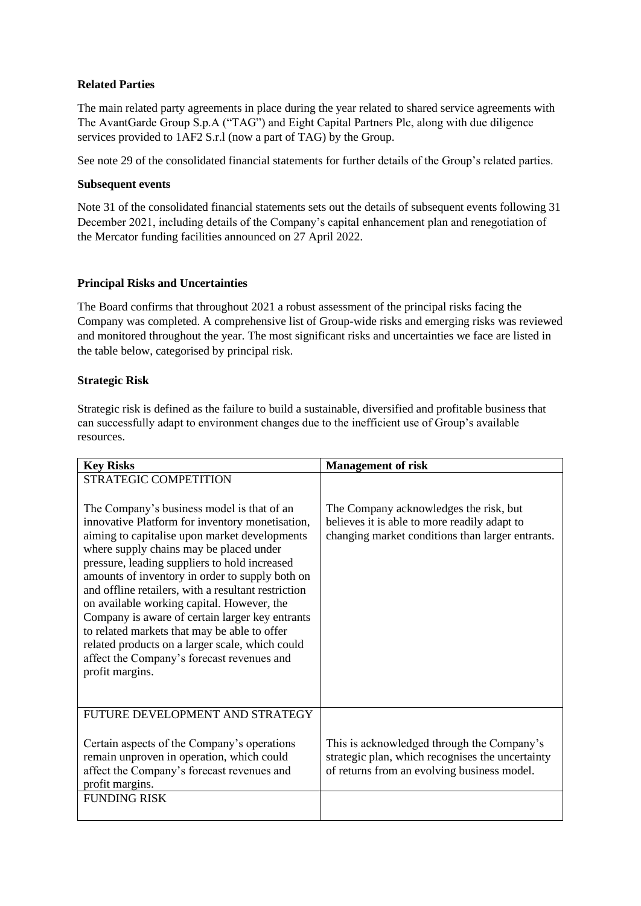**Related Parties**

The main related party agreements in place during the year related to shared service agreements with The AvantGarde Group S.p.A ("TAG") and Eight Capital Partners Plc, along with due diligence services provided to 1AF2 S.r.l (now a part of TAG) by the Group.

See note 29 of the consolidated financial statements for further details of the Group's related parties.

**Subsequent events**

Note 31 of the consolidated financial statements sets out the details of subsequent events following 31 December 2021, including details of the Company's capital enhancement plan and renegotiation of the Mercator funding facilities announced on 27 April 2022.

**Principal Risks and Uncertainties**

The Board confirms that throughout 2021 a robust assessment of the principal risks facing the Company was completed. A comprehensive list of Group-wide risks and emerging risks was reviewed and monitored throughout the year. The most significant risks and uncertainties we face are listed in the table below, categorised by principal risk.

**Strategic Risk**

Strategic risk is defined as the failure to build a sustainable, diversified and profitable business that can successfully adapt to environment changes due to the inefficient use of Group's available resources.

| **Key Risks** | **Management of risk** |
|---|---|
| STRATEGIC COMPETITION<br><br>The Company's business model is that of an innovative Platform for inventory monetisation, aiming to capitalise upon market developments where supply chains may be placed under pressure, leading suppliers to hold increased amounts of inventory in order to supply both on and offline retailers, with a resultant restriction on available working capital. However, the Company is aware of certain larger key entrants to related markets that may be able to offer related products on a larger scale, which could affect the Company's forecast revenues and profit margins. | The Company acknowledges the risk, but believes it is able to more readily adapt to changing market conditions than larger entrants. |
| FUTURE DEVELOPMENT AND STRATEGY<br><br>Certain aspects of the Company's operations remain unproven in operation, which could affect the Company's forecast revenues and profit margins. | This is acknowledged through the Company's strategic plan, which recognises the uncertainty of returns from an evolving business model. |
| FUNDING RISK | |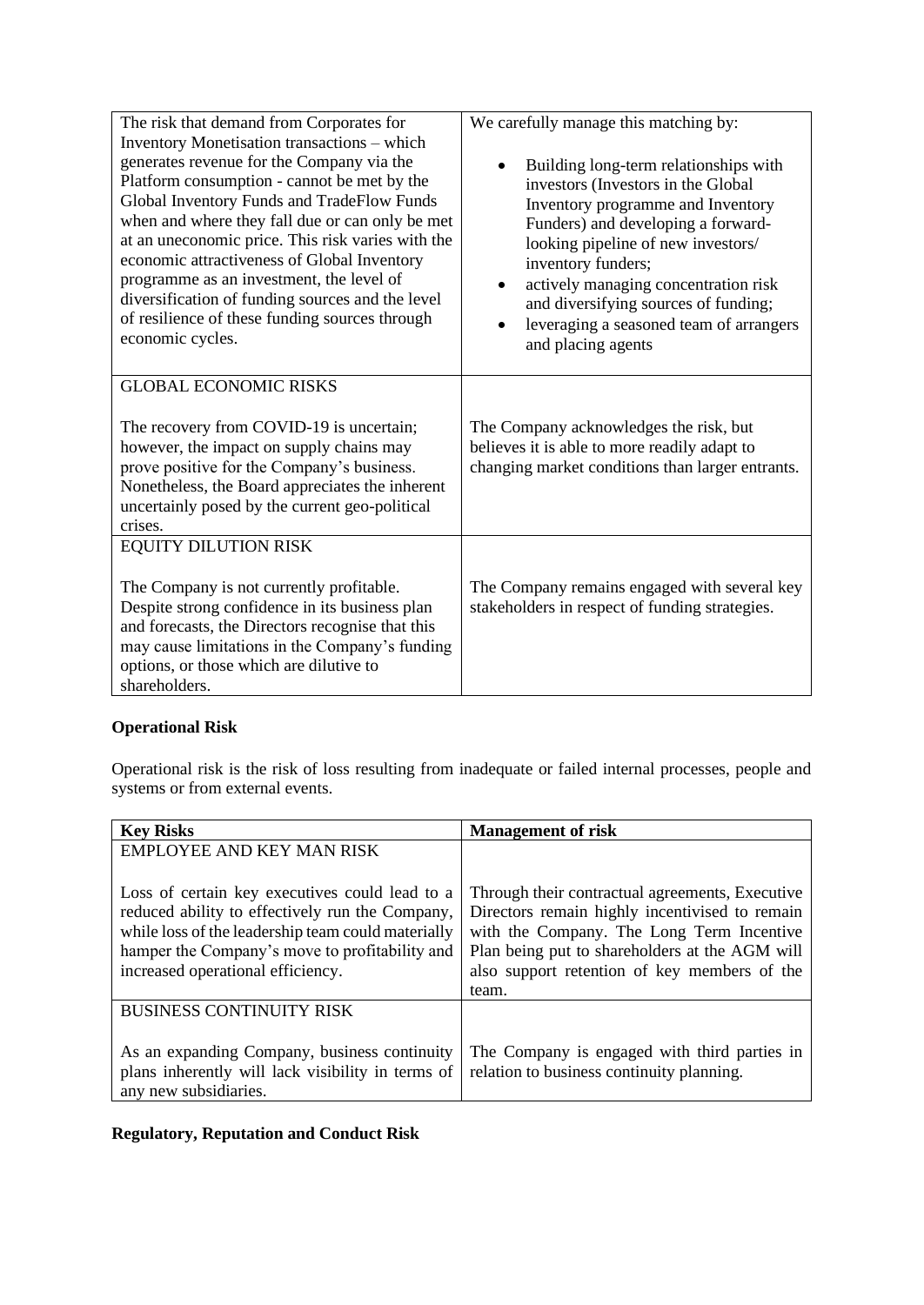| | |
|---|---|
| The risk that demand from Corporates for Inventory Monetisation transactions – which generates revenue for the Company via the Platform consumption - cannot be met by the Global Inventory Funds and TradeFlow Funds when and where they fall due or can only be met at an uneconomic price. This risk varies with the economic attractiveness of Global Inventory programme as an investment, the level of diversification of funding sources and the level of resilience of these funding sources through economic cycles. | We carefully manage this matching by:<br><br>• Building long-term relationships with investors (Investors in the Global Inventory programme and Inventory Funders) and developing a forward-looking pipeline of new investors/ inventory funders;<br>• actively managing concentration risk and diversifying sources of funding;<br>• leveraging a seasoned team of arrangers and placing agents |
| GLOBAL ECONOMIC RISKS<br><br>The recovery from COVID-19 is uncertain; however, the impact on supply chains may prove positive for the Company's business. Nonetheless, the Board appreciates the inherent uncertainly posed by the current geo-political crises. | <br><br>The Company acknowledges the risk, but believes it is able to more readily adapt to changing market conditions than larger entrants. |
| EQUITY DILUTION RISK<br><br>The Company is not currently profitable. Despite strong confidence in its business plan and forecasts, the Directors recognise that this may cause limitations in the Company's funding options, or those which are dilutive to shareholders. | <br><br>The Company remains engaged with several key stakeholders in respect of funding strategies. |

**Operational Risk**

Operational risk is the risk of loss resulting from inadequate or failed internal processes, people and systems or from external events.

| Key Risks | Management of risk |
|---|---|
| EMPLOYEE AND KEY MAN RISK<br><br>Loss of certain key executives could lead to a reduced ability to effectively run the Company, while loss of the leadership team could materially hamper the Company's move to profitability and increased operational efficiency. | <br><br>Through their contractual agreements, Executive Directors remain highly incentivised to remain with the Company. The Long Term Incentive Plan being put to shareholders at the AGM will also support retention of key members of the team. |
| BUSINESS CONTINUITY RISK<br><br>As an expanding Company, business continuity plans inherently will lack visibility in terms of any new subsidiaries. | <br><br>The Company is engaged with third parties in relation to business continuity planning. |

**Regulatory, Reputation and Conduct Risk**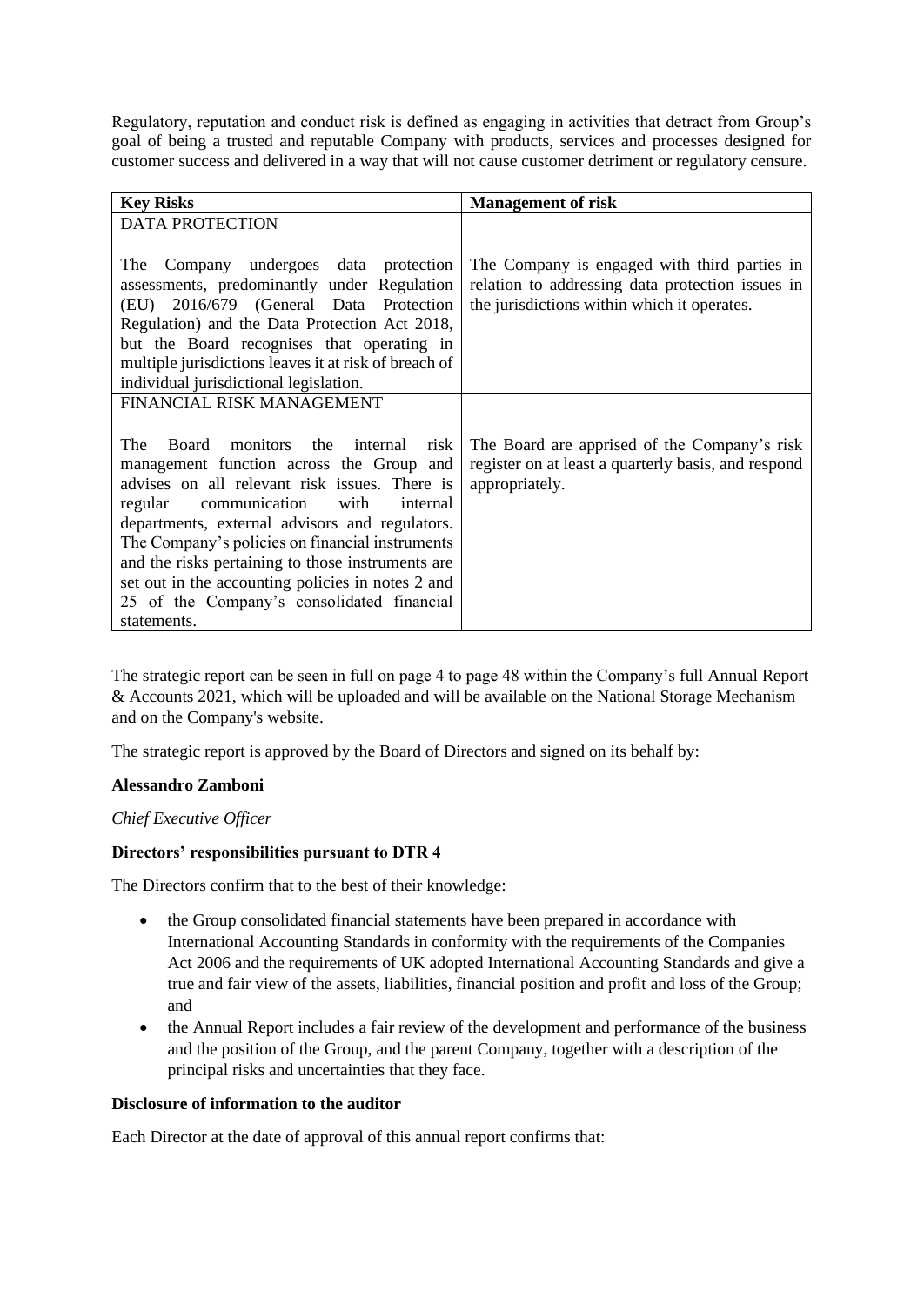Regulatory, reputation and conduct risk is defined as engaging in activities that detract from Group's goal of being a trusted and reputable Company with products, services and processes designed for customer success and delivered in a way that will not cause customer detriment or regulatory censure.

| **Key Risks** | **Management of risk** |
|---|---|
| DATA PROTECTION | |
| The Company undergoes data protection assessments, predominantly under Regulation (EU) 2016/679 (General Data Protection Regulation) and the Data Protection Act 2018, but the Board recognises that operating in multiple jurisdictions leaves it at risk of breach of individual jurisdictional legislation. | The Company is engaged with third parties in relation to addressing data protection issues in the jurisdictions within which it operates. |
| FINANCIAL RISK MANAGEMENT | |
| The Board monitors the internal risk management function across the Group and advises on all relevant risk issues. There is regular communication with internal departments, external advisors and regulators. The Company's policies on financial instruments and the risks pertaining to those instruments are set out in the accounting policies in notes 2 and 25 of the Company's consolidated financial statements. | The Board are apprised of the Company's risk register on at least a quarterly basis, and respond appropriately. |

The strategic report can be seen in full on page 4 to page 48 within the Company's full Annual Report & Accounts 2021, which will be uploaded and will be available on the National Storage Mechanism and on the Company's website.

The strategic report is approved by the Board of Directors and signed on its behalf by:

**Alessandro Zamboni**

*Chief Executive Officer*

**Directors' responsibilities pursuant to DTR 4**

The Directors confirm that to the best of their knowledge:

- the Group consolidated financial statements have been prepared in accordance with International Accounting Standards in conformity with the requirements of the Companies Act 2006 and the requirements of UK adopted International Accounting Standards and give a true and fair view of the assets, liabilities, financial position and profit and loss of the Group; and
- the Annual Report includes a fair review of the development and performance of the business and the position of the Group, and the parent Company, together with a description of the principal risks and uncertainties that they face.

**Disclosure of information to the auditor**

Each Director at the date of approval of this annual report confirms that: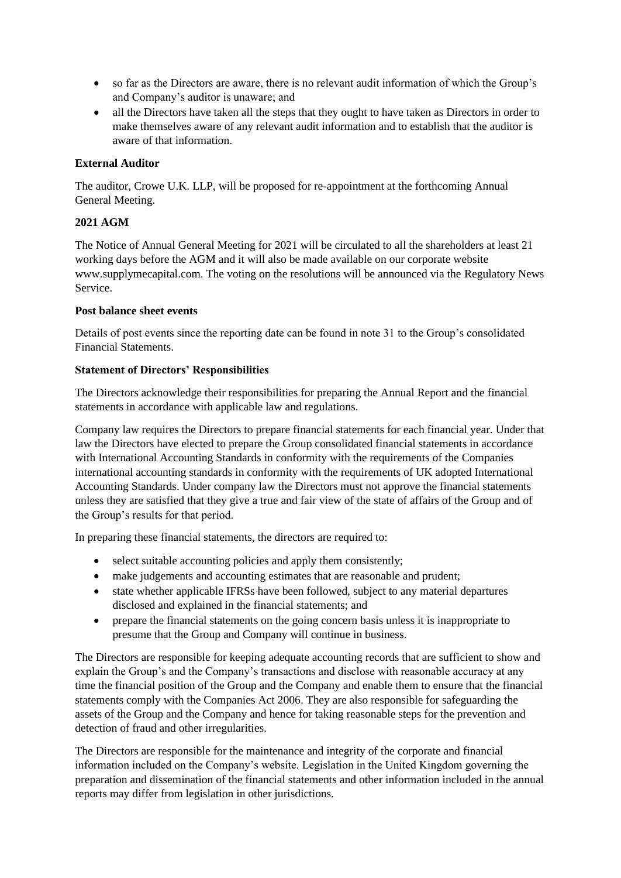- so far as the Directors are aware, there is no relevant audit information of which the Group's and Company's auditor is unaware; and
- all the Directors have taken all the steps that they ought to have taken as Directors in order to make themselves aware of any relevant audit information and to establish that the auditor is aware of that information.

**External Auditor**

The auditor, Crowe U.K. LLP, will be proposed for re-appointment at the forthcoming Annual General Meeting.

**2021 AGM**

The Notice of Annual General Meeting for 2021 will be circulated to all the shareholders at least 21 working days before the AGM and it will also be made available on our corporate website www.supplymecapital.com. The voting on the resolutions will be announced via the Regulatory News Service.

**Post balance sheet events**

Details of post events since the reporting date can be found in note 31 to the Group's consolidated Financial Statements.

**Statement of Directors' Responsibilities**

The Directors acknowledge their responsibilities for preparing the Annual Report and the financial statements in accordance with applicable law and regulations.

Company law requires the Directors to prepare financial statements for each financial year. Under that law the Directors have elected to prepare the Group consolidated financial statements in accordance with International Accounting Standards in conformity with the requirements of the Companies international accounting standards in conformity with the requirements of UK adopted International Accounting Standards. Under company law the Directors must not approve the financial statements unless they are satisfied that they give a true and fair view of the state of affairs of the Group and of the Group's results for that period.

In preparing these financial statements, the directors are required to:

- select suitable accounting policies and apply them consistently;
- make judgements and accounting estimates that are reasonable and prudent;
- state whether applicable IFRSs have been followed, subject to any material departures disclosed and explained in the financial statements; and
- prepare the financial statements on the going concern basis unless it is inappropriate to presume that the Group and Company will continue in business.

The Directors are responsible for keeping adequate accounting records that are sufficient to show and explain the Group's and the Company's transactions and disclose with reasonable accuracy at any time the financial position of the Group and the Company and enable them to ensure that the financial statements comply with the Companies Act 2006. They are also responsible for safeguarding the assets of the Group and the Company and hence for taking reasonable steps for the prevention and detection of fraud and other irregularities.

The Directors are responsible for the maintenance and integrity of the corporate and financial information included on the Company's website. Legislation in the United Kingdom governing the preparation and dissemination of the financial statements and other information included in the annual reports may differ from legislation in other jurisdictions.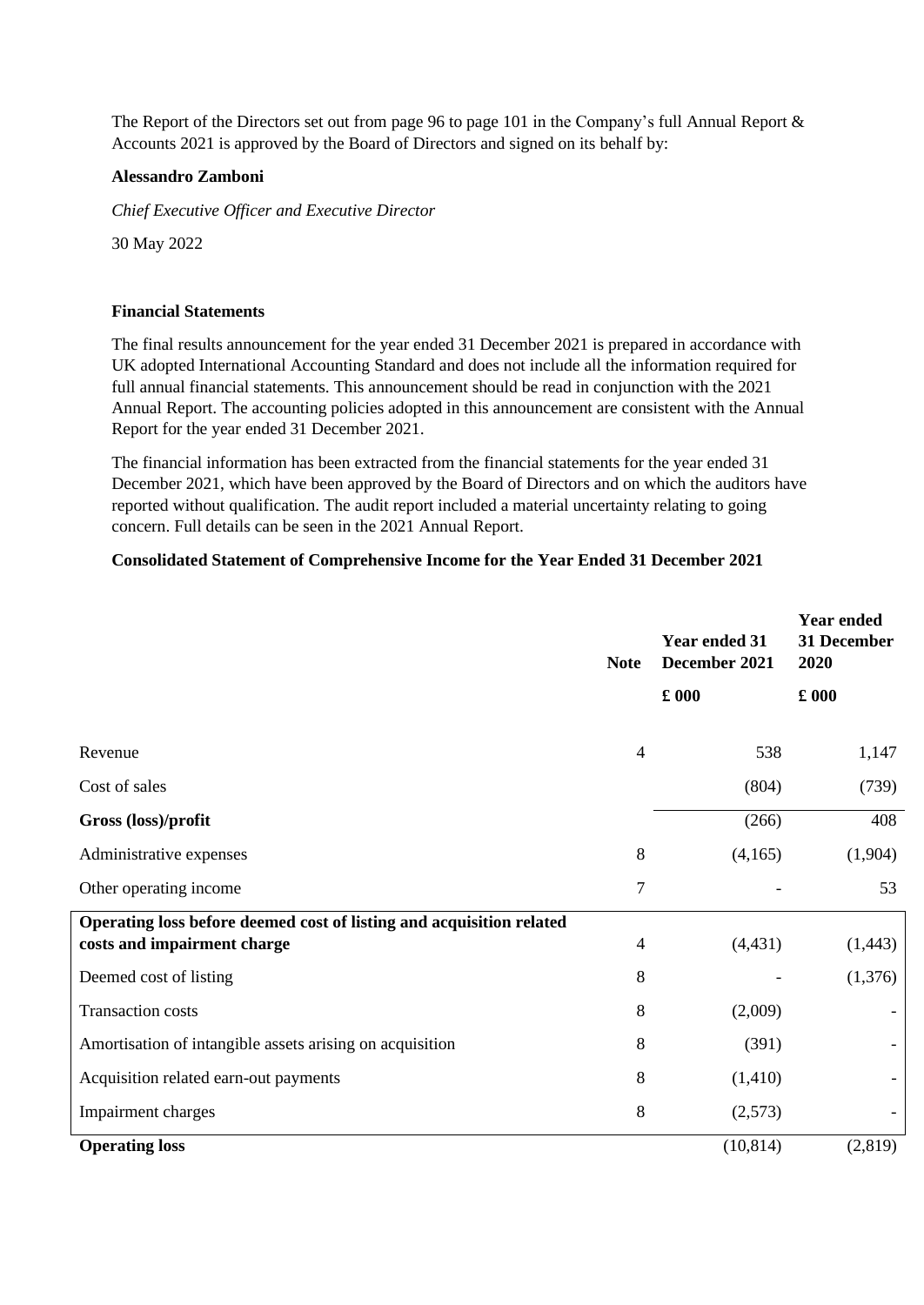The Report of the Directors set out from page 96 to page 101 in the Company's full Annual Report & Accounts 2021 is approved by the Board of Directors and signed on its behalf by:

**Alessandro Zamboni**

*Chief Executive Officer and Executive Director*

30 May 2022

**Financial Statements**

The final results announcement for the year ended 31 December 2021 is prepared in accordance with UK adopted International Accounting Standard and does not include all the information required for full annual financial statements. This announcement should be read in conjunction with the 2021 Annual Report. The accounting policies adopted in this announcement are consistent with the Annual Report for the year ended 31 December 2021.

The financial information has been extracted from the financial statements for the year ended 31 December 2021, which have been approved by the Board of Directors and on which the auditors have reported without qualification. The audit report included a material uncertainty relating to going concern. Full details can be seen in the 2021 Annual Report.

**Consolidated Statement of Comprehensive Income for the Year Ended 31 December 2021**

| | **Note** | **Year ended 31 December 2021** | **Year ended 31 December 2020** |
|---|---|---|---|
| | | **£ 000** | **£ 000** |
| Revenue | 4 | 538 | 1,147 |
| Cost of sales | | (804) | (739) |
| **Gross (loss)/profit** | | (266) | 408 |
| Administrative expenses | 8 | (4,165) | (1,904) |
| Other operating income | 7 | - | 53 |
| **Operating loss before deemed cost of listing and acquisition related costs and impairment charge** | 4 | (4,431) | (1,443) |
| Deemed cost of listing | 8 | - | (1,376) |
| Transaction costs | 8 | (2,009) | - |
| Amortisation of intangible assets arising on acquisition | 8 | (391) | - |
| Acquisition related earn-out payments | 8 | (1,410) | - |
| Impairment charges | 8 | (2,573) | - |
| **Operating loss** | | (10,814) | (2,819) |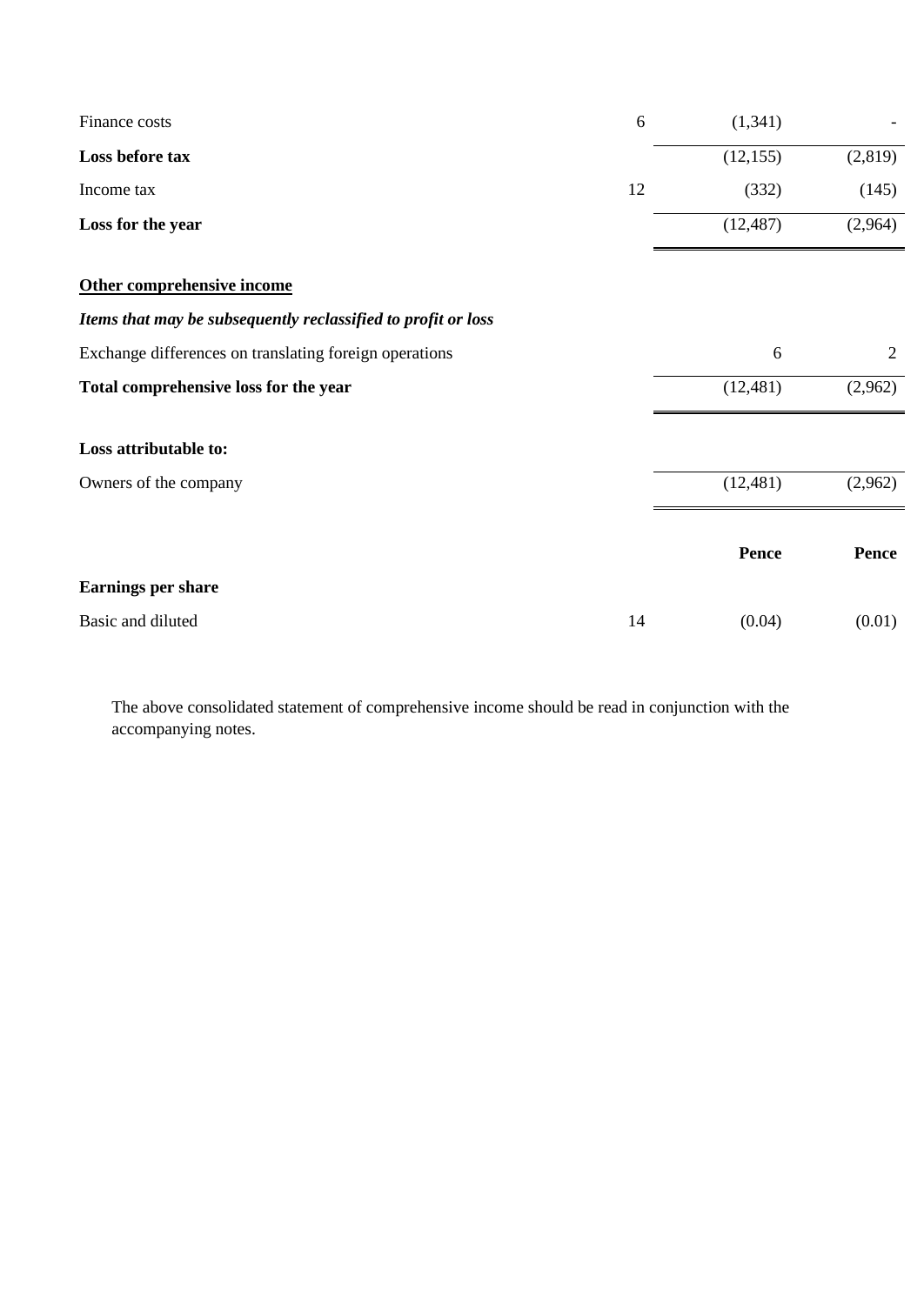| | | | |
|---|---|---|---|
| Finance costs | 6 | (1,341) | - |
| **Loss before tax** | | (12,155) | (2,819) |
| Income tax | 12 | (332) | (145) |
| **Loss for the year** | | (12,487) | (2,964) |
| | | | |
| **Other comprehensive income** | | | |
| ***Items that may be subsequently reclassified to profit or loss*** | | | |
| Exchange differences on translating foreign operations | | 6 | 2 |
| **Total comprehensive loss for the year** | | (12,481) | (2,962) |
| | | | |
| **Loss attributable to:** | | | |
| Owners of the company | | (12,481) | (2,962) |
| | | | |
| | | **Pence** | **Pence** |
| **Earnings per share** | | | |
| Basic and diluted | 14 | (0.04) | (0.01) |

The above consolidated statement of comprehensive income should be read in conjunction with the accompanying notes.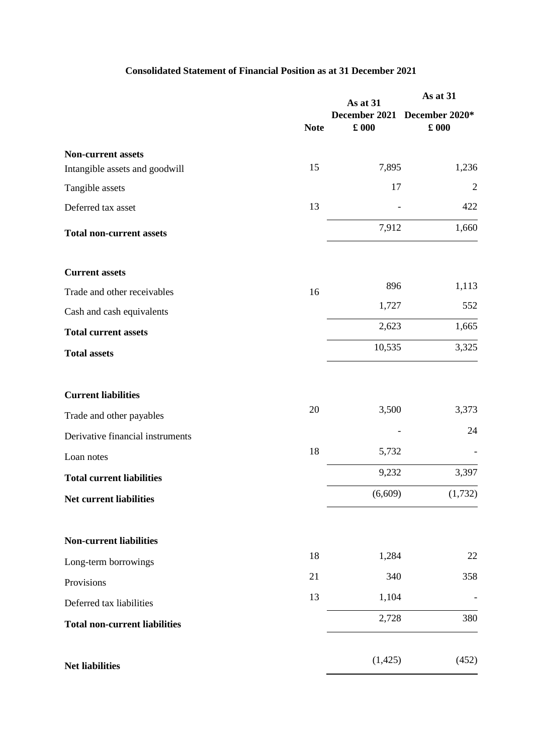## Consolidated Statement of Financial Position as at 31 December 2021

| | Note | As at 31 December 2021 £ 000 | As at 31 December 2020* £ 000 |
|---|---|---|---|
| **Non-current assets** | | | |
| Intangible assets and goodwill | 15 | 7,895 | 1,236 |
| Tangible assets | | 17 | 2 |
| Deferred tax asset | 13 | - | 422 |
| **Total non-current assets** | | 7,912 | 1,660 |
| | | | |
| **Current assets** | | | |
| Trade and other receivables | 16 | 896 | 1,113 |
| Cash and cash equivalents | | 1,727 | 552 |
| **Total current assets** | | 2,623 | 1,665 |
| **Total assets** | | 10,535 | 3,325 |
| | | | |
| **Current liabilities** | | | |
| Trade and other payables | 20 | 3,500 | 3,373 |
| Derivative financial instruments | | - | 24 |
| Loan notes | 18 | 5,732 | - |
| **Total current liabilities** | | 9,232 | 3,397 |
| **Net current liabilities** | | (6,609) | (1,732) |
| | | | |
| **Non-current liabilities** | | | |
| Long-term borrowings | 18 | 1,284 | 22 |
| Provisions | 21 | 340 | 358 |
| Deferred tax liabilities | 13 | 1,104 | - |
| **Total non-current liabilities** | | 2,728 | 380 |
| | | | |
| **Net liabilities** | | (1,425) | (452) |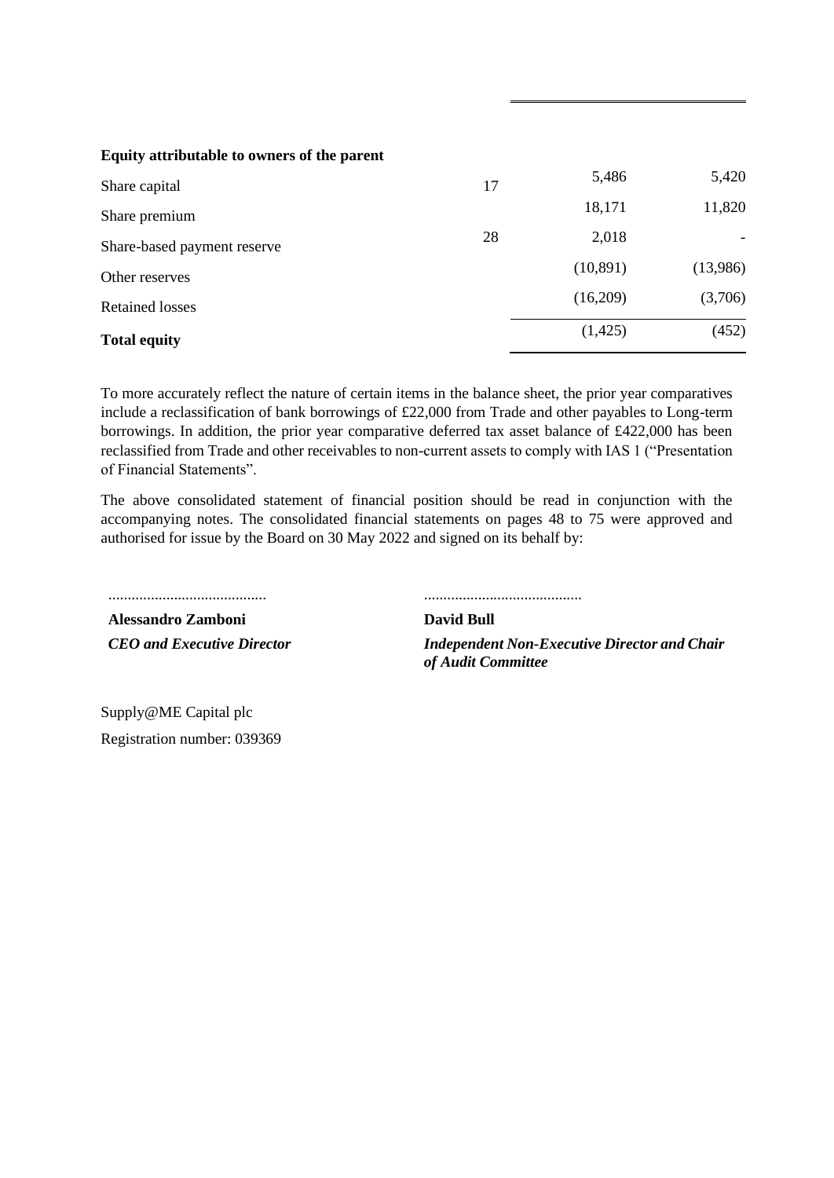| | | | |
|---|---|---|---|
| **Equity attributable to owners of the parent** | | | |
| Share capital | 17 | 5,486 | 5,420 |
| Share premium | | 18,171 | 11,820 |
| Share-based payment reserve | 28 | 2,018 | - |
| Other reserves | | (10,891) | (13,986) |
| Retained losses | | (16,209) | (3,706) |
| **Total equity** | | (1,425) | (452) |

To more accurately reflect the nature of certain items in the balance sheet, the prior year comparatives include a reclassification of bank borrowings of £22,000 from Trade and other payables to Long-term borrowings. In addition, the prior year comparative deferred tax asset balance of £422,000 has been reclassified from Trade and other receivables to non-current assets to comply with IAS 1 ("Presentation of Financial Statements".

The above consolidated statement of financial position should be read in conjunction with the accompanying notes. The consolidated financial statements on pages 48 to 75 were approved and authorised for issue by the Board on 30 May 2022 and signed on its behalf by:

.........................................

**Alessandro Zamboni**
***CEO and Executive Director***

.........................................

**David Bull**
***Independent Non-Executive Director and Chair of Audit Committee***

Supply@ME Capital plc
Registration number: 039369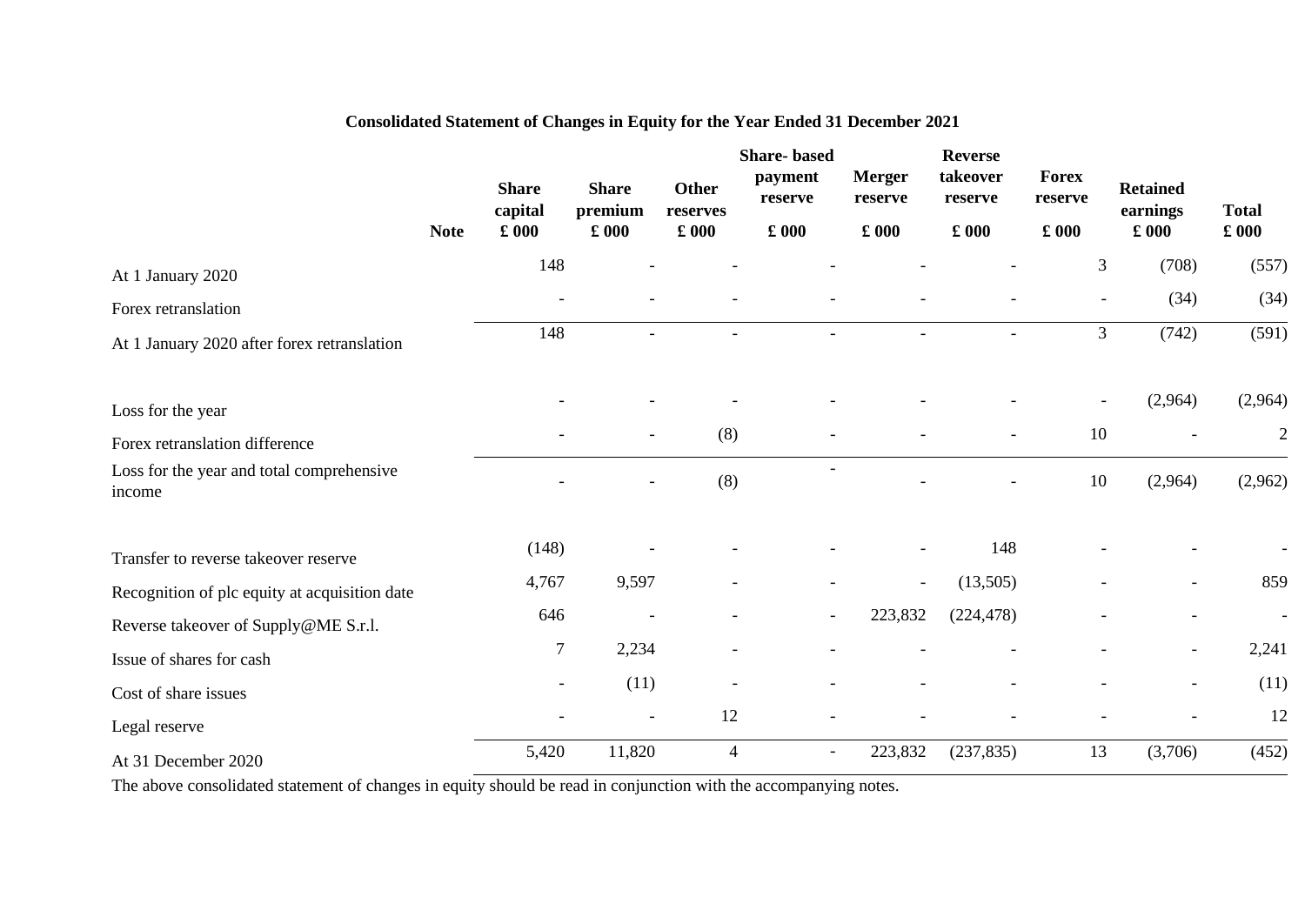## Consolidated Statement of Changes in Equity for the Year Ended 31 December 2021

| | Note | Share capital £ 000 | Share premium £ 000 | Other reserves £ 000 | Share- based payment reserve £ 000 | Merger reserve £ 000 | Reverse takeover reserve £ 000 | Forex reserve £ 000 | Retained earnings £ 000 | Total £ 000 |
|---|---|---|---|---|---|---|---|---|---|---|
| At 1 January 2020 | | 148 | - | - | - | - | - | 3 | (708) | (557) |
| Forex retranslation | | - | - | - | - | - | - | - | (34) | (34) |
| At 1 January 2020 after forex retranslation | | 148 | - | - | - | - | - | 3 | (742) | (591) |
| Loss for the year | | - | - | - | - | - | - | - | (2,964) | (2,964) |
| Forex retranslation difference | | - | - | (8) | - | - | - | 10 | - | 2 |
| Loss for the year and total comprehensive income | | - | - | (8) | - | - | - | 10 | (2,964) | (2,962) |
| Transfer to reverse takeover reserve | | (148) | - | - | - | - | 148 | - | - | - |
| Recognition of plc equity at acquisition date | | 4,767 | 9,597 | - | - | - | (13,505) | - | - | 859 |
| Reverse takeover of Supply@ME S.r.l. | | 646 | - | - | - | 223,832 | (224,478) | - | - | - |
| Issue of shares for cash | | 7 | 2,234 | - | - | - | - | - | - | 2,241 |
| Cost of share issues | | - | (11) | - | - | - | - | - | - | (11) |
| Legal reserve | | - | - | 12 | - | - | - | - | - | 12 |
| At 31 December 2020 | | 5,420 | 11,820 | 4 | - | 223,832 | (237,835) | 13 | (3,706) | (452) |

The above consolidated statement of changes in equity should be read in conjunction with the accompanying notes.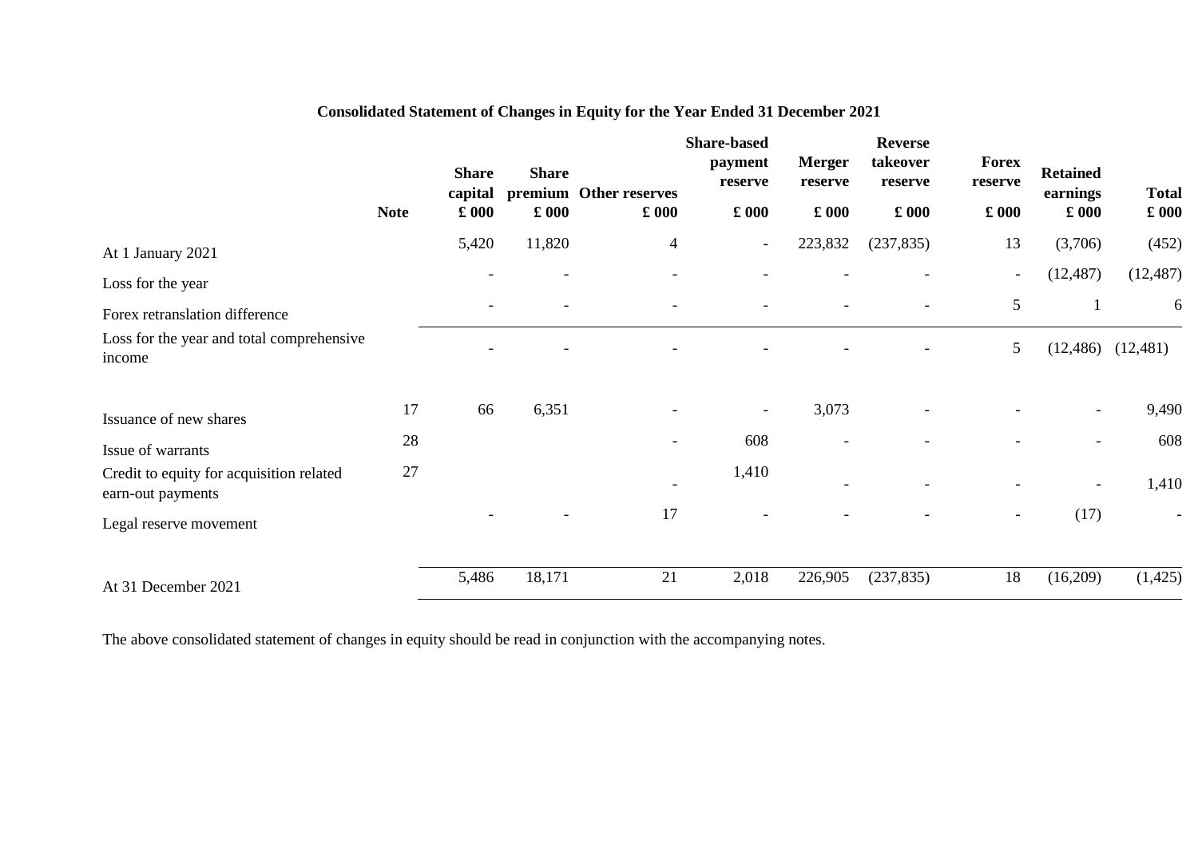## Consolidated Statement of Changes in Equity for the Year Ended 31 December 2021

| | Note | Share capital £ 000 | Share premium £ 000 | Other reserves £ 000 | Share-based payment reserve £ 000 | Merger reserve £ 000 | Reverse takeover reserve £ 000 | Forex reserve £ 000 | Retained earnings £ 000 | Total £ 000 |
|---|---|---|---|---|---|---|---|---|---|---|
| At 1 January 2021 | | 5,420 | 11,820 | 4 | - | 223,832 | (237,835) | 13 | (3,706) | (452) |
| Loss for the year | | - | - | - | - | - | - | - | (12,487) | (12,487) |
| Forex retranslation difference | | - | - | - | - | - | - | 5 | 1 | 6 |
| Loss for the year and total comprehensive income | | - | - | - | - | - | - | 5 | (12,486) | (12,481) |
| Issuance of new shares | 17 | 66 | 6,351 | - | - | 3,073 | - | - | - | 9,490 |
| Issue of warrants | 28 | | | - | 608 | - | - | - | - | 608 |
| Credit to equity for acquisition related earn-out payments | 27 | | | - | 1,410 | - | - | - | - | 1,410 |
| Legal reserve movement | | - | - | 17 | - | - | - | - | (17) | - |
| At 31 December 2021 | | 5,486 | 18,171 | 21 | 2,018 | 226,905 | (237,835) | 18 | (16,209) | (1,425) |

The above consolidated statement of changes in equity should be read in conjunction with the accompanying notes.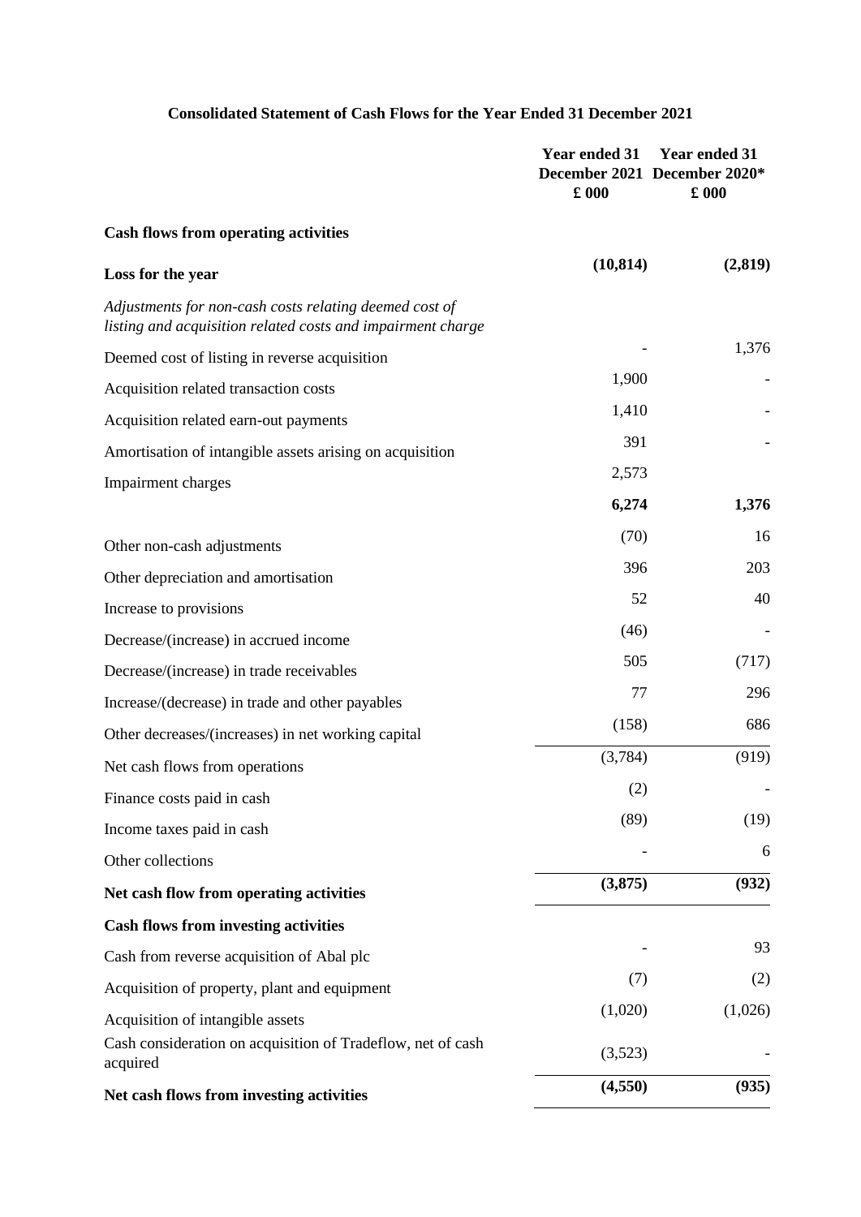**Consolidated Statement of Cash Flows for the Year Ended 31 December 2021**

| | Year ended 31 December 2021 £ 000 | Year ended 31 December 2020* £ 000 |
|---|---|---|
| **Cash flows from operating activities** | | |
| **Loss for the year** | **(10,814)** | **(2,819)** |
| *Adjustments for non-cash costs relating deemed cost of listing and acquisition related costs and impairment charge* | | |
| Deemed cost of listing in reverse acquisition | - | 1,376 |
| Acquisition related transaction costs | 1,900 | - |
| Acquisition related earn-out payments | 1,410 | - |
| Amortisation of intangible assets arising on acquisition | 391 | - |
| Impairment charges | 2,573 | |
| | **6,274** | **1,376** |
| Other non-cash adjustments | (70) | 16 |
| Other depreciation and amortisation | 396 | 203 |
| Increase to provisions | 52 | 40 |
| Decrease/(increase) in accrued income | (46) | - |
| Decrease/(increase) in trade receivables | 505 | (717) |
| Increase/(decrease) in trade and other payables | 77 | 296 |
| Other decreases/(increases) in net working capital | (158) | 686 |
| Net cash flows from operations | (3,784) | (919) |
| Finance costs paid in cash | (2) | - |
| Income taxes paid in cash | (89) | (19) |
| Other collections | - | 6 |
| **Net cash flow from operating activities** | **(3,875)** | **(932)** |
| **Cash flows from investing activities** | | |
| Cash from reverse acquisition of Abal plc | - | 93 |
| Acquisition of property, plant and equipment | (7) | (2) |
| Acquisition of intangible assets | (1,020) | (1,026) |
| Cash consideration on acquisition of Tradeflow, net of cash acquired | (3,523) | - |
| **Net cash flows from investing activities** | **(4,550)** | **(935)** |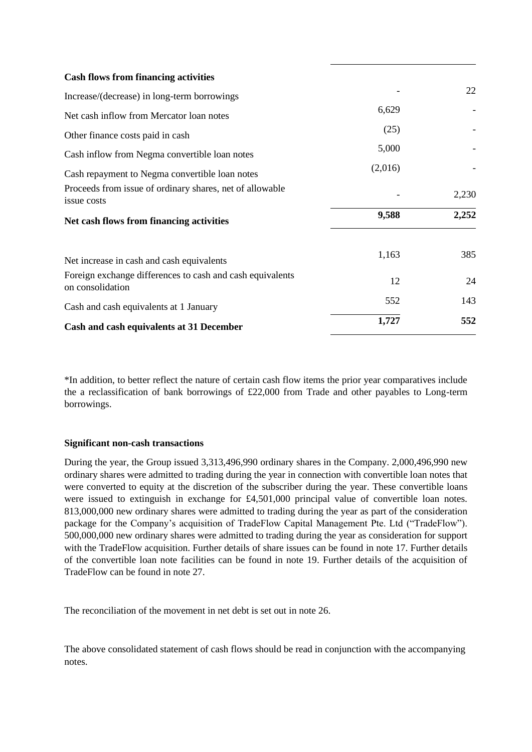| | | |
|---|---|---|
| **Cash flows from financing activities** | | |
| Increase/(decrease) in long-term borrowings | - | 22 |
| Net cash inflow from Mercator loan notes | 6,629 | - |
| Other finance costs paid in cash | (25) | - |
| Cash inflow from Negma convertible loan notes | 5,000 | - |
| Cash repayment to Negma convertible loan notes | (2,016) | - |
| Proceeds from issue of ordinary shares, net of allowable issue costs | - | 2,230 |
| **Net cash flows from financing activities** | **9,588** | **2,252** |
| | | |
| Net increase in cash and cash equivalents | 1,163 | 385 |
| Foreign exchange differences to cash and cash equivalents on consolidation | 12 | 24 |
| Cash and cash equivalents at 1 January | 552 | 143 |
| **Cash and cash equivalents at 31 December** | **1,727** | **552** |

*In addition, to better reflect the nature of certain cash flow items the prior year comparatives include the a reclassification of bank borrowings of £22,000 from Trade and other payables to Long-term borrowings.

**Significant non-cash transactions**

During the year, the Group issued 3,313,496,990 ordinary shares in the Company. 2,000,496,990 new ordinary shares were admitted to trading during the year in connection with convertible loan notes that were converted to equity at the discretion of the subscriber during the year. These convertible loans were issued to extinguish in exchange for £4,501,000 principal value of convertible loan notes. 813,000,000 new ordinary shares were admitted to trading during the year as part of the consideration package for the Company's acquisition of TradeFlow Capital Management Pte. Ltd ("TradeFlow"). 500,000,000 new ordinary shares were admitted to trading during the year as consideration for support with the TradeFlow acquisition. Further details of share issues can be found in note 17. Further details of the convertible loan note facilities can be found in note 19. Further details of the acquisition of TradeFlow can be found in note 27.

The reconciliation of the movement in net debt is set out in note 26.

The above consolidated statement of cash flows should be read in conjunction with the accompanying notes.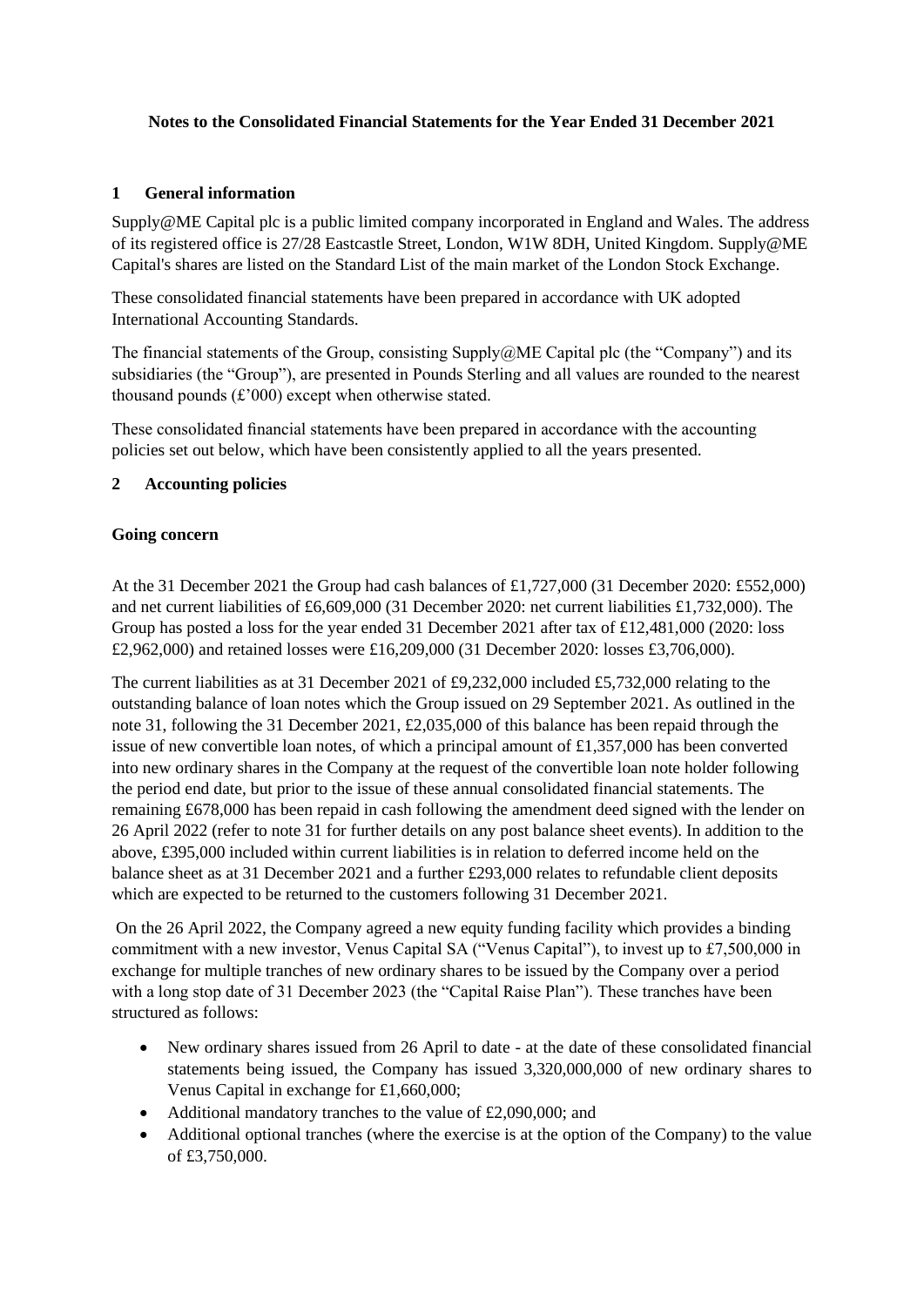**Notes to the Consolidated Financial Statements for the Year Ended 31 December 2021**

## 1 General information

Supply@ME Capital plc is a public limited company incorporated in England and Wales. The address of its registered office is 27/28 Eastcastle Street, London, W1W 8DH, United Kingdom. Supply@ME Capital's shares are listed on the Standard List of the main market of the London Stock Exchange.

These consolidated financial statements have been prepared in accordance with UK adopted International Accounting Standards.

The financial statements of the Group, consisting Supply@ME Capital plc (the "Company") and its subsidiaries (the "Group"), are presented in Pounds Sterling and all values are rounded to the nearest thousand pounds (£'000) except when otherwise stated.

These consolidated financial statements have been prepared in accordance with the accounting policies set out below, which have been consistently applied to all the years presented.

## 2 Accounting policies

### Going concern

At the 31 December 2021 the Group had cash balances of £1,727,000 (31 December 2020: £552,000) and net current liabilities of £6,609,000 (31 December 2020: net current liabilities £1,732,000). The Group has posted a loss for the year ended 31 December 2021 after tax of £12,481,000 (2020: loss £2,962,000) and retained losses were £16,209,000 (31 December 2020: losses £3,706,000).

The current liabilities as at 31 December 2021 of £9,232,000 included £5,732,000 relating to the outstanding balance of loan notes which the Group issued on 29 September 2021. As outlined in the note 31, following the 31 December 2021, £2,035,000 of this balance has been repaid through the issue of new convertible loan notes, of which a principal amount of £1,357,000 has been converted into new ordinary shares in the Company at the request of the convertible loan note holder following the period end date, but prior to the issue of these annual consolidated financial statements. The remaining £678,000 has been repaid in cash following the amendment deed signed with the lender on 26 April 2022 (refer to note 31 for further details on any post balance sheet events). In addition to the above, £395,000 included within current liabilities is in relation to deferred income held on the balance sheet as at 31 December 2021 and a further £293,000 relates to refundable client deposits which are expected to be returned to the customers following 31 December 2021.

On the 26 April 2022, the Company agreed a new equity funding facility which provides a binding commitment with a new investor, Venus Capital SA ("Venus Capital"), to invest up to £7,500,000 in exchange for multiple tranches of new ordinary shares to be issued by the Company over a period with a long stop date of 31 December 2023 (the "Capital Raise Plan"). These tranches have been structured as follows:

- New ordinary shares issued from 26 April to date - at the date of these consolidated financial statements being issued, the Company has issued 3,320,000,000 of new ordinary shares to Venus Capital in exchange for £1,660,000;
- Additional mandatory tranches to the value of £2,090,000; and
- Additional optional tranches (where the exercise is at the option of the Company) to the value of £3,750,000.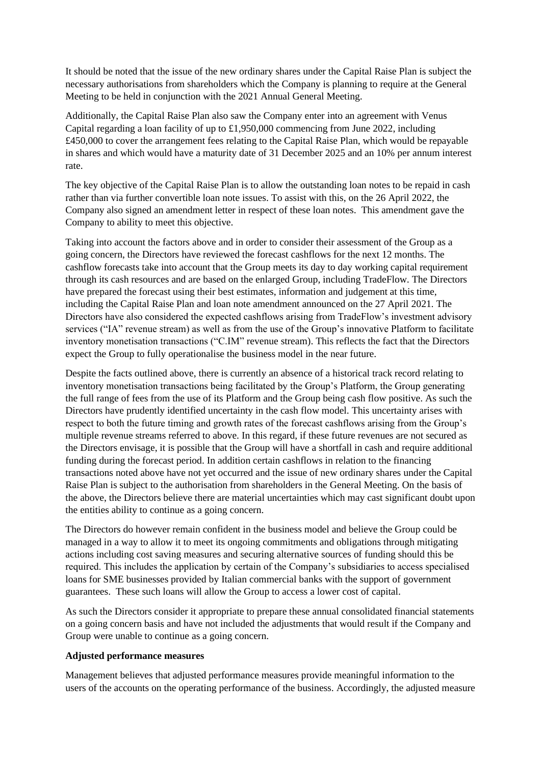It should be noted that the issue of the new ordinary shares under the Capital Raise Plan is subject the necessary authorisations from shareholders which the Company is planning to require at the General Meeting to be held in conjunction with the 2021 Annual General Meeting.

Additionally, the Capital Raise Plan also saw the Company enter into an agreement with Venus Capital regarding a loan facility of up to £1,950,000 commencing from June 2022, including £450,000 to cover the arrangement fees relating to the Capital Raise Plan, which would be repayable in shares and which would have a maturity date of 31 December 2025 and an 10% per annum interest rate.

The key objective of the Capital Raise Plan is to allow the outstanding loan notes to be repaid in cash rather than via further convertible loan note issues. To assist with this, on the 26 April 2022, the Company also signed an amendment letter in respect of these loan notes. This amendment gave the Company to ability to meet this objective.

Taking into account the factors above and in order to consider their assessment of the Group as a going concern, the Directors have reviewed the forecast cashflows for the next 12 months. The cashflow forecasts take into account that the Group meets its day to day working capital requirement through its cash resources and are based on the enlarged Group, including TradeFlow. The Directors have prepared the forecast using their best estimates, information and judgement at this time, including the Capital Raise Plan and loan note amendment announced on the 27 April 2021. The Directors have also considered the expected cashflows arising from TradeFlow's investment advisory services ("IA" revenue stream) as well as from the use of the Group's innovative Platform to facilitate inventory monetisation transactions ("C.IM" revenue stream). This reflects the fact that the Directors expect the Group to fully operationalise the business model in the near future.

Despite the facts outlined above, there is currently an absence of a historical track record relating to inventory monetisation transactions being facilitated by the Group's Platform, the Group generating the full range of fees from the use of its Platform and the Group being cash flow positive. As such the Directors have prudently identified uncertainty in the cash flow model. This uncertainty arises with respect to both the future timing and growth rates of the forecast cashflows arising from the Group's multiple revenue streams referred to above. In this regard, if these future revenues are not secured as the Directors envisage, it is possible that the Group will have a shortfall in cash and require additional funding during the forecast period. In addition certain cashflows in relation to the financing transactions noted above have not yet occurred and the issue of new ordinary shares under the Capital Raise Plan is subject to the authorisation from shareholders in the General Meeting. On the basis of the above, the Directors believe there are material uncertainties which may cast significant doubt upon the entities ability to continue as a going concern.

The Directors do however remain confident in the business model and believe the Group could be managed in a way to allow it to meet its ongoing commitments and obligations through mitigating actions including cost saving measures and securing alternative sources of funding should this be required. This includes the application by certain of the Company's subsidiaries to access specialised loans for SME businesses provided by Italian commercial banks with the support of government guarantees. These such loans will allow the Group to access a lower cost of capital.

As such the Directors consider it appropriate to prepare these annual consolidated financial statements on a going concern basis and have not included the adjustments that would result if the Company and Group were unable to continue as a going concern.

**Adjusted performance measures**

Management believes that adjusted performance measures provide meaningful information to the users of the accounts on the operating performance of the business. Accordingly, the adjusted measure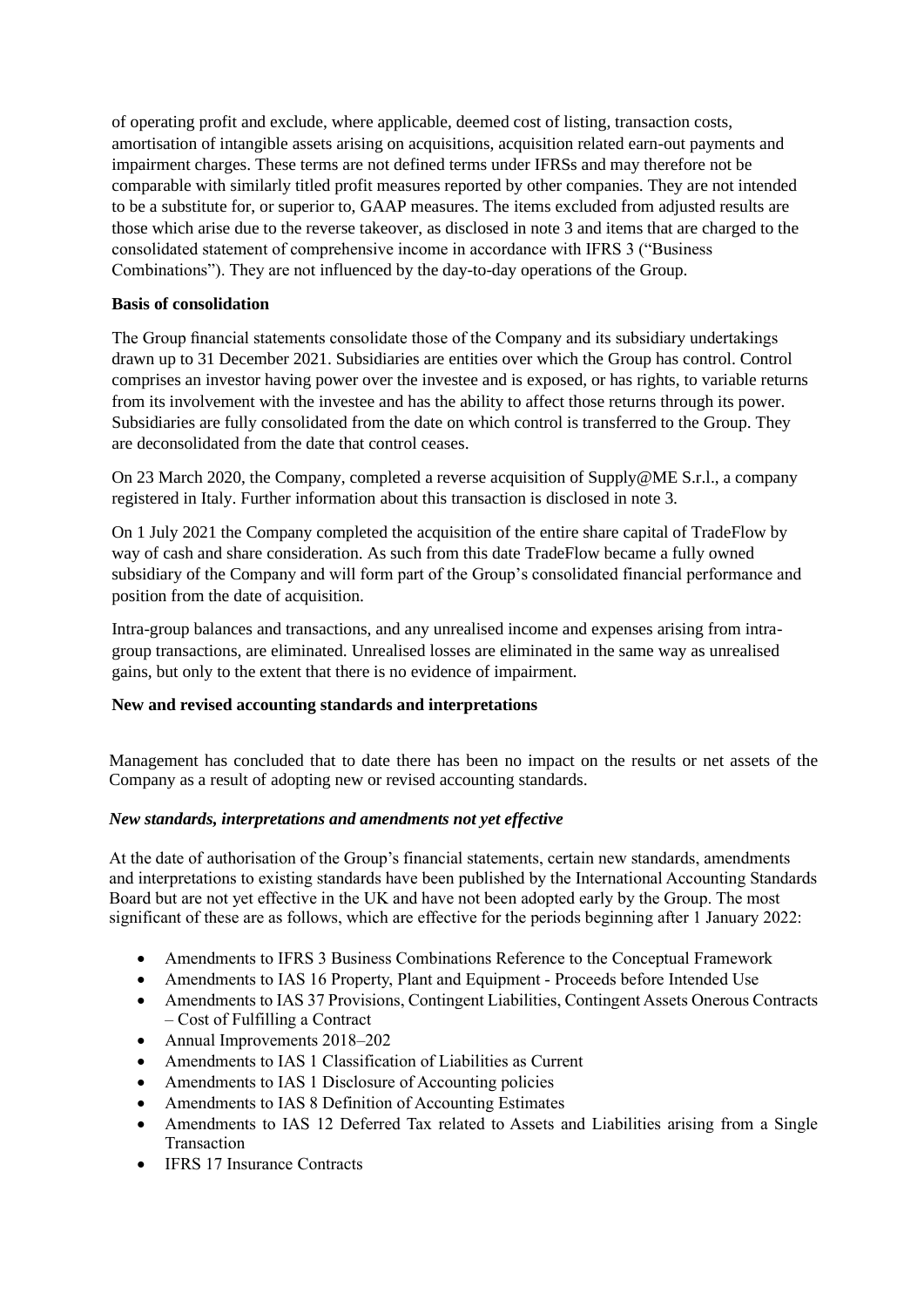of operating profit and exclude, where applicable, deemed cost of listing, transaction costs, amortisation of intangible assets arising on acquisitions, acquisition related earn-out payments and impairment charges. These terms are not defined terms under IFRSs and may therefore not be comparable with similarly titled profit measures reported by other companies. They are not intended to be a substitute for, or superior to, GAAP measures. The items excluded from adjusted results are those which arise due to the reverse takeover, as disclosed in note 3 and items that are charged to the consolidated statement of comprehensive income in accordance with IFRS 3 ("Business Combinations"). They are not influenced by the day-to-day operations of the Group.

**Basis of consolidation**

The Group financial statements consolidate those of the Company and its subsidiary undertakings drawn up to 31 December 2021. Subsidiaries are entities over which the Group has control. Control comprises an investor having power over the investee and is exposed, or has rights, to variable returns from its involvement with the investee and has the ability to affect those returns through its power. Subsidiaries are fully consolidated from the date on which control is transferred to the Group. They are deconsolidated from the date that control ceases.

On 23 March 2020, the Company, completed a reverse acquisition of Supply@ME S.r.l., a company registered in Italy. Further information about this transaction is disclosed in note 3.

On 1 July 2021 the Company completed the acquisition of the entire share capital of TradeFlow by way of cash and share consideration. As such from this date TradeFlow became a fully owned subsidiary of the Company and will form part of the Group's consolidated financial performance and position from the date of acquisition.

Intra-group balances and transactions, and any unrealised income and expenses arising from intra-group transactions, are eliminated. Unrealised losses are eliminated in the same way as unrealised gains, but only to the extent that there is no evidence of impairment.

**New and revised accounting standards and interpretations**

Management has concluded that to date there has been no impact on the results or net assets of the Company as a result of adopting new or revised accounting standards.

***New standards, interpretations and amendments not yet effective***

At the date of authorisation of the Group's financial statements, certain new standards, amendments and interpretations to existing standards have been published by the International Accounting Standards Board but are not yet effective in the UK and have not been adopted early by the Group. The most significant of these are as follows, which are effective for the periods beginning after 1 January 2022:

- Amendments to IFRS 3 Business Combinations Reference to the Conceptual Framework
- Amendments to IAS 16 Property, Plant and Equipment - Proceeds before Intended Use
- Amendments to IAS 37 Provisions, Contingent Liabilities, Contingent Assets Onerous Contracts – Cost of Fulfilling a Contract
- Annual Improvements 2018–202
- Amendments to IAS 1 Classification of Liabilities as Current
- Amendments to IAS 1 Disclosure of Accounting policies
- Amendments to IAS 8 Definition of Accounting Estimates
- Amendments to IAS 12 Deferred Tax related to Assets and Liabilities arising from a Single Transaction
- IFRS 17 Insurance Contracts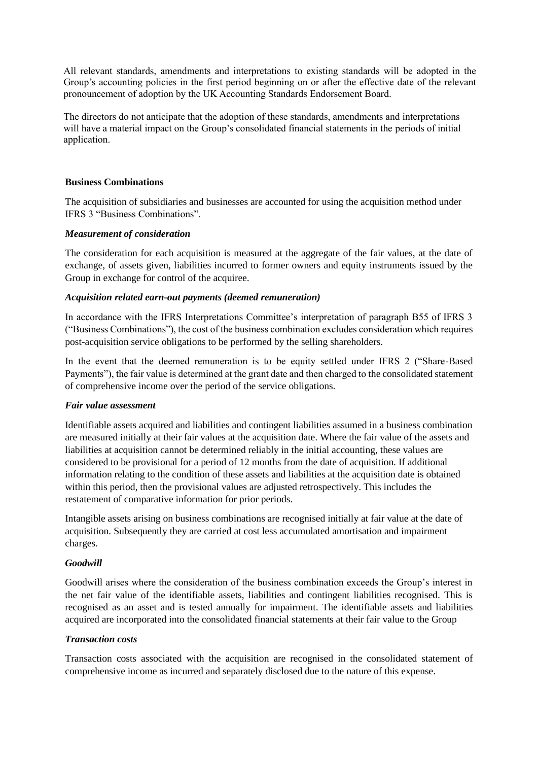All relevant standards, amendments and interpretations to existing standards will be adopted in the Group's accounting policies in the first period beginning on or after the effective date of the relevant pronouncement of adoption by the UK Accounting Standards Endorsement Board.

The directors do not anticipate that the adoption of these standards, amendments and interpretations will have a material impact on the Group's consolidated financial statements in the periods of initial application.

**Business Combinations**

The acquisition of subsidiaries and businesses are accounted for using the acquisition method under IFRS 3 "Business Combinations".

***Measurement of consideration***

The consideration for each acquisition is measured at the aggregate of the fair values, at the date of exchange, of assets given, liabilities incurred to former owners and equity instruments issued by the Group in exchange for control of the acquiree.

***Acquisition related earn-out payments (deemed remuneration)***

In accordance with the IFRS Interpretations Committee's interpretation of paragraph B55 of IFRS 3 ("Business Combinations"), the cost of the business combination excludes consideration which requires post-acquisition service obligations to be performed by the selling shareholders.

In the event that the deemed remuneration is to be equity settled under IFRS 2 ("Share-Based Payments"), the fair value is determined at the grant date and then charged to the consolidated statement of comprehensive income over the period of the service obligations.

***Fair value assessment***

Identifiable assets acquired and liabilities and contingent liabilities assumed in a business combination are measured initially at their fair values at the acquisition date. Where the fair value of the assets and liabilities at acquisition cannot be determined reliably in the initial accounting, these values are considered to be provisional for a period of 12 months from the date of acquisition. If additional information relating to the condition of these assets and liabilities at the acquisition date is obtained within this period, then the provisional values are adjusted retrospectively. This includes the restatement of comparative information for prior periods.

Intangible assets arising on business combinations are recognised initially at fair value at the date of acquisition. Subsequently they are carried at cost less accumulated amortisation and impairment charges.

***Goodwill***

Goodwill arises where the consideration of the business combination exceeds the Group's interest in the net fair value of the identifiable assets, liabilities and contingent liabilities recognised. This is recognised as an asset and is tested annually for impairment. The identifiable assets and liabilities acquired are incorporated into the consolidated financial statements at their fair value to the Group

***Transaction costs***

Transaction costs associated with the acquisition are recognised in the consolidated statement of comprehensive income as incurred and separately disclosed due to the nature of this expense.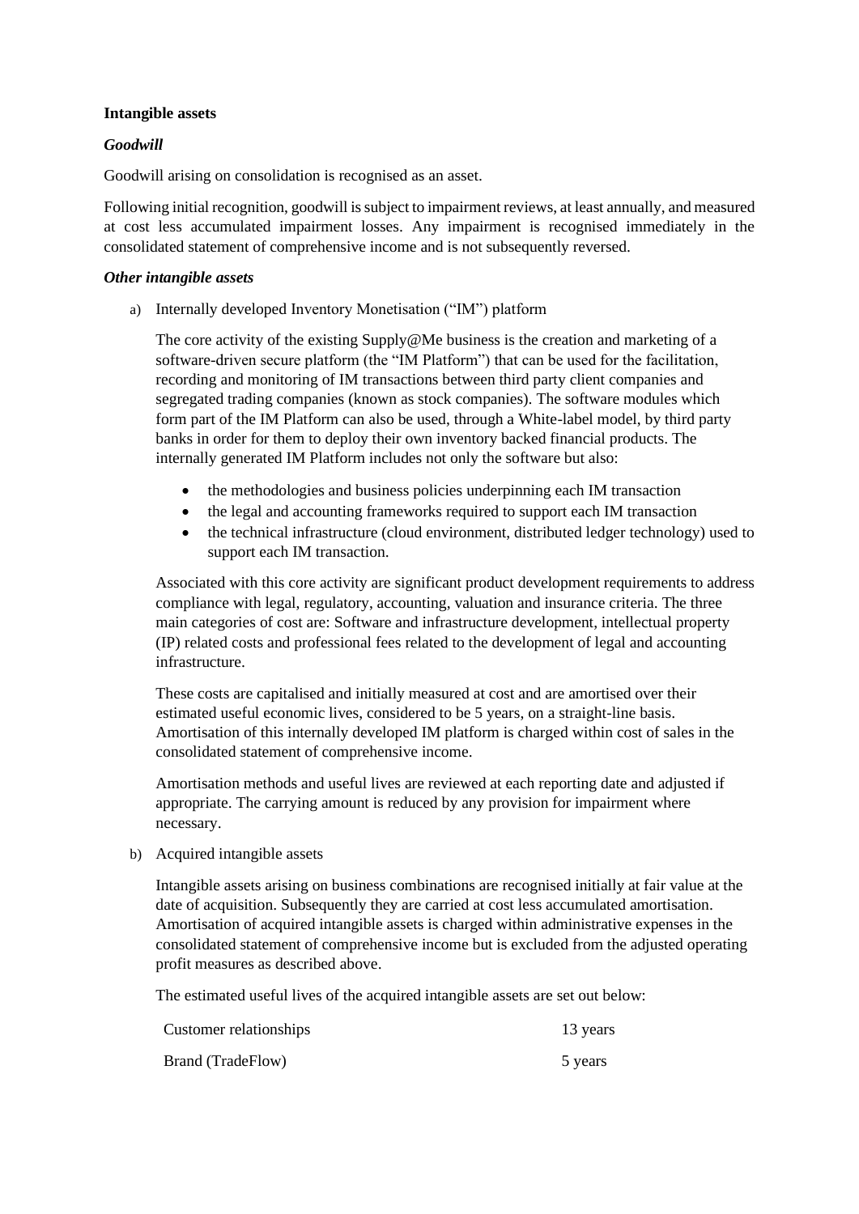**Intangible assets**

***Goodwill***

Goodwill arising on consolidation is recognised as an asset.

Following initial recognition, goodwill is subject to impairment reviews, at least annually, and measured at cost less accumulated impairment losses. Any impairment is recognised immediately in the consolidated statement of comprehensive income and is not subsequently reversed.

***Other intangible assets***

a) Internally developed Inventory Monetisation ("IM") platform

   The core activity of the existing Supply@Me business is the creation and marketing of a software-driven secure platform (the "IM Platform") that can be used for the facilitation, recording and monitoring of IM transactions between third party client companies and segregated trading companies (known as stock companies). The software modules which form part of the IM Platform can also be used, through a White-label model, by third party banks in order for them to deploy their own inventory backed financial products. The internally generated IM Platform includes not only the software but also:

   - the methodologies and business policies underpinning each IM transaction
   - the legal and accounting frameworks required to support each IM transaction
   - the technical infrastructure (cloud environment, distributed ledger technology) used to support each IM transaction.

   Associated with this core activity are significant product development requirements to address compliance with legal, regulatory, accounting, valuation and insurance criteria. The three main categories of cost are: Software and infrastructure development, intellectual property (IP) related costs and professional fees related to the development of legal and accounting infrastructure.

   These costs are capitalised and initially measured at cost and are amortised over their estimated useful economic lives, considered to be 5 years, on a straight-line basis. Amortisation of this internally developed IM platform is charged within cost of sales in the consolidated statement of comprehensive income.

   Amortisation methods and useful lives are reviewed at each reporting date and adjusted if appropriate. The carrying amount is reduced by any provision for impairment where necessary.

b) Acquired intangible assets

   Intangible assets arising on business combinations are recognised initially at fair value at the date of acquisition. Subsequently they are carried at cost less accumulated amortisation. Amortisation of acquired intangible assets is charged within administrative expenses in the consolidated statement of comprehensive income but is excluded from the adjusted operating profit measures as described above.

   The estimated useful lives of the acquired intangible assets are set out below:

| | |
|---|---|
| Customer relationships | 13 years |
| Brand (TradeFlow) | 5 years |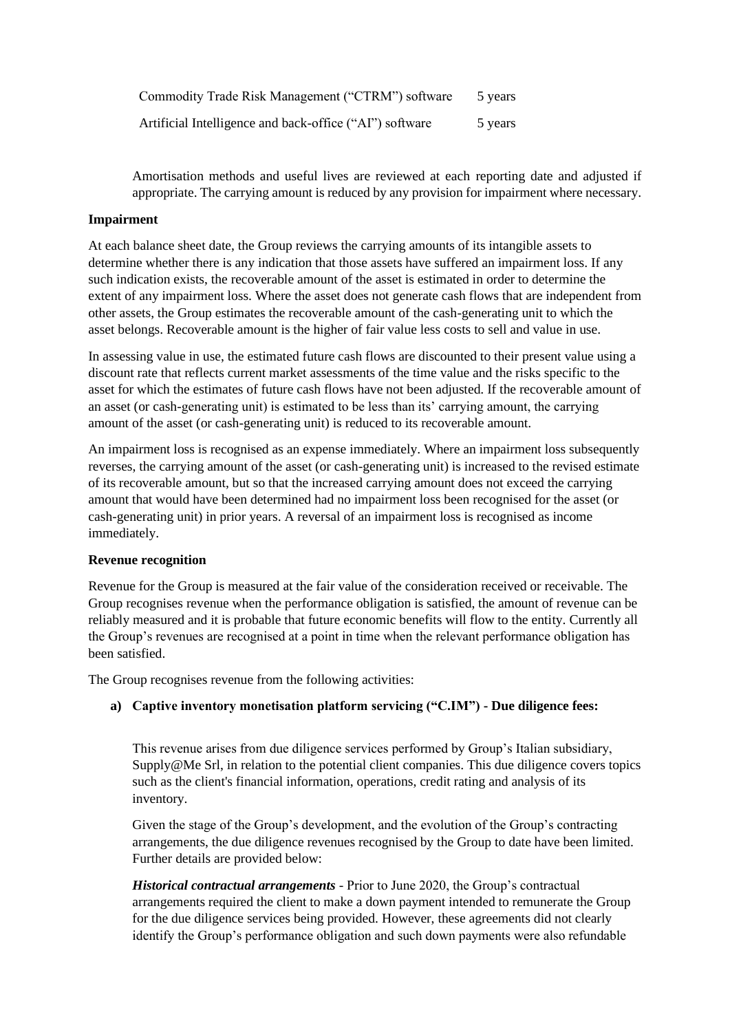| | |
|---|---|
| Commodity Trade Risk Management ("CTRM") software | 5 years |
| Artificial Intelligence and back-office ("AI") software | 5 years |

Amortisation methods and useful lives are reviewed at each reporting date and adjusted if appropriate. The carrying amount is reduced by any provision for impairment where necessary.

**Impairment**

At each balance sheet date, the Group reviews the carrying amounts of its intangible assets to determine whether there is any indication that those assets have suffered an impairment loss. If any such indication exists, the recoverable amount of the asset is estimated in order to determine the extent of any impairment loss. Where the asset does not generate cash flows that are independent from other assets, the Group estimates the recoverable amount of the cash-generating unit to which the asset belongs. Recoverable amount is the higher of fair value less costs to sell and value in use.

In assessing value in use, the estimated future cash flows are discounted to their present value using a discount rate that reflects current market assessments of the time value and the risks specific to the asset for which the estimates of future cash flows have not been adjusted. If the recoverable amount of an asset (or cash-generating unit) is estimated to be less than its' carrying amount, the carrying amount of the asset (or cash-generating unit) is reduced to its recoverable amount.

An impairment loss is recognised as an expense immediately. Where an impairment loss subsequently reverses, the carrying amount of the asset (or cash-generating unit) is increased to the revised estimate of its recoverable amount, but so that the increased carrying amount does not exceed the carrying amount that would have been determined had no impairment loss been recognised for the asset (or cash-generating unit) in prior years. A reversal of an impairment loss is recognised as income immediately.

**Revenue recognition**

Revenue for the Group is measured at the fair value of the consideration received or receivable. The Group recognises revenue when the performance obligation is satisfied, the amount of revenue can be reliably measured and it is probable that future economic benefits will flow to the entity. Currently all the Group's revenues are recognised at a point in time when the relevant performance obligation has been satisfied.

The Group recognises revenue from the following activities:

**a) Captive inventory monetisation platform servicing ("C.IM") - Due diligence fees:**

This revenue arises from due diligence services performed by Group's Italian subsidiary, Supply@Me Srl, in relation to the potential client companies. This due diligence covers topics such as the client's financial information, operations, credit rating and analysis of its inventory.

Given the stage of the Group's development, and the evolution of the Group's contracting arrangements, the due diligence revenues recognised by the Group to date have been limited. Further details are provided below:

***Historical contractual arrangements*** - Prior to June 2020, the Group's contractual arrangements required the client to make a down payment intended to remunerate the Group for the due diligence services being provided. However, these agreements did not clearly identify the Group's performance obligation and such down payments were also refundable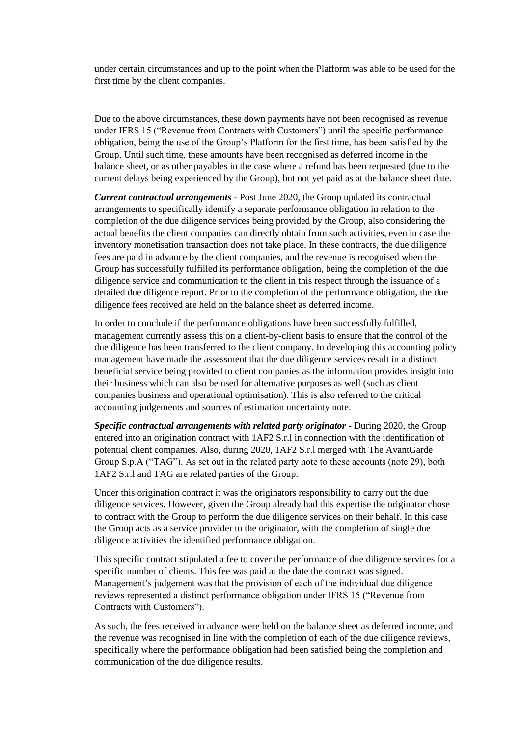under certain circumstances and up to the point when the Platform was able to be used for the first time by the client companies.

Due to the above circumstances, these down payments have not been recognised as revenue under IFRS 15 ("Revenue from Contracts with Customers") until the specific performance obligation, being the use of the Group's Platform for the first time, has been satisfied by the Group. Until such time, these amounts have been recognised as deferred income in the balance sheet, or as other payables in the case where a refund has been requested (due to the current delays being experienced by the Group), but not yet paid as at the balance sheet date.

***Current contractual arrangements*** - Post June 2020, the Group updated its contractual arrangements to specifically identify a separate performance obligation in relation to the completion of the due diligence services being provided by the Group, also considering the actual benefits the client companies can directly obtain from such activities, even in case the inventory monetisation transaction does not take place. In these contracts, the due diligence fees are paid in advance by the client companies, and the revenue is recognised when the Group has successfully fulfilled its performance obligation, being the completion of the due diligence service and communication to the client in this respect through the issuance of a detailed due diligence report. Prior to the completion of the performance obligation, the due diligence fees received are held on the balance sheet as deferred income.

In order to conclude if the performance obligations have been successfully fulfilled, management currently assess this on a client-by-client basis to ensure that the control of the due diligence has been transferred to the client company. In developing this accounting policy management have made the assessment that the due diligence services result in a distinct beneficial service being provided to client companies as the information provides insight into their business which can also be used for alternative purposes as well (such as client companies business and operational optimisation). This is also referred to the critical accounting judgements and sources of estimation uncertainty note.

***Specific contractual arrangements with related party originator*** - During 2020, the Group entered into an origination contract with 1AF2 S.r.l in connection with the identification of potential client companies. Also, during 2020, 1AF2 S.r.l merged with The AvantGarde Group S.p.A ("TAG"). As set out in the related party note to these accounts (note 29), both 1AF2 S.r.l and TAG are related parties of the Group.

Under this origination contract it was the originators responsibility to carry out the due diligence services. However, given the Group already had this expertise the originator chose to contract with the Group to perform the due diligence services on their behalf. In this case the Group acts as a service provider to the originator, with the completion of single due diligence activities the identified performance obligation.

This specific contract stipulated a fee to cover the performance of due diligence services for a specific number of clients. This fee was paid at the date the contract was signed. Management's judgement was that the provision of each of the individual due diligence reviews represented a distinct performance obligation under IFRS 15 ("Revenue from Contracts with Customers").

As such, the fees received in advance were held on the balance sheet as deferred income, and the revenue was recognised in line with the completion of each of the due diligence reviews, specifically where the performance obligation had been satisfied being the completion and communication of the due diligence results.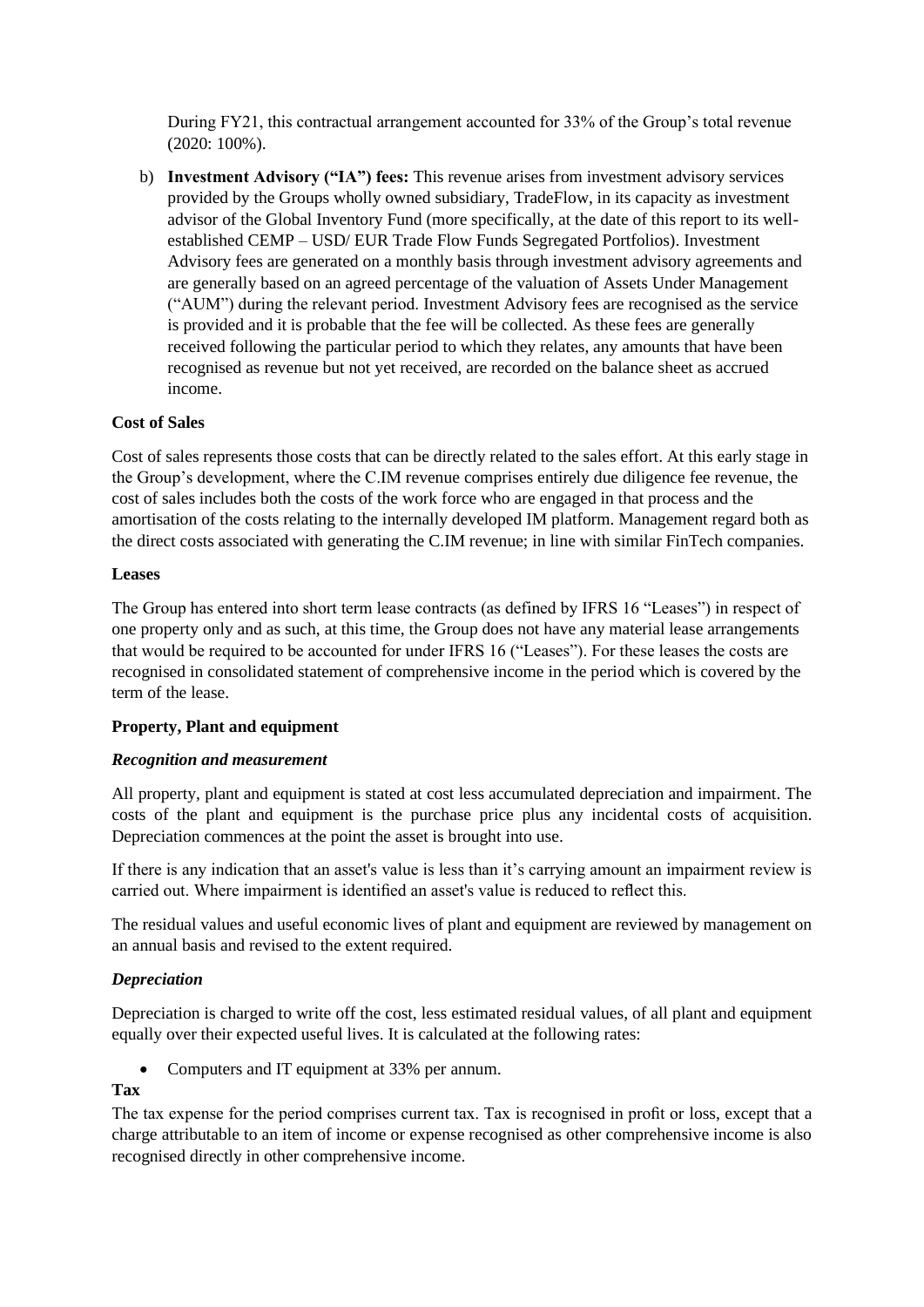During FY21, this contractual arrangement accounted for 33% of the Group's total revenue (2020: 100%).

b) **Investment Advisory ("IA") fees:** This revenue arises from investment advisory services provided by the Groups wholly owned subsidiary, TradeFlow, in its capacity as investment advisor of the Global Inventory Fund (more specifically, at the date of this report to its well-established CEMP – USD/ EUR Trade Flow Funds Segregated Portfolios). Investment Advisory fees are generated on a monthly basis through investment advisory agreements and are generally based on an agreed percentage of the valuation of Assets Under Management ("AUM") during the relevant period. Investment Advisory fees are recognised as the service is provided and it is probable that the fee will be collected. As these fees are generally received following the particular period to which they relates, any amounts that have been recognised as revenue but not yet received, are recorded on the balance sheet as accrued income.

**Cost of Sales**

Cost of sales represents those costs that can be directly related to the sales effort. At this early stage in the Group's development, where the C.IM revenue comprises entirely due diligence fee revenue, the cost of sales includes both the costs of the work force who are engaged in that process and the amortisation of the costs relating to the internally developed IM platform. Management regard both as the direct costs associated with generating the C.IM revenue; in line with similar FinTech companies.

**Leases**

The Group has entered into short term lease contracts (as defined by IFRS 16 "Leases") in respect of one property only and as such, at this time, the Group does not have any material lease arrangements that would be required to be accounted for under IFRS 16 ("Leases"). For these leases the costs are recognised in consolidated statement of comprehensive income in the period which is covered by the term of the lease.

**Property, Plant and equipment**

***Recognition and measurement***

All property, plant and equipment is stated at cost less accumulated depreciation and impairment. The costs of the plant and equipment is the purchase price plus any incidental costs of acquisition. Depreciation commences at the point the asset is brought into use.

If there is any indication that an asset's value is less than it's carrying amount an impairment review is carried out. Where impairment is identified an asset's value is reduced to reflect this.

The residual values and useful economic lives of plant and equipment are reviewed by management on an annual basis and revised to the extent required.

***Depreciation***

Depreciation is charged to write off the cost, less estimated residual values, of all plant and equipment equally over their expected useful lives. It is calculated at the following rates:

- Computers and IT equipment at 33% per annum.

**Tax**

The tax expense for the period comprises current tax. Tax is recognised in profit or loss, except that a charge attributable to an item of income or expense recognised as other comprehensive income is also recognised directly in other comprehensive income.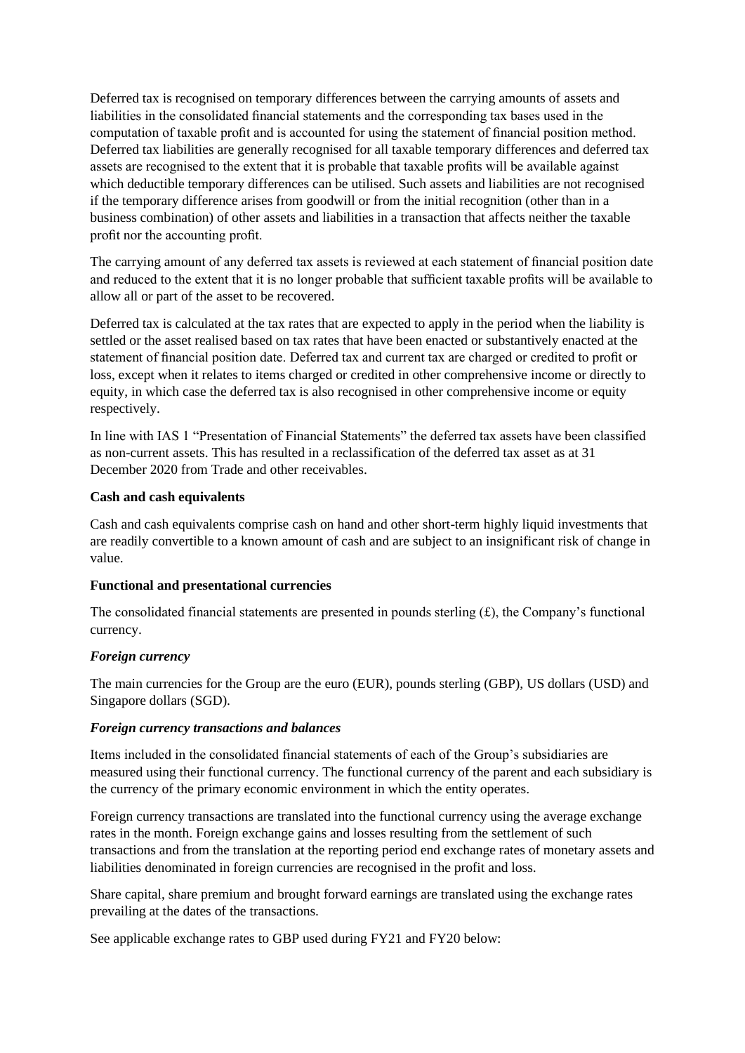Deferred tax is recognised on temporary differences between the carrying amounts of assets and liabilities in the consolidated financial statements and the corresponding tax bases used in the computation of taxable profit and is accounted for using the statement of financial position method. Deferred tax liabilities are generally recognised for all taxable temporary differences and deferred tax assets are recognised to the extent that it is probable that taxable profits will be available against which deductible temporary differences can be utilised. Such assets and liabilities are not recognised if the temporary difference arises from goodwill or from the initial recognition (other than in a business combination) of other assets and liabilities in a transaction that affects neither the taxable profit nor the accounting profit.

The carrying amount of any deferred tax assets is reviewed at each statement of financial position date and reduced to the extent that it is no longer probable that sufficient taxable profits will be available to allow all or part of the asset to be recovered.

Deferred tax is calculated at the tax rates that are expected to apply in the period when the liability is settled or the asset realised based on tax rates that have been enacted or substantively enacted at the statement of financial position date. Deferred tax and current tax are charged or credited to profit or loss, except when it relates to items charged or credited in other comprehensive income or directly to equity, in which case the deferred tax is also recognised in other comprehensive income or equity respectively.

In line with IAS 1 "Presentation of Financial Statements" the deferred tax assets have been classified as non-current assets. This has resulted in a reclassification of the deferred tax asset as at 31 December 2020 from Trade and other receivables.

**Cash and cash equivalents**

Cash and cash equivalents comprise cash on hand and other short-term highly liquid investments that are readily convertible to a known amount of cash and are subject to an insignificant risk of change in value.

**Functional and presentational currencies**

The consolidated financial statements are presented in pounds sterling (£), the Company's functional currency.

***Foreign currency***

The main currencies for the Group are the euro (EUR), pounds sterling (GBP), US dollars (USD) and Singapore dollars (SGD).

***Foreign currency transactions and balances***

Items included in the consolidated financial statements of each of the Group's subsidiaries are measured using their functional currency. The functional currency of the parent and each subsidiary is the currency of the primary economic environment in which the entity operates.

Foreign currency transactions are translated into the functional currency using the average exchange rates in the month. Foreign exchange gains and losses resulting from the settlement of such transactions and from the translation at the reporting period end exchange rates of monetary assets and liabilities denominated in foreign currencies are recognised in the profit and loss.

Share capital, share premium and brought forward earnings are translated using the exchange rates prevailing at the dates of the transactions.

See applicable exchange rates to GBP used during FY21 and FY20 below: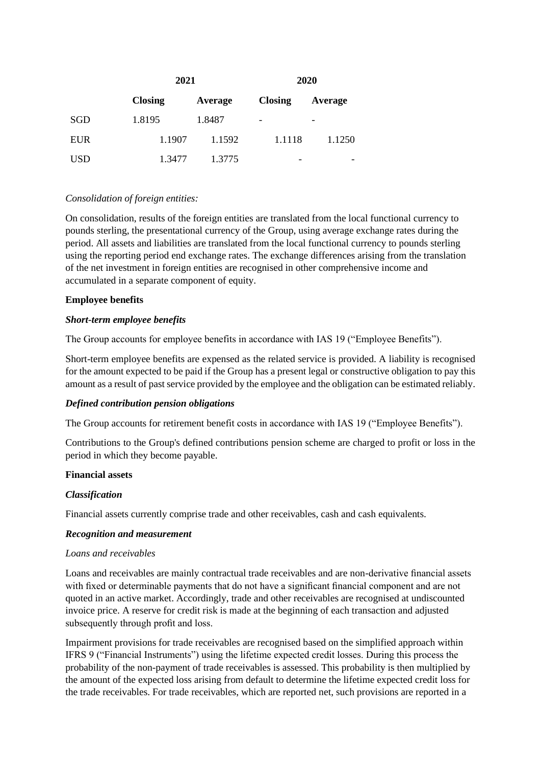| | 2021 | | 2020 | |
|---|---|---|---|---|
| | **Closing** | **Average** | **Closing** | **Average** |
| SGD | 1.8195 | 1.8487 | - | - |
| EUR | 1.1907 | 1.1592 | 1.1118 | 1.1250 |
| USD | 1.3477 | 1.3775 | - | - |

*Consolidation of foreign entities:*

On consolidation, results of the foreign entities are translated from the local functional currency to pounds sterling, the presentational currency of the Group, using average exchange rates during the period. All assets and liabilities are translated from the local functional currency to pounds sterling using the reporting period end exchange rates. The exchange differences arising from the translation of the net investment in foreign entities are recognised in other comprehensive income and accumulated in a separate component of equity.

**Employee benefits**

***Short-term employee benefits***

The Group accounts for employee benefits in accordance with IAS 19 ("Employee Benefits").

Short-term employee benefits are expensed as the related service is provided. A liability is recognised for the amount expected to be paid if the Group has a present legal or constructive obligation to pay this amount as a result of past service provided by the employee and the obligation can be estimated reliably.

***Defined contribution pension obligations***

The Group accounts for retirement benefit costs in accordance with IAS 19 ("Employee Benefits").

Contributions to the Group's defined contributions pension scheme are charged to profit or loss in the period in which they become payable.

**Financial assets**

***Classification***

Financial assets currently comprise trade and other receivables, cash and cash equivalents.

***Recognition and measurement***

*Loans and receivables*

Loans and receivables are mainly contractual trade receivables and are non-derivative financial assets with fixed or determinable payments that do not have a significant financial component and are not quoted in an active market. Accordingly, trade and other receivables are recognised at undiscounted invoice price. A reserve for credit risk is made at the beginning of each transaction and adjusted subsequently through profit and loss.

Impairment provisions for trade receivables are recognised based on the simplified approach within IFRS 9 ("Financial Instruments") using the lifetime expected credit losses. During this process the probability of the non-payment of trade receivables is assessed. This probability is then multiplied by the amount of the expected loss arising from default to determine the lifetime expected credit loss for the trade receivables. For trade receivables, which are reported net, such provisions are reported in a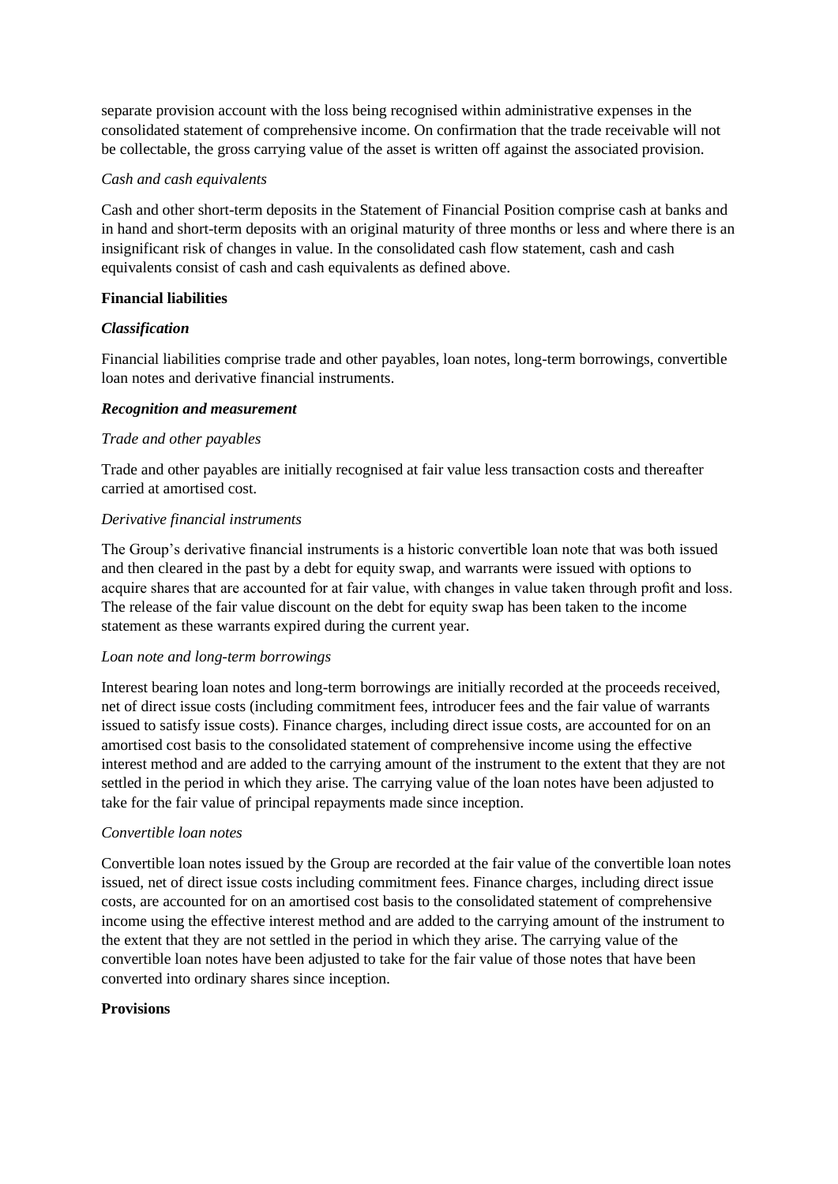separate provision account with the loss being recognised within administrative expenses in the consolidated statement of comprehensive income. On confirmation that the trade receivable will not be collectable, the gross carrying value of the asset is written off against the associated provision.

*Cash and cash equivalents*

Cash and other short-term deposits in the Statement of Financial Position comprise cash at banks and in hand and short-term deposits with an original maturity of three months or less and where there is an insignificant risk of changes in value. In the consolidated cash flow statement, cash and cash equivalents consist of cash and cash equivalents as defined above.

**Financial liabilities**

***Classification***

Financial liabilities comprise trade and other payables, loan notes, long-term borrowings, convertible loan notes and derivative financial instruments.

***Recognition and measurement***

*Trade and other payables*

Trade and other payables are initially recognised at fair value less transaction costs and thereafter carried at amortised cost.

*Derivative financial instruments*

The Group's derivative financial instruments is a historic convertible loan note that was both issued and then cleared in the past by a debt for equity swap, and warrants were issued with options to acquire shares that are accounted for at fair value, with changes in value taken through profit and loss. The release of the fair value discount on the debt for equity swap has been taken to the income statement as these warrants expired during the current year.

*Loan note and long-term borrowings*

Interest bearing loan notes and long-term borrowings are initially recorded at the proceeds received, net of direct issue costs (including commitment fees, introducer fees and the fair value of warrants issued to satisfy issue costs). Finance charges, including direct issue costs, are accounted for on an amortised cost basis to the consolidated statement of comprehensive income using the effective interest method and are added to the carrying amount of the instrument to the extent that they are not settled in the period in which they arise. The carrying value of the loan notes have been adjusted to take for the fair value of principal repayments made since inception.

*Convertible loan notes*

Convertible loan notes issued by the Group are recorded at the fair value of the convertible loan notes issued, net of direct issue costs including commitment fees. Finance charges, including direct issue costs, are accounted for on an amortised cost basis to the consolidated statement of comprehensive income using the effective interest method and are added to the carrying amount of the instrument to the extent that they are not settled in the period in which they arise. The carrying value of the convertible loan notes have been adjusted to take for the fair value of those notes that have been converted into ordinary shares since inception.

**Provisions**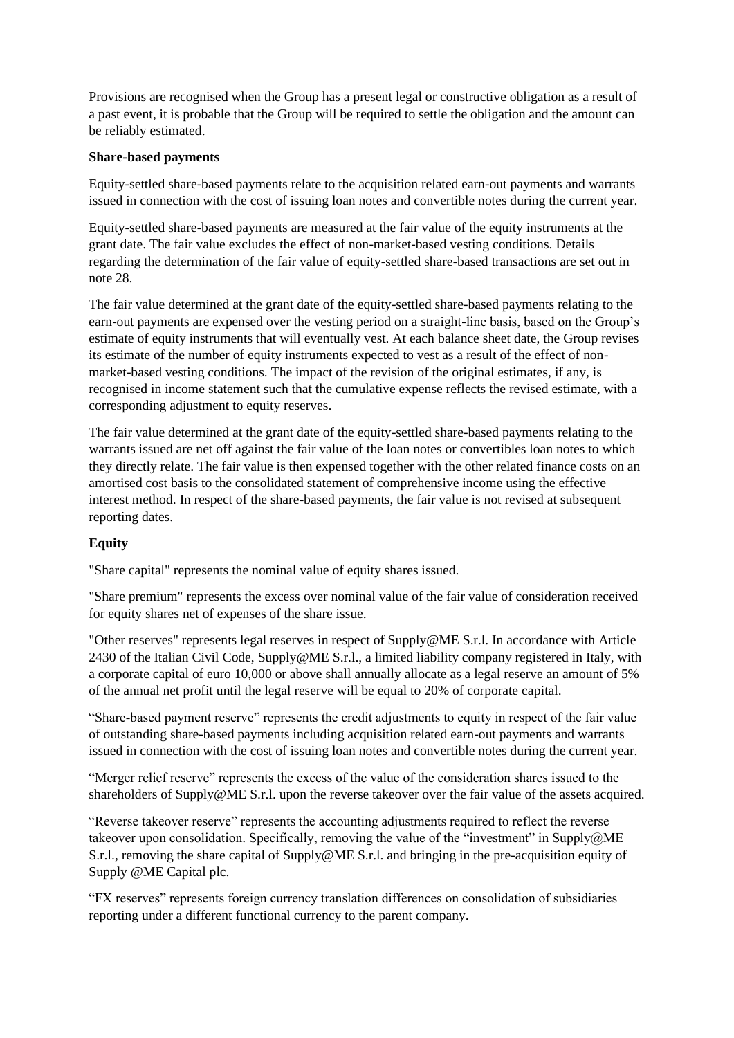Provisions are recognised when the Group has a present legal or constructive obligation as a result of a past event, it is probable that the Group will be required to settle the obligation and the amount can be reliably estimated.

**Share-based payments**

Equity-settled share-based payments relate to the acquisition related earn-out payments and warrants issued in connection with the cost of issuing loan notes and convertible notes during the current year.

Equity-settled share-based payments are measured at the fair value of the equity instruments at the grant date. The fair value excludes the effect of non-market-based vesting conditions. Details regarding the determination of the fair value of equity-settled share-based transactions are set out in note 28.

The fair value determined at the grant date of the equity-settled share-based payments relating to the earn-out payments are expensed over the vesting period on a straight-line basis, based on the Group's estimate of equity instruments that will eventually vest. At each balance sheet date, the Group revises its estimate of the number of equity instruments expected to vest as a result of the effect of non-market-based vesting conditions. The impact of the revision of the original estimates, if any, is recognised in income statement such that the cumulative expense reflects the revised estimate, with a corresponding adjustment to equity reserves.

The fair value determined at the grant date of the equity-settled share-based payments relating to the warrants issued are net off against the fair value of the loan notes or convertibles loan notes to which they directly relate. The fair value is then expensed together with the other related finance costs on an amortised cost basis to the consolidated statement of comprehensive income using the effective interest method. In respect of the share-based payments, the fair value is not revised at subsequent reporting dates.

**Equity**

"Share capital" represents the nominal value of equity shares issued.

"Share premium" represents the excess over nominal value of the fair value of consideration received for equity shares net of expenses of the share issue.

"Other reserves" represents legal reserves in respect of Supply@ME S.r.l. In accordance with Article 2430 of the Italian Civil Code, Supply@ME S.r.l., a limited liability company registered in Italy, with a corporate capital of euro 10,000 or above shall annually allocate as a legal reserve an amount of 5% of the annual net profit until the legal reserve will be equal to 20% of corporate capital.

"Share-based payment reserve" represents the credit adjustments to equity in respect of the fair value of outstanding share-based payments including acquisition related earn-out payments and warrants issued in connection with the cost of issuing loan notes and convertible notes during the current year.

"Merger relief reserve" represents the excess of the value of the consideration shares issued to the shareholders of Supply@ME S.r.l. upon the reverse takeover over the fair value of the assets acquired.

"Reverse takeover reserve" represents the accounting adjustments required to reflect the reverse takeover upon consolidation. Specifically, removing the value of the "investment" in Supply@ME S.r.l., removing the share capital of Supply@ME S.r.l. and bringing in the pre-acquisition equity of Supply @ME Capital plc.

"FX reserves" represents foreign currency translation differences on consolidation of subsidiaries reporting under a different functional currency to the parent company.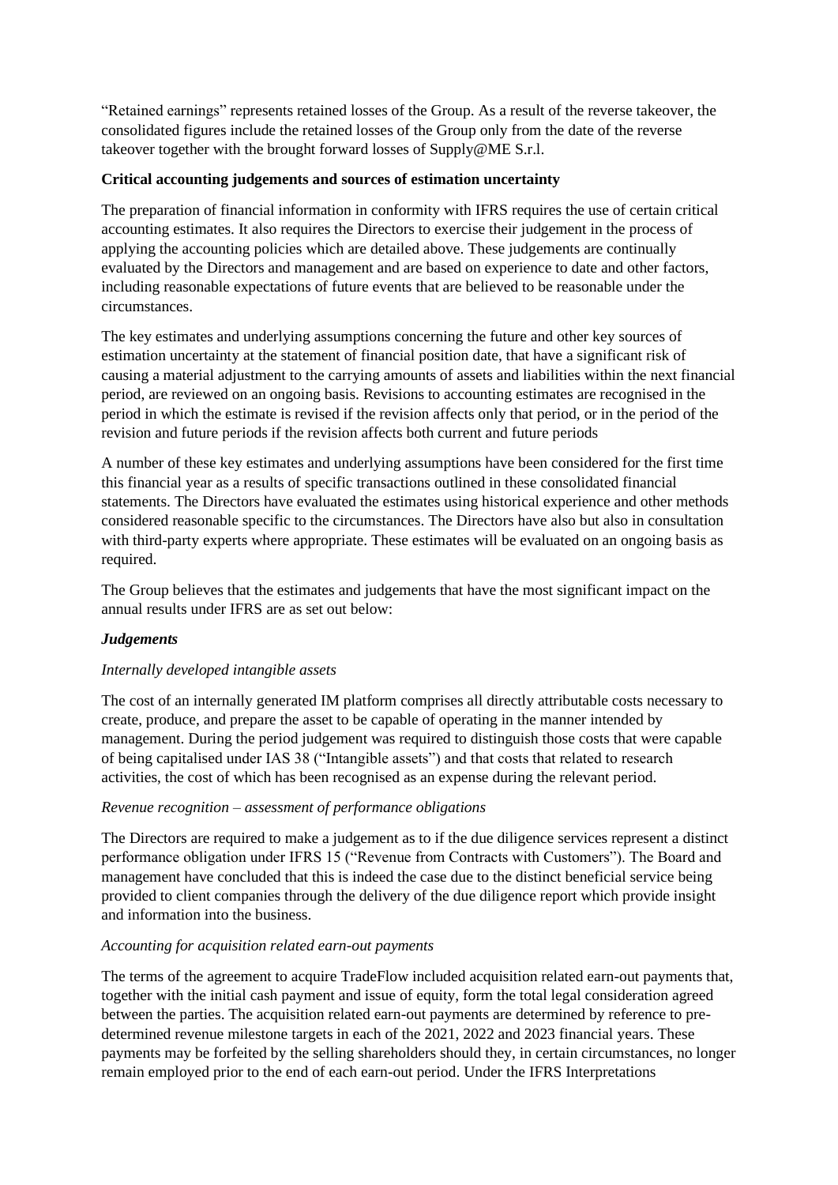"Retained earnings" represents retained losses of the Group. As a result of the reverse takeover, the consolidated figures include the retained losses of the Group only from the date of the reverse takeover together with the brought forward losses of Supply@ME S.r.l.

**Critical accounting judgements and sources of estimation uncertainty**

The preparation of financial information in conformity with IFRS requires the use of certain critical accounting estimates. It also requires the Directors to exercise their judgement in the process of applying the accounting policies which are detailed above. These judgements are continually evaluated by the Directors and management and are based on experience to date and other factors, including reasonable expectations of future events that are believed to be reasonable under the circumstances.

The key estimates and underlying assumptions concerning the future and other key sources of estimation uncertainty at the statement of financial position date, that have a significant risk of causing a material adjustment to the carrying amounts of assets and liabilities within the next financial period, are reviewed on an ongoing basis. Revisions to accounting estimates are recognised in the period in which the estimate is revised if the revision affects only that period, or in the period of the revision and future periods if the revision affects both current and future periods

A number of these key estimates and underlying assumptions have been considered for the first time this financial year as a results of specific transactions outlined in these consolidated financial statements. The Directors have evaluated the estimates using historical experience and other methods considered reasonable specific to the circumstances. The Directors have also but also in consultation with third-party experts where appropriate. These estimates will be evaluated on an ongoing basis as required.

The Group believes that the estimates and judgements that have the most significant impact on the annual results under IFRS are as set out below:

***Judgements***

*Internally developed intangible assets*

The cost of an internally generated IM platform comprises all directly attributable costs necessary to create, produce, and prepare the asset to be capable of operating in the manner intended by management. During the period judgement was required to distinguish those costs that were capable of being capitalised under IAS 38 ("Intangible assets") and that costs that related to research activities, the cost of which has been recognised as an expense during the relevant period.

*Revenue recognition – assessment of performance obligations*

The Directors are required to make a judgement as to if the due diligence services represent a distinct performance obligation under IFRS 15 ("Revenue from Contracts with Customers"). The Board and management have concluded that this is indeed the case due to the distinct beneficial service being provided to client companies through the delivery of the due diligence report which provide insight and information into the business.

*Accounting for acquisition related earn-out payments*

The terms of the agreement to acquire TradeFlow included acquisition related earn-out payments that, together with the initial cash payment and issue of equity, form the total legal consideration agreed between the parties. The acquisition related earn-out payments are determined by reference to pre-determined revenue milestone targets in each of the 2021, 2022 and 2023 financial years. These payments may be forfeited by the selling shareholders should they, in certain circumstances, no longer remain employed prior to the end of each earn-out period. Under the IFRS Interpretations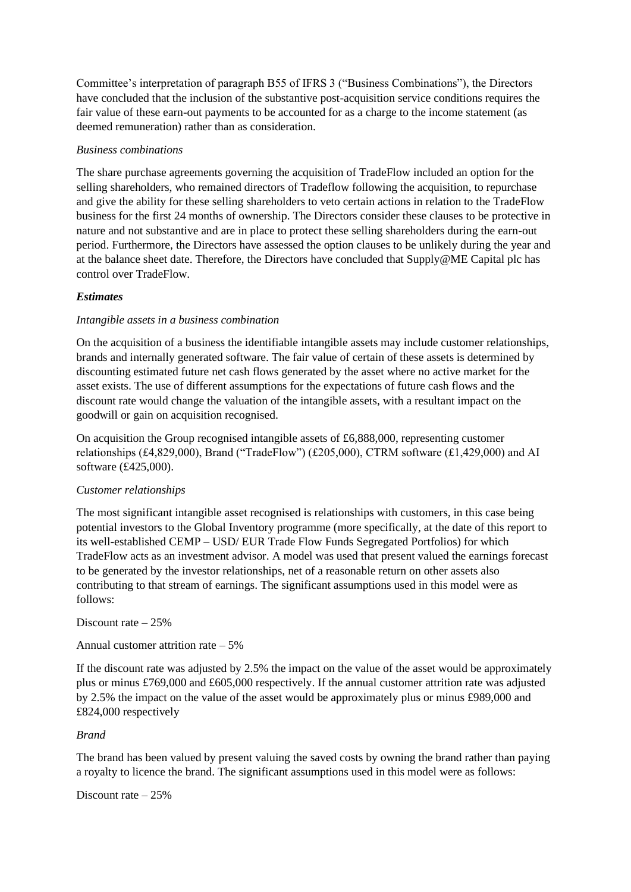Committee's interpretation of paragraph B55 of IFRS 3 ("Business Combinations"), the Directors have concluded that the inclusion of the substantive post-acquisition service conditions requires the fair value of these earn-out payments to be accounted for as a charge to the income statement (as deemed remuneration) rather than as consideration.

*Business combinations*

The share purchase agreements governing the acquisition of TradeFlow included an option for the selling shareholders, who remained directors of Tradeflow following the acquisition, to repurchase and give the ability for these selling shareholders to veto certain actions in relation to the TradeFlow business for the first 24 months of ownership. The Directors consider these clauses to be protective in nature and not substantive and are in place to protect these selling shareholders during the earn-out period. Furthermore, the Directors have assessed the option clauses to be unlikely during the year and at the balance sheet date. Therefore, the Directors have concluded that Supply@ME Capital plc has control over TradeFlow.

***Estimates***

*Intangible assets in a business combination*

On the acquisition of a business the identifiable intangible assets may include customer relationships, brands and internally generated software. The fair value of certain of these assets is determined by discounting estimated future net cash flows generated by the asset where no active market for the asset exists. The use of different assumptions for the expectations of future cash flows and the discount rate would change the valuation of the intangible assets, with a resultant impact on the goodwill or gain on acquisition recognised.

On acquisition the Group recognised intangible assets of £6,888,000, representing customer relationships (£4,829,000), Brand ("TradeFlow") (£205,000), CTRM software (£1,429,000) and AI software (£425,000).

*Customer relationships*

The most significant intangible asset recognised is relationships with customers, in this case being potential investors to the Global Inventory programme (more specifically, at the date of this report to its well-established CEMP – USD/ EUR Trade Flow Funds Segregated Portfolios) for which TradeFlow acts as an investment advisor. A model was used that present valued the earnings forecast to be generated by the investor relationships, net of a reasonable return on other assets also contributing to that stream of earnings. The significant assumptions used in this model were as follows:

Discount rate – 25%

Annual customer attrition rate – 5%

If the discount rate was adjusted by 2.5% the impact on the value of the asset would be approximately plus or minus £769,000 and £605,000 respectively. If the annual customer attrition rate was adjusted by 2.5% the impact on the value of the asset would be approximately plus or minus £989,000 and £824,000 respectively

*Brand*

The brand has been valued by present valuing the saved costs by owning the brand rather than paying a royalty to licence the brand. The significant assumptions used in this model were as follows:

Discount rate – 25%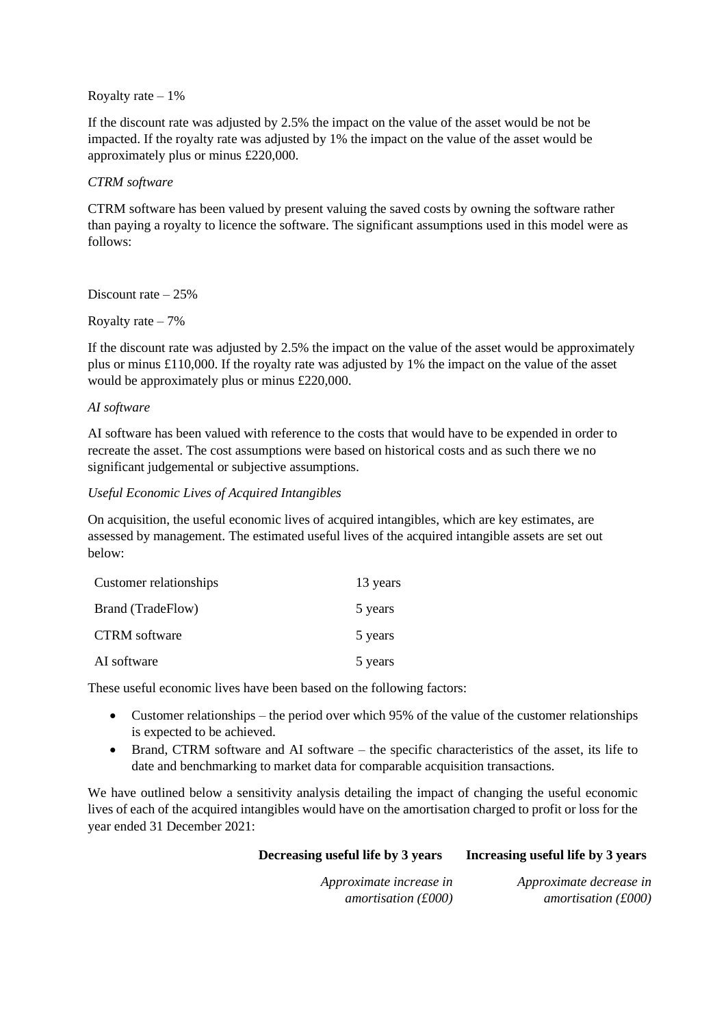Royalty rate – 1%

If the discount rate was adjusted by 2.5% the impact on the value of the asset would be not be impacted. If the royalty rate was adjusted by 1% the impact on the value of the asset would be approximately plus or minus £220,000.

*CTRM software*

CTRM software has been valued by present valuing the saved costs by owning the software rather than paying a royalty to licence the software. The significant assumptions used in this model were as follows:

Discount rate – 25%

Royalty rate – 7%

If the discount rate was adjusted by 2.5% the impact on the value of the asset would be approximately plus or minus £110,000. If the royalty rate was adjusted by 1% the impact on the value of the asset would be approximately plus or minus £220,000.

*AI software*

AI software has been valued with reference to the costs that would have to be expended in order to recreate the asset. The cost assumptions were based on historical costs and as such there we no significant judgemental or subjective assumptions.

*Useful Economic Lives of Acquired Intangibles*

On acquisition, the useful economic lives of acquired intangibles, which are key estimates, are assessed by management. The estimated useful lives of the acquired intangible assets are set out below:

| | |
|---|---|
| Customer relationships | 13 years |
| Brand (TradeFlow) | 5 years |
| CTRM software | 5 years |
| AI software | 5 years |

These useful economic lives have been based on the following factors:

- Customer relationships – the period over which 95% of the value of the customer relationships is expected to be achieved.
- Brand, CTRM software and AI software – the specific characteristics of the asset, its life to date and benchmarking to market data for comparable acquisition transactions.

We have outlined below a sensitivity analysis detailing the impact of changing the useful economic lives of each of the acquired intangibles would have on the amortisation charged to profit or loss for the year ended 31 December 2021:

| | **Decreasing useful life by 3 years** | **Increasing useful life by 3 years** |
|---|---|---|
| | *Approximate increase in amortisation (£000)* | *Approximate decrease in amortisation (£000)* |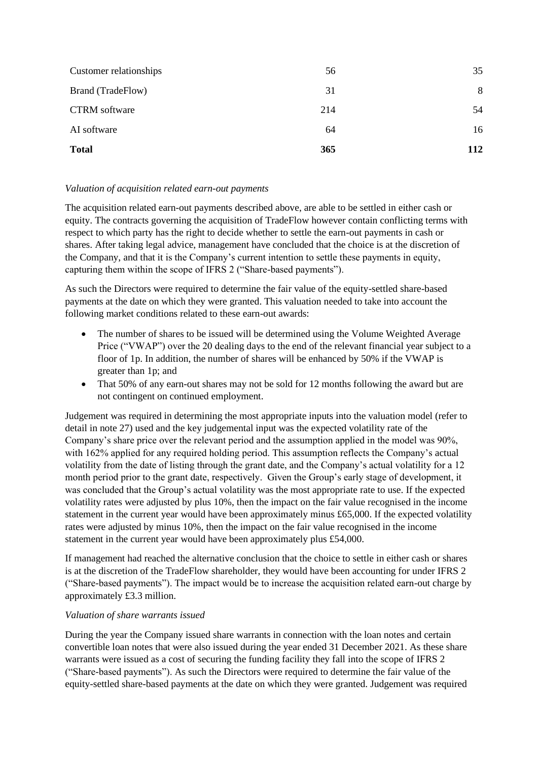| | | |
|---|---|---|
| Customer relationships | 56 | 35 |
| Brand (TradeFlow) | 31 | 8 |
| CTRM software | 214 | 54 |
| AI software | 64 | 16 |
| **Total** | **365** | **112** |

*Valuation of acquisition related earn-out payments*

The acquisition related earn-out payments described above, are able to be settled in either cash or equity. The contracts governing the acquisition of TradeFlow however contain conflicting terms with respect to which party has the right to decide whether to settle the earn-out payments in cash or shares. After taking legal advice, management have concluded that the choice is at the discretion of the Company, and that it is the Company's current intention to settle these payments in equity, capturing them within the scope of IFRS 2 ("Share-based payments").

As such the Directors were required to determine the fair value of the equity-settled share-based payments at the date on which they were granted. This valuation needed to take into account the following market conditions related to these earn-out awards:

- The number of shares to be issued will be determined using the Volume Weighted Average Price ("VWAP") over the 20 dealing days to the end of the relevant financial year subject to a floor of 1p. In addition, the number of shares will be enhanced by 50% if the VWAP is greater than 1p; and
- That 50% of any earn-out shares may not be sold for 12 months following the award but are not contingent on continued employment.

Judgement was required in determining the most appropriate inputs into the valuation model (refer to detail in note 27) used and the key judgemental input was the expected volatility rate of the Company's share price over the relevant period and the assumption applied in the model was 90%, with 162% applied for any required holding period. This assumption reflects the Company's actual volatility from the date of listing through the grant date, and the Company's actual volatility for a 12 month period prior to the grant date, respectively. Given the Group's early stage of development, it was concluded that the Group's actual volatility was the most appropriate rate to use. If the expected volatility rates were adjusted by plus 10%, then the impact on the fair value recognised in the income statement in the current year would have been approximately minus £65,000. If the expected volatility rates were adjusted by minus 10%, then the impact on the fair value recognised in the income statement in the current year would have been approximately plus £54,000.

If management had reached the alternative conclusion that the choice to settle in either cash or shares is at the discretion of the TradeFlow shareholder, they would have been accounting for under IFRS 2 ("Share-based payments"). The impact would be to increase the acquisition related earn-out charge by approximately £3.3 million.

*Valuation of share warrants issued*

During the year the Company issued share warrants in connection with the loan notes and certain convertible loan notes that were also issued during the year ended 31 December 2021. As these share warrants were issued as a cost of securing the funding facility they fall into the scope of IFRS 2 ("Share-based payments"). As such the Directors were required to determine the fair value of the equity-settled share-based payments at the date on which they were granted. Judgement was required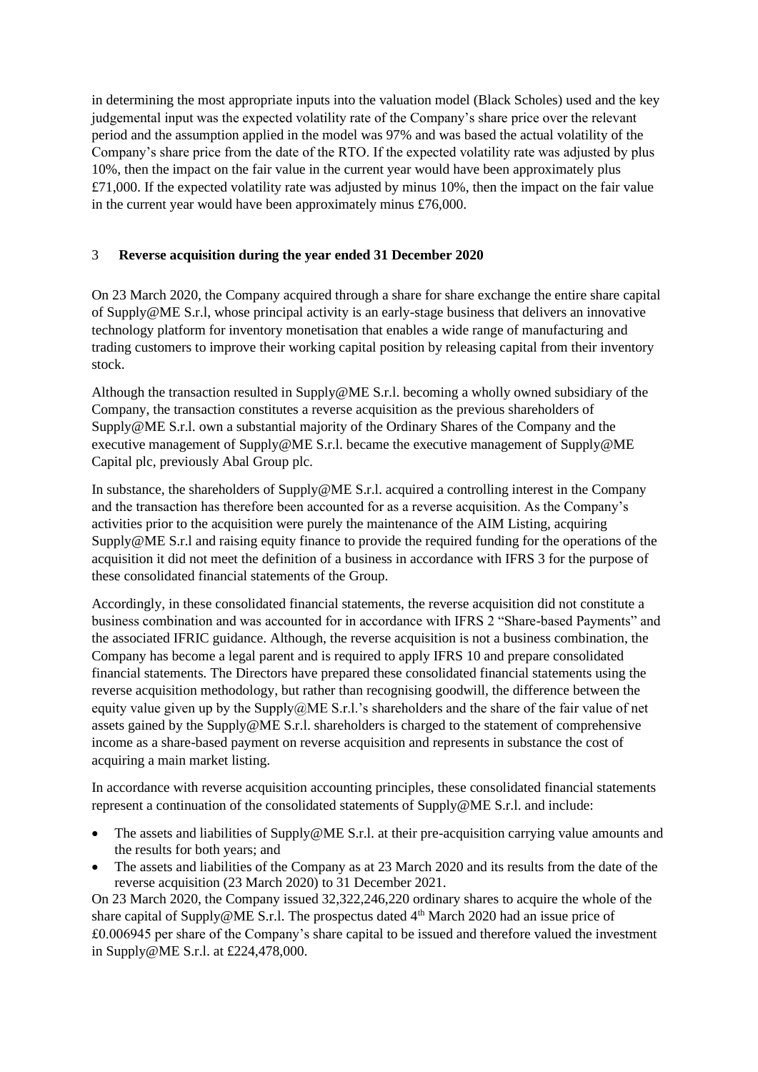in determining the most appropriate inputs into the valuation model (Black Scholes) used and the key judgemental input was the expected volatility rate of the Company's share price over the relevant period and the assumption applied in the model was 97% and was based the actual volatility of the Company's share price from the date of the RTO. If the expected volatility rate was adjusted by plus 10%, then the impact on the fair value in the current year would have been approximately plus £71,000. If the expected volatility rate was adjusted by minus 10%, then the impact on the fair value in the current year would have been approximately minus £76,000.

## 3 Reverse acquisition during the year ended 31 December 2020

On 23 March 2020, the Company acquired through a share for share exchange the entire share capital of Supply@ME S.r.l, whose principal activity is an early-stage business that delivers an innovative technology platform for inventory monetisation that enables a wide range of manufacturing and trading customers to improve their working capital position by releasing capital from their inventory stock.

Although the transaction resulted in Supply@ME S.r.l. becoming a wholly owned subsidiary of the Company, the transaction constitutes a reverse acquisition as the previous shareholders of Supply@ME S.r.l. own a substantial majority of the Ordinary Shares of the Company and the executive management of Supply@ME S.r.l. became the executive management of Supply@ME Capital plc, previously Abal Group plc.

In substance, the shareholders of Supply@ME S.r.l. acquired a controlling interest in the Company and the transaction has therefore been accounted for as a reverse acquisition. As the Company's activities prior to the acquisition were purely the maintenance of the AIM Listing, acquiring Supply@ME S.r.l and raising equity finance to provide the required funding for the operations of the acquisition it did not meet the definition of a business in accordance with IFRS 3 for the purpose of these consolidated financial statements of the Group.

Accordingly, in these consolidated financial statements, the reverse acquisition did not constitute a business combination and was accounted for in accordance with IFRS 2 "Share-based Payments" and the associated IFRIC guidance. Although, the reverse acquisition is not a business combination, the Company has become a legal parent and is required to apply IFRS 10 and prepare consolidated financial statements. The Directors have prepared these consolidated financial statements using the reverse acquisition methodology, but rather than recognising goodwill, the difference between the equity value given up by the Supply@ME S.r.l.'s shareholders and the share of the fair value of net assets gained by the Supply@ME S.r.l. shareholders is charged to the statement of comprehensive income as a share-based payment on reverse acquisition and represents in substance the cost of acquiring a main market listing.

In accordance with reverse acquisition accounting principles, these consolidated financial statements represent a continuation of the consolidated statements of Supply@ME S.r.l. and include:

- The assets and liabilities of Supply@ME S.r.l. at their pre-acquisition carrying value amounts and the results for both years; and
- The assets and liabilities of the Company as at 23 March 2020 and its results from the date of the reverse acquisition (23 March 2020) to 31 December 2021.

On 23 March 2020, the Company issued 32,322,246,220 ordinary shares to acquire the whole of the share capital of Supply@ME S.r.l. The prospectus dated 4th March 2020 had an issue price of £0.006945 per share of the Company's share capital to be issued and therefore valued the investment in Supply@ME S.r.l. at £224,478,000.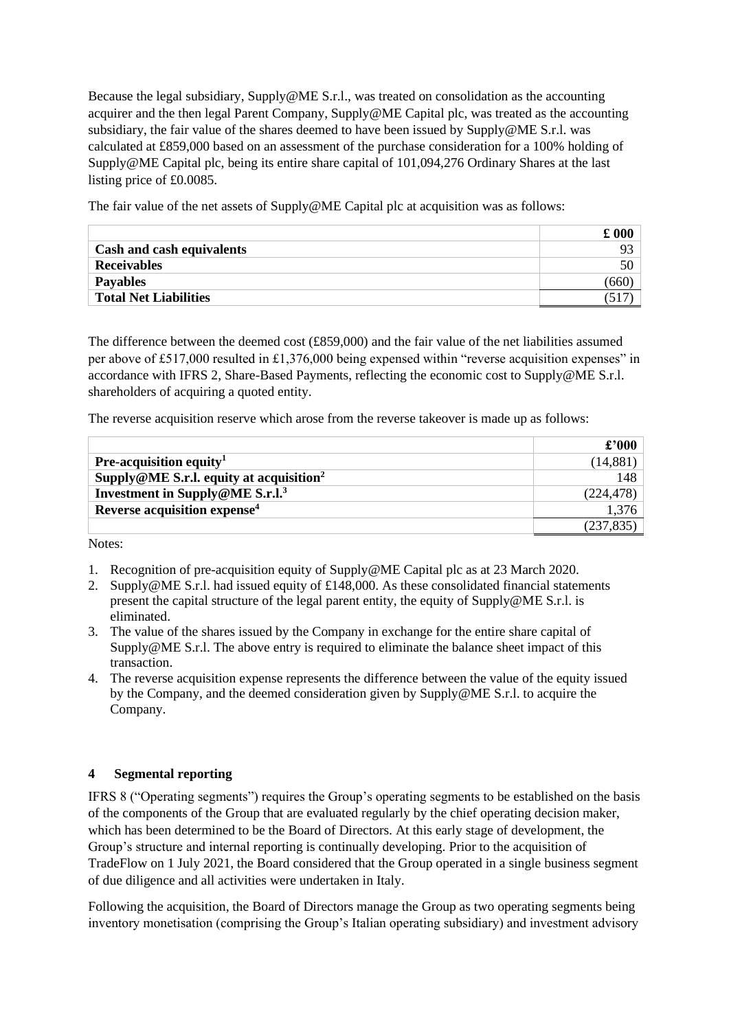Because the legal subsidiary, Supply@ME S.r.l., was treated on consolidation as the accounting acquirer and the then legal Parent Company, Supply@ME Capital plc, was treated as the accounting subsidiary, the fair value of the shares deemed to have been issued by Supply@ME S.r.l. was calculated at £859,000 based on an assessment of the purchase consideration for a 100% holding of Supply@ME Capital plc, being its entire share capital of 101,094,276 Ordinary Shares at the last listing price of £0.0085.

The fair value of the net assets of Supply@ME Capital plc at acquisition was as follows:

| | **£ 000** |
|---|---|
| **Cash and cash equivalents** | 93 |
| **Receivables** | 50 |
| **Payables** | (660) |
| **Total Net Liabilities** | (517) |

The difference between the deemed cost (£859,000) and the fair value of the net liabilities assumed per above of £517,000 resulted in £1,376,000 being expensed within "reverse acquisition expenses" in accordance with IFRS 2, Share-Based Payments, reflecting the economic cost to Supply@ME S.r.l. shareholders of acquiring a quoted entity.

The reverse acquisition reserve which arose from the reverse takeover is made up as follows:

| | **£'000** |
|---|---|
| **Pre-acquisition equity[1]** | (14,881) |
| **Supply@ME S.r.l. equity at acquisition[2]** | 148 |
| **Investment in Supply@ME S.r.l.[3]** | (224,478) |
| **Reverse acquisition expense[4]** | 1,376 |
| | (237,835) |

Notes:

1. Recognition of pre-acquisition equity of Supply@ME Capital plc as at 23 March 2020.
2. Supply@ME S.r.l. had issued equity of £148,000. As these consolidated financial statements present the capital structure of the legal parent entity, the equity of Supply@ME S.r.l. is eliminated.
3. The value of the shares issued by the Company in exchange for the entire share capital of Supply@ME S.r.l. The above entry is required to eliminate the balance sheet impact of this transaction.
4. The reverse acquisition expense represents the difference between the value of the equity issued by the Company, and the deemed consideration given by Supply@ME S.r.l. to acquire the Company.

## 4 Segmental reporting

IFRS 8 ("Operating segments") requires the Group's operating segments to be established on the basis of the components of the Group that are evaluated regularly by the chief operating decision maker, which has been determined to be the Board of Directors. At this early stage of development, the Group's structure and internal reporting is continually developing. Prior to the acquisition of TradeFlow on 1 July 2021, the Board considered that the Group operated in a single business segment of due diligence and all activities were undertaken in Italy.

Following the acquisition, the Board of Directors manage the Group as two operating segments being inventory monetisation (comprising the Group's Italian operating subsidiary) and investment advisory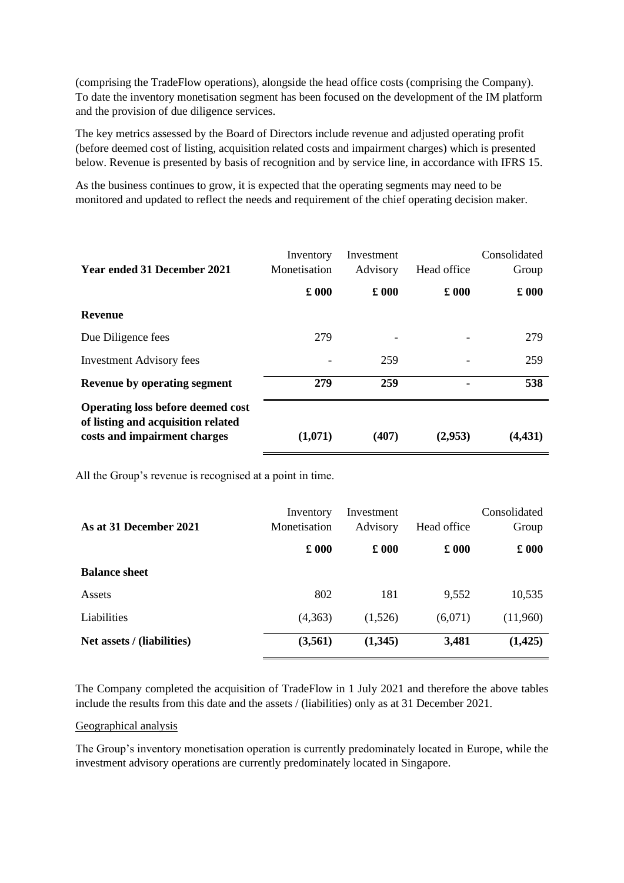(comprising the TradeFlow operations), alongside the head office costs (comprising the Company). To date the inventory monetisation segment has been focused on the development of the IM platform and the provision of due diligence services.

The key metrics assessed by the Board of Directors include revenue and adjusted operating profit (before deemed cost of listing, acquisition related costs and impairment charges) which is presented below. Revenue is presented by basis of recognition and by service line, in accordance with IFRS 15.

As the business continues to grow, it is expected that the operating segments may need to be monitored and updated to reflect the needs and requirement of the chief operating decision maker.

| **Year ended 31 December 2021** | Inventory Monetisation | Investment Advisory | Head office | Consolidated Group |
|---|---|---|---|---|
| | **£ 000** | **£ 000** | **£ 000** | **£ 000** |
| **Revenue** | | | | |
| Due Diligence fees | 279 | - | - | 279 |
| Investment Advisory fees | - | 259 | - | 259 |
| **Revenue by operating segment** | **279** | **259** | **-** | **538** |
| **Operating loss before deemed cost of listing and acquisition related costs and impairment charges** | **(1,071)** | **(407)** | **(2,953)** | **(4,431)** |

All the Group's revenue is recognised at a point in time.

| **As at 31 December 2021** | Inventory Monetisation | Investment Advisory | Head office | Consolidated Group |
|---|---|---|---|---|
| | **£ 000** | **£ 000** | **£ 000** | **£ 000** |
| **Balance sheet** | | | | |
| Assets | 802 | 181 | 9,552 | 10,535 |
| Liabilities | (4,363) | (1,526) | (6,071) | (11,960) |
| **Net assets / (liabilities)** | **(3,561)** | **(1,345)** | **3,481** | **(1,425)** |

The Company completed the acquisition of TradeFlow in 1 July 2021 and therefore the above tables include the results from this date and the assets / (liabilities) only as at 31 December 2021.

Geographical analysis

The Group's inventory monetisation operation is currently predominately located in Europe, while the investment advisory operations are currently predominately located in Singapore.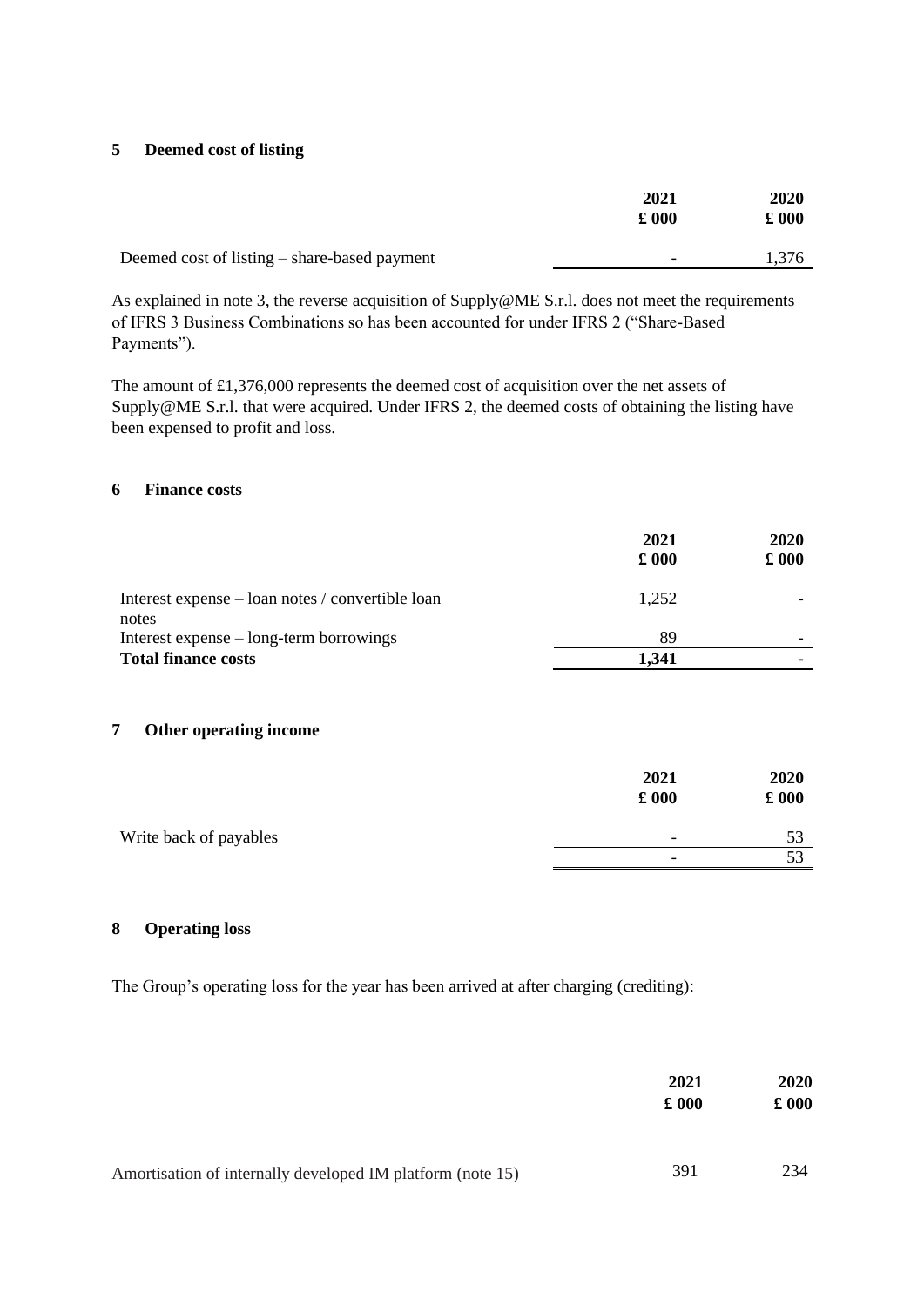## 5 Deemed cost of listing

| | 2021<br>£ 000 | 2020<br>£ 000 |
|---|---|---|
| Deemed cost of listing – share-based payment | - | 1,376 |

As explained in note 3, the reverse acquisition of Supply@ME S.r.l. does not meet the requirements of IFRS 3 Business Combinations so has been accounted for under IFRS 2 ("Share-Based Payments").

The amount of £1,376,000 represents the deemed cost of acquisition over the net assets of Supply@ME S.r.l. that were acquired. Under IFRS 2, the deemed costs of obtaining the listing have been expensed to profit and loss.

## 6 Finance costs

| | 2021<br>£ 000 | 2020<br>£ 000 |
|---|---|---|
| Interest expense – loan notes / convertible loan notes | 1,252 | - |
| Interest expense – long-term borrowings | 89 | - |
| **Total finance costs** | **1,341** | **-** |

## 7 Other operating income

| | 2021<br>£ 000 | 2020<br>£ 000 |
|---|---|---|
| Write back of payables | - | 53 |
| | - | 53 |

## 8 Operating loss

The Group's operating loss for the year has been arrived at after charging (crediting):

| | 2021<br>£ 000 | 2020<br>£ 000 |
|---|---|---|
| Amortisation of internally developed IM platform (note 15) | 391 | 234 |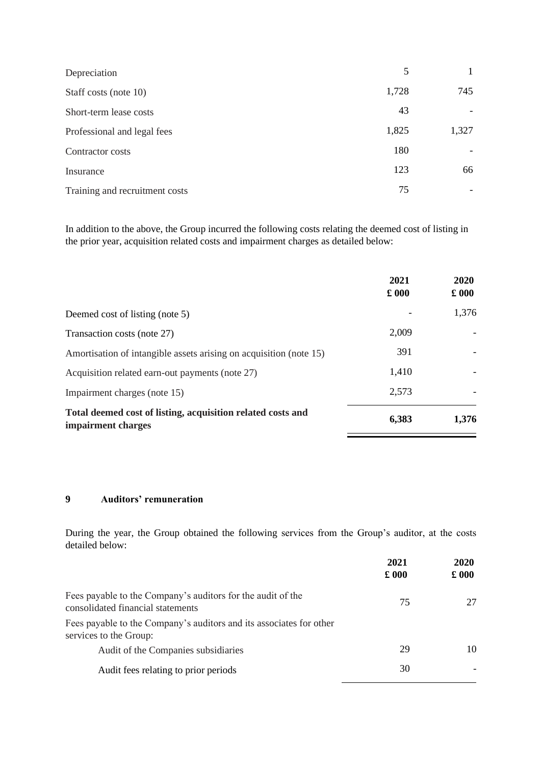| | | |
|---|---|---|
| Depreciation | 5 | 1 |
| Staff costs (note 10) | 1,728 | 745 |
| Short-term lease costs | 43 | - |
| Professional and legal fees | 1,825 | 1,327 |
| Contractor costs | 180 | - |
| Insurance | 123 | 66 |
| Training and recruitment costs | 75 | - |

In addition to the above, the Group incurred the following costs relating the deemed cost of listing in the prior year, acquisition related costs and impairment charges as detailed below:

| | 2021<br>£ 000 | 2020<br>£ 000 |
|---|---|---|
| Deemed cost of listing (note 5) | - | 1,376 |
| Transaction costs (note 27) | 2,009 | - |
| Amortisation of intangible assets arising on acquisition (note 15) | 391 | - |
| Acquisition related earn-out payments (note 27) | 1,410 | - |
| Impairment charges (note 15) | 2,573 | - |
| **Total deemed cost of listing, acquisition related costs and impairment charges** | **6,383** | **1,376** |

## 9 Auditors' remuneration

During the year, the Group obtained the following services from the Group's auditor, at the costs detailed below:

| | 2021<br>£ 000 | 2020<br>£ 000 |
|---|---|---|
| Fees payable to the Company's auditors for the audit of the consolidated financial statements | 75 | 27 |
| Fees payable to the Company's auditors and its associates for other services to the Group: | | |
| Audit of the Companies subsidiaries | 29 | 10 |
| Audit fees relating to prior periods | 30 | - |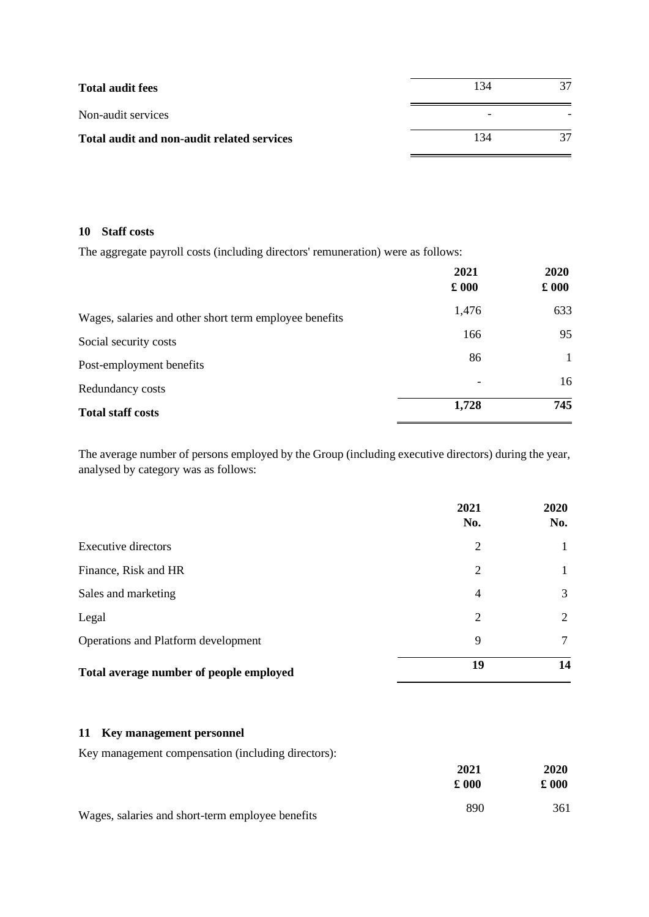| | | |
|---|---|---|
| **Total audit fees** | 134 | 37 |
| Non-audit services | - | - |
| **Total audit and non-audit related services** | 134 | 37 |

## 10 Staff costs

The aggregate payroll costs (including directors' remuneration) were as follows:

| | 2021<br>£ 000 | 2020<br>£ 000 |
|---|---|---|
| Wages, salaries and other short term employee benefits | 1,476 | 633 |
| Social security costs | 166 | 95 |
| Post-employment benefits | 86 | 1 |
| Redundancy costs | - | 16 |
| **Total staff costs** | **1,728** | **745** |

The average number of persons employed by the Group (including executive directors) during the year, analysed by category was as follows:

| | 2021<br>No. | 2020<br>No. |
|---|---|---|
| Executive directors | 2 | 1 |
| Finance, Risk and HR | 2 | 1 |
| Sales and marketing | 4 | 3 |
| Legal | 2 | 2 |
| Operations and Platform development | 9 | 7 |
| **Total average number of people employed** | **19** | **14** |

## 11 Key management personnel

Key management compensation (including directors):

| | 2021<br>£ 000 | 2020<br>£ 000 |
|---|---|---|
| Wages, salaries and short-term employee benefits | 890 | 361 |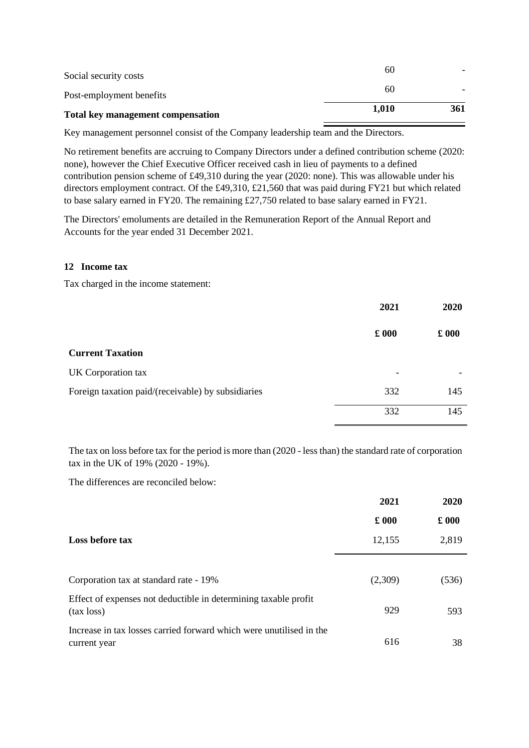| | | |
|---|---|---|
| Social security costs | 60 | - |
| Post-employment benefits | 60 | - |
| **Total key management compensation** | **1,010** | **361** |

Key management personnel consist of the Company leadership team and the Directors.

No retirement benefits are accruing to Company Directors under a defined contribution scheme (2020: none), however the Chief Executive Officer received cash in lieu of payments to a defined contribution pension scheme of £49,310 during the year (2020: none). This was allowable under his directors employment contract. Of the £49,310, £21,560 that was paid during FY21 but which related to base salary earned in FY20. The remaining £27,750 related to base salary earned in FY21.

The Directors' emoluments are detailed in the Remuneration Report of the Annual Report and Accounts for the year ended 31 December 2021.

## 12 Income tax

Tax charged in the income statement:

| | 2021 | 2020 |
|---|---|---|
| | **£ 000** | **£ 000** |
| **Current Taxation** | | |
| UK Corporation tax | - | - |
| Foreign taxation paid/(receivable) by subsidiaries | 332 | 145 |
| | 332 | 145 |

The tax on loss before tax for the period is more than (2020 - less than) the standard rate of corporation tax in the UK of 19% (2020 - 19%).

The differences are reconciled below:

| | 2021 | 2020 |
|---|---|---|
| | **£ 000** | **£ 000** |
| **Loss before tax** | 12,155 | 2,819 |
| Corporation tax at standard rate - 19% | (2,309) | (536) |
| Effect of expenses not deductible in determining taxable profit (tax loss) | 929 | 593 |
| Increase in tax losses carried forward which were unutilised in the current year | 616 | 38 |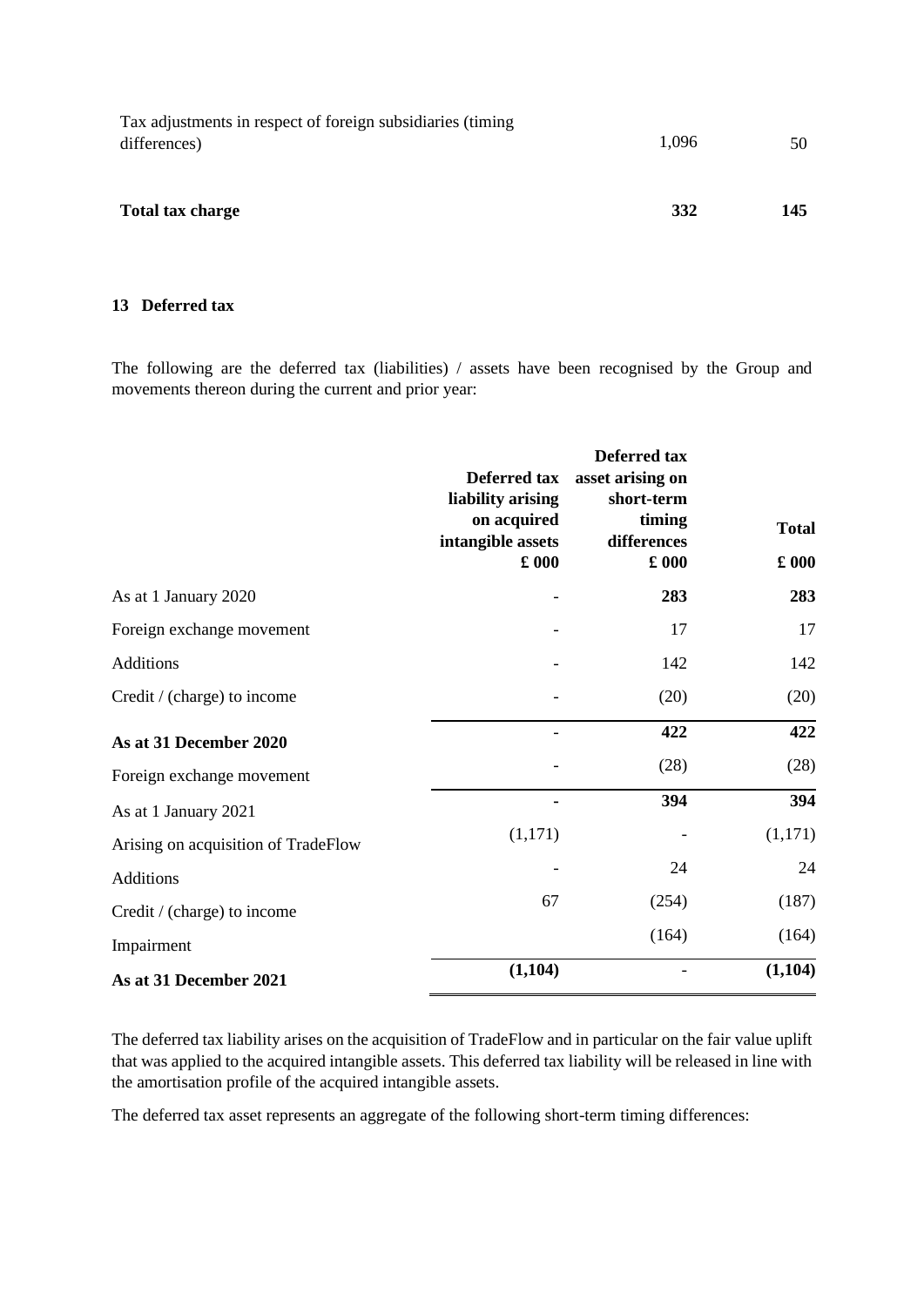| | | |
|---|---|---|
| Tax adjustments in respect of foreign subsidiaries (timing differences) | 1,096 | 50 |
| **Total tax charge** | **332** | **145** |

## 13 Deferred tax

The following are the deferred tax (liabilities) / assets have been recognised by the Group and movements thereon during the current and prior year:

| | Deferred tax liability arising on acquired intangible assets | Deferred tax asset arising on short-term timing differences | Total |
|---|---|---|---|
| | £ 000 | £ 000 | £ 000 |
| As at 1 January 2020 | - | **283** | **283** |
| Foreign exchange movement | - | 17 | 17 |
| Additions | - | 142 | 142 |
| Credit / (charge) to income | - | (20) | (20) |
| **As at 31 December 2020** | - | **422** | **422** |
| Foreign exchange movement | - | (28) | (28) |
| As at 1 January 2021 | - | **394** | **394** |
| Arising on acquisition of TradeFlow | (1,171) | - | (1,171) |
| Additions | - | 24 | 24 |
| Credit / (charge) to income | 67 | (254) | (187) |
| Impairment | | (164) | (164) |
| **As at 31 December 2021** | **(1,104)** | - | **(1,104)** |

The deferred tax liability arises on the acquisition of TradeFlow and in particular on the fair value uplift that was applied to the acquired intangible assets. This deferred tax liability will be released in line with the amortisation profile of the acquired intangible assets.

The deferred tax asset represents an aggregate of the following short-term timing differences: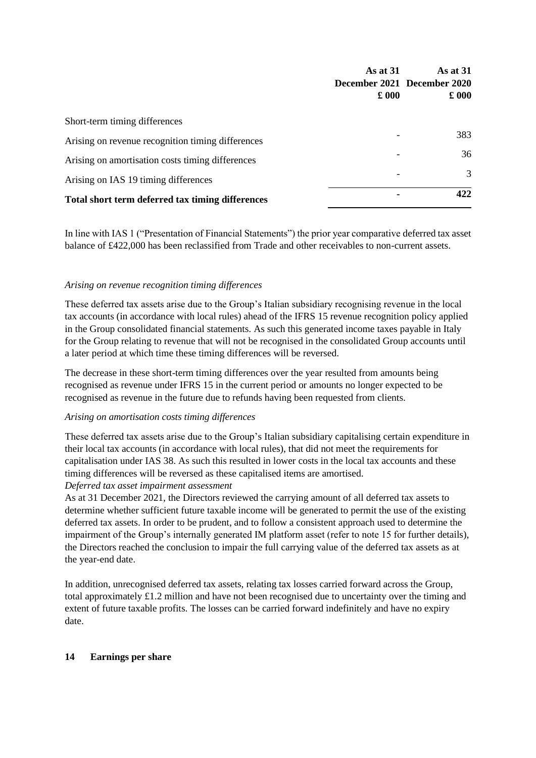| | As at 31 December 2021 £ 000 | As at 31 December 2020 £ 000 |
|---|---|---|
| Short-term timing differences | | |
| Arising on revenue recognition timing differences | - | 383 |
| Arising on amortisation costs timing differences | - | 36 |
| Arising on IAS 19 timing differences | - | 3 |
| **Total short term deferred tax timing differences** | **-** | **422** |

In line with IAS 1 ("Presentation of Financial Statements") the prior year comparative deferred tax asset balance of £422,000 has been reclassified from Trade and other receivables to non-current assets.

*Arising on revenue recognition timing differences*

These deferred tax assets arise due to the Group's Italian subsidiary recognising revenue in the local tax accounts (in accordance with local rules) ahead of the IFRS 15 revenue recognition policy applied in the Group consolidated financial statements. As such this generated income taxes payable in Italy for the Group relating to revenue that will not be recognised in the consolidated Group accounts until a later period at which time these timing differences will be reversed.

The decrease in these short-term timing differences over the year resulted from amounts being recognised as revenue under IFRS 15 in the current period or amounts no longer expected to be recognised as revenue in the future due to refunds having been requested from clients.

*Arising on amortisation costs timing differences*

These deferred tax assets arise due to the Group's Italian subsidiary capitalising certain expenditure in their local tax accounts (in accordance with local rules), that did not meet the requirements for capitalisation under IAS 38. As such this resulted in lower costs in the local tax accounts and these timing differences will be reversed as these capitalised items are amortised.

*Deferred tax asset impairment assessment*

As at 31 December 2021, the Directors reviewed the carrying amount of all deferred tax assets to determine whether sufficient future taxable income will be generated to permit the use of the existing deferred tax assets. In order to be prudent, and to follow a consistent approach used to determine the impairment of the Group's internally generated IM platform asset (refer to note 15 for further details), the Directors reached the conclusion to impair the full carrying value of the deferred tax assets as at the year-end date.

In addition, unrecognised deferred tax assets, relating tax losses carried forward across the Group, total approximately £1.2 million and have not been recognised due to uncertainty over the timing and extent of future taxable profits. The losses can be carried forward indefinitely and have no expiry date.

## 14 Earnings per share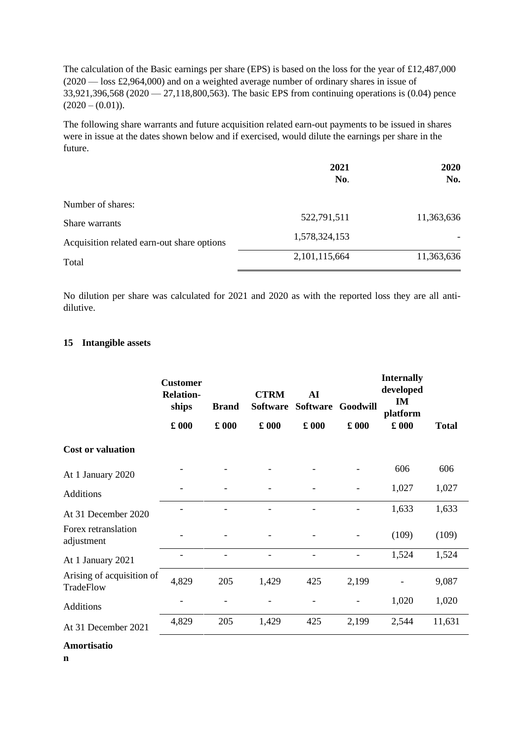The calculation of the Basic earnings per share (EPS) is based on the loss for the year of £12,487,000 (2020 — loss £2,964,000) and on a weighted average number of ordinary shares in issue of 33,921,396,568 (2020 — 27,118,800,563). The basic EPS from continuing operations is (0.04) pence (2020 – (0.01)).

The following share warrants and future acquisition related earn-out payments to be issued in shares were in issue at the dates shown below and if exercised, would dilute the earnings per share in the future.

| | 2021 No. | 2020 No. |
|---|---|---|
| Number of shares: | | |
| Share warrants | 522,791,511 | 11,363,636 |
| Acquisition related earn-out share options | 1,578,324,153 | - |
| Total | 2,101,115,664 | 11,363,636 |

No dilution per share was calculated for 2021 and 2020 as with the reported loss they are all anti-dilutive.

## 15 Intangible assets

| | Customer Relation-ships £ 000 | Brand £ 000 | CTRM Software £ 000 | AI Software £ 000 | Goodwill £ 000 | Internally developed IM platform £ 000 | Total |
|---|---|---|---|---|---|---|---|
| **Cost or valuation** | | | | | | | |
| At 1 January 2020 | - | - | - | - | - | 606 | 606 |
| Additions | - | - | - | - | - | 1,027 | 1,027 |
| At 31 December 2020 | - | - | - | - | - | 1,633 | 1,633 |
| Forex retranslation adjustment | - | - | - | - | - | (109) | (109) |
| At 1 January 2021 | - | - | - | - | - | 1,524 | 1,524 |
| Arising of acquisition of TradeFlow | 4,829 | 205 | 1,429 | 425 | 2,199 | - | 9,087 |
| Additions | - | - | - | - | - | 1,020 | 1,020 |
| At 31 December 2021 | 4,829 | 205 | 1,429 | 425 | 2,199 | 2,544 | 11,631 |
| **Amortisation** | | | | | | | |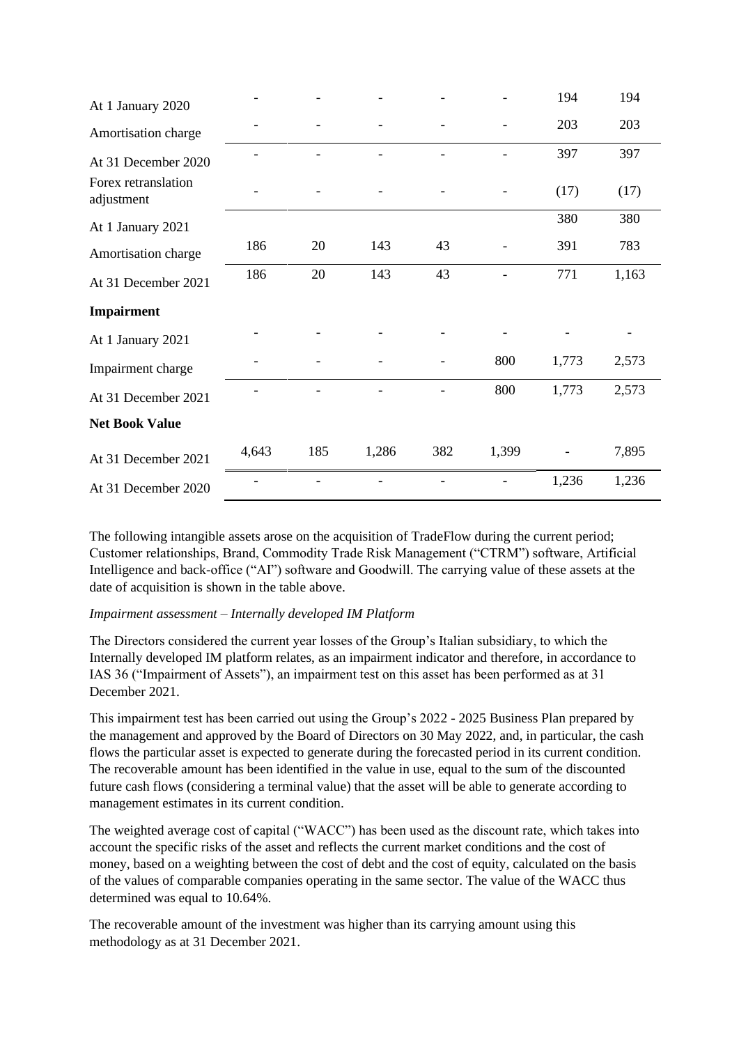| | | | | | | | |
|---|---|---|---|---|---|---|---|
| At 1 January 2020 | - | - | - | - | - | 194 | 194 |
| Amortisation charge | - | - | - | - | - | 203 | 203 |
| At 31 December 2020 | - | - | - | - | - | 397 | 397 |
| Forex retranslation adjustment | - | - | - | - | - | (17) | (17) |
| At 1 January 2021 | | | | | | 380 | 380 |
| Amortisation charge | 186 | 20 | 143 | 43 | - | 391 | 783 |
| At 31 December 2021 | 186 | 20 | 143 | 43 | - | 771 | 1,163 |
| **Impairment** | | | | | | | |
| At 1 January 2021 | - | - | - | - | - | - | - |
| Impairment charge | - | - | - | - | 800 | 1,773 | 2,573 |
| At 31 December 2021 | - | - | - | - | 800 | 1,773 | 2,573 |
| **Net Book Value** | | | | | | | |
| At 31 December 2021 | 4,643 | 185 | 1,286 | 382 | 1,399 | - | 7,895 |
| At 31 December 2020 | - | - | - | - | - | 1,236 | 1,236 |

The following intangible assets arose on the acquisition of TradeFlow during the current period; Customer relationships, Brand, Commodity Trade Risk Management ("CTRM") software, Artificial Intelligence and back-office ("AI") software and Goodwill. The carrying value of these assets at the date of acquisition is shown in the table above.

*Impairment assessment – Internally developed IM Platform*

The Directors considered the current year losses of the Group's Italian subsidiary, to which the Internally developed IM platform relates, as an impairment indicator and therefore, in accordance to IAS 36 ("Impairment of Assets"), an impairment test on this asset has been performed as at 31 December 2021.

This impairment test has been carried out using the Group's 2022 - 2025 Business Plan prepared by the management and approved by the Board of Directors on 30 May 2022, and, in particular, the cash flows the particular asset is expected to generate during the forecasted period in its current condition. The recoverable amount has been identified in the value in use, equal to the sum of the discounted future cash flows (considering a terminal value) that the asset will be able to generate according to management estimates in its current condition.

The weighted average cost of capital ("WACC") has been used as the discount rate, which takes into account the specific risks of the asset and reflects the current market conditions and the cost of money, based on a weighting between the cost of debt and the cost of equity, calculated on the basis of the values of comparable companies operating in the same sector. The value of the WACC thus determined was equal to 10.64%.

The recoverable amount of the investment was higher than its carrying amount using this methodology as at 31 December 2021.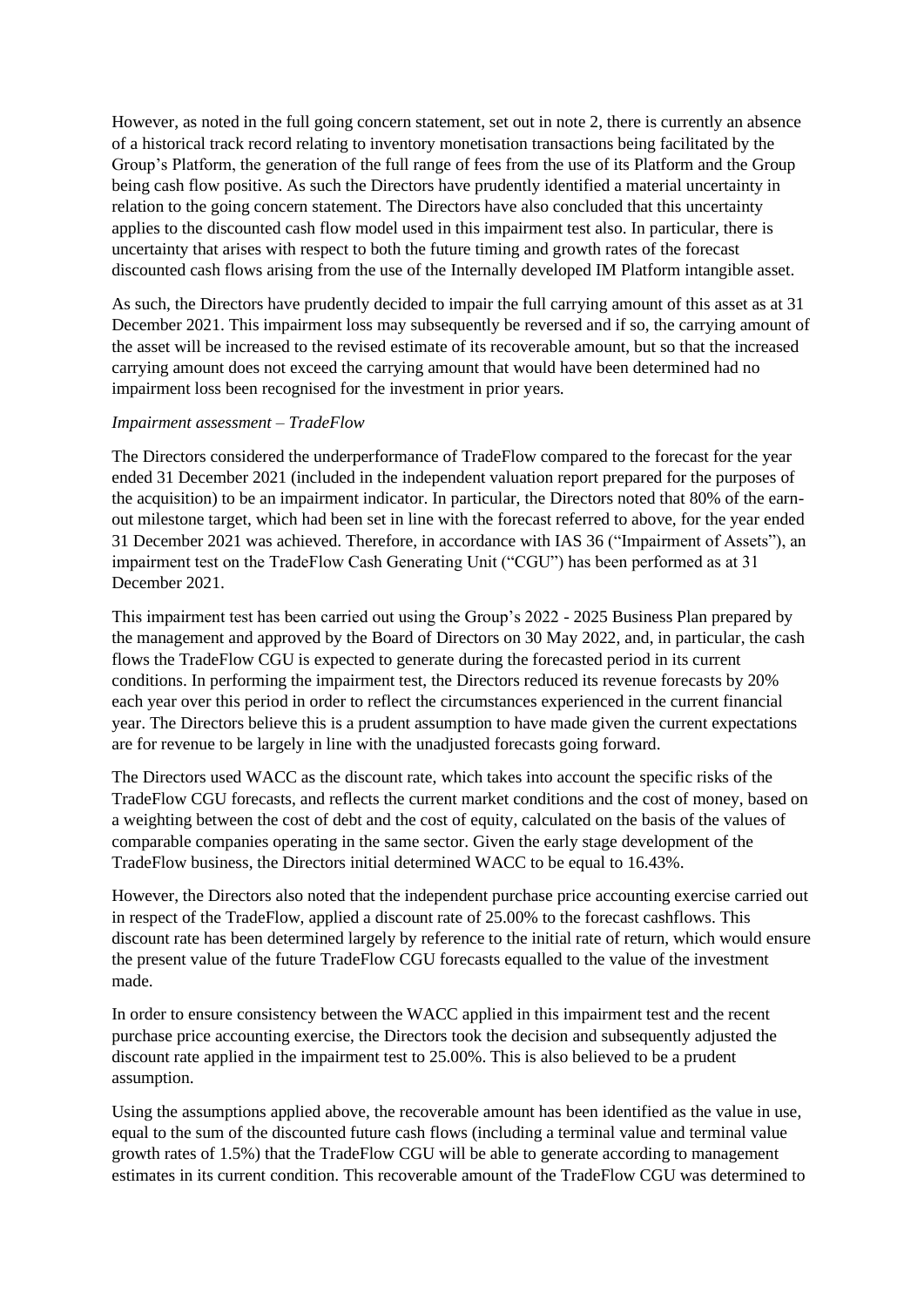However, as noted in the full going concern statement, set out in note 2, there is currently an absence of a historical track record relating to inventory monetisation transactions being facilitated by the Group's Platform, the generation of the full range of fees from the use of its Platform and the Group being cash flow positive. As such the Directors have prudently identified a material uncertainty in relation to the going concern statement. The Directors have also concluded that this uncertainty applies to the discounted cash flow model used in this impairment test also. In particular, there is uncertainty that arises with respect to both the future timing and growth rates of the forecast discounted cash flows arising from the use of the Internally developed IM Platform intangible asset.

As such, the Directors have prudently decided to impair the full carrying amount of this asset as at 31 December 2021. This impairment loss may subsequently be reversed and if so, the carrying amount of the asset will be increased to the revised estimate of its recoverable amount, but so that the increased carrying amount does not exceed the carrying amount that would have been determined had no impairment loss been recognised for the investment in prior years.

*Impairment assessment – TradeFlow*

The Directors considered the underperformance of TradeFlow compared to the forecast for the year ended 31 December 2021 (included in the independent valuation report prepared for the purposes of the acquisition) to be an impairment indicator. In particular, the Directors noted that 80% of the earn-out milestone target, which had been set in line with the forecast referred to above, for the year ended 31 December 2021 was achieved. Therefore, in accordance with IAS 36 ("Impairment of Assets"), an impairment test on the TradeFlow Cash Generating Unit ("CGU") has been performed as at 31 December 2021.

This impairment test has been carried out using the Group's 2022 - 2025 Business Plan prepared by the management and approved by the Board of Directors on 30 May 2022, and, in particular, the cash flows the TradeFlow CGU is expected to generate during the forecasted period in its current conditions. In performing the impairment test, the Directors reduced its revenue forecasts by 20% each year over this period in order to reflect the circumstances experienced in the current financial year. The Directors believe this is a prudent assumption to have made given the current expectations are for revenue to be largely in line with the unadjusted forecasts going forward.

The Directors used WACC as the discount rate, which takes into account the specific risks of the TradeFlow CGU forecasts, and reflects the current market conditions and the cost of money, based on a weighting between the cost of debt and the cost of equity, calculated on the basis of the values of comparable companies operating in the same sector. Given the early stage development of the TradeFlow business, the Directors initial determined WACC to be equal to 16.43%.

However, the Directors also noted that the independent purchase price accounting exercise carried out in respect of the TradeFlow, applied a discount rate of 25.00% to the forecast cashflows. This discount rate has been determined largely by reference to the initial rate of return, which would ensure the present value of the future TradeFlow CGU forecasts equalled to the value of the investment made.

In order to ensure consistency between the WACC applied in this impairment test and the recent purchase price accounting exercise, the Directors took the decision and subsequently adjusted the discount rate applied in the impairment test to 25.00%. This is also believed to be a prudent assumption.

Using the assumptions applied above, the recoverable amount has been identified as the value in use, equal to the sum of the discounted future cash flows (including a terminal value and terminal value growth rates of 1.5%) that the TradeFlow CGU will be able to generate according to management estimates in its current condition. This recoverable amount of the TradeFlow CGU was determined to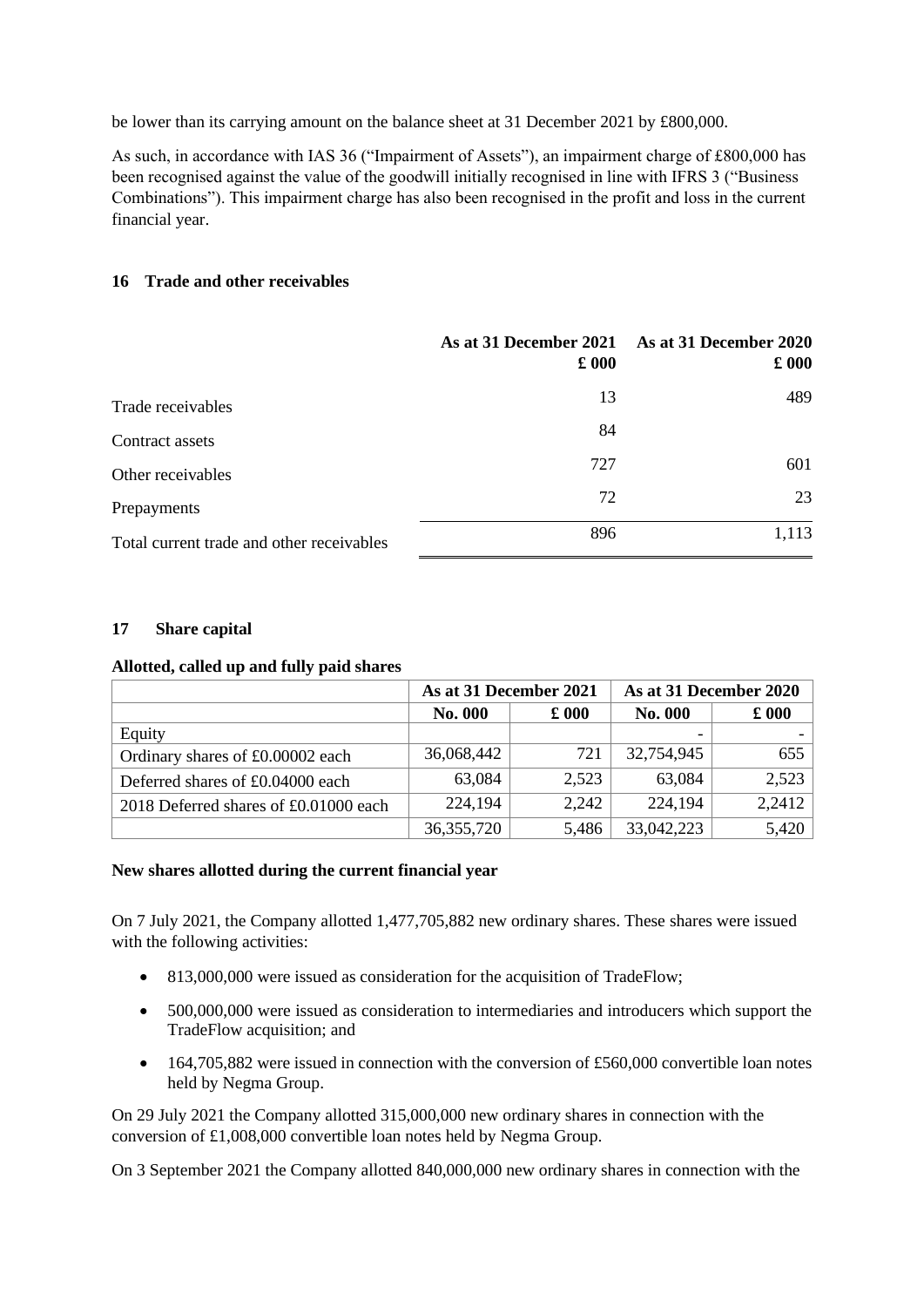be lower than its carrying amount on the balance sheet at 31 December 2021 by £800,000.

As such, in accordance with IAS 36 ("Impairment of Assets"), an impairment charge of £800,000 has been recognised against the value of the goodwill initially recognised in line with IFRS 3 ("Business Combinations"). This impairment charge has also been recognised in the profit and loss in the current financial year.

## 16 Trade and other receivables

| | As at 31 December 2021 £ 000 | As at 31 December 2020 £ 000 |
|---|---|---|
| Trade receivables | 13 | 489 |
| Contract assets | 84 | |
| Other receivables | 727 | 601 |
| Prepayments | 72 | 23 |
| Total current trade and other receivables | 896 | 1,113 |

## 17 Share capital

**Allotted, called up and fully paid shares**

| | As at 31 December 2021 | | As at 31 December 2020 | |
|---|---|---|---|---|
| | No. 000 | £ 000 | No. 000 | £ 000 |
| Equity | | | - | - |
| Ordinary shares of £0.00002 each | 36,068,442 | 721 | 32,754,945 | 655 |
| Deferred shares of £0.04000 each | 63,084 | 2,523 | 63,084 | 2,523 |
| 2018 Deferred shares of £0.01000 each | 224,194 | 2,242 | 224,194 | 2,2412 |
| | 36,355,720 | 5,486 | 33,042,223 | 5,420 |

**New shares allotted during the current financial year**

On 7 July 2021, the Company allotted 1,477,705,882 new ordinary shares. These shares were issued with the following activities:

- 813,000,000 were issued as consideration for the acquisition of TradeFlow;
- 500,000,000 were issued as consideration to intermediaries and introducers which support the TradeFlow acquisition; and
- 164,705,882 were issued in connection with the conversion of £560,000 convertible loan notes held by Negma Group.

On 29 July 2021 the Company allotted 315,000,000 new ordinary shares in connection with the conversion of £1,008,000 convertible loan notes held by Negma Group.

On 3 September 2021 the Company allotted 840,000,000 new ordinary shares in connection with the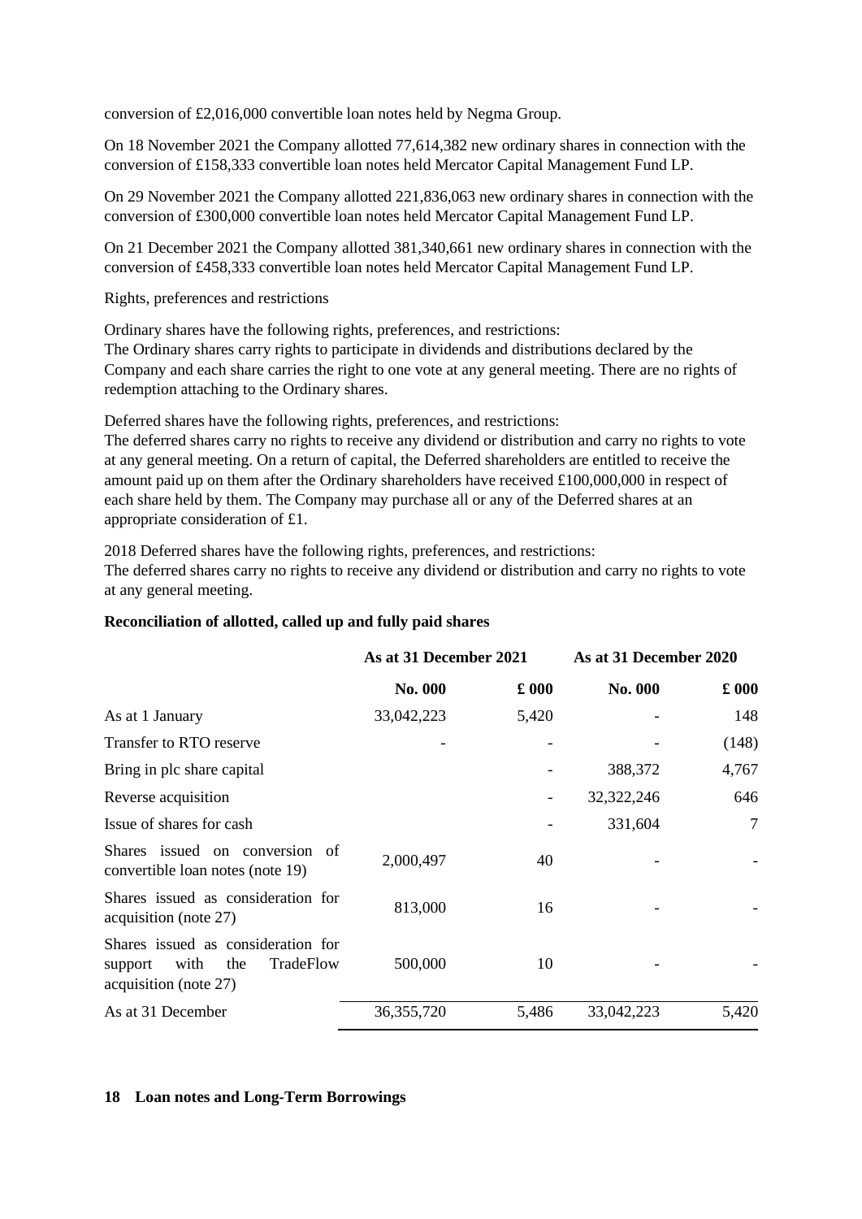conversion of £2,016,000 convertible loan notes held by Negma Group.

On 18 November 2021 the Company allotted 77,614,382 new ordinary shares in connection with the conversion of £158,333 convertible loan notes held Mercator Capital Management Fund LP.

On 29 November 2021 the Company allotted 221,836,063 new ordinary shares in connection with the conversion of £300,000 convertible loan notes held Mercator Capital Management Fund LP.

On 21 December 2021 the Company allotted 381,340,661 new ordinary shares in connection with the conversion of £458,333 convertible loan notes held Mercator Capital Management Fund LP.

Rights, preferences and restrictions

Ordinary shares have the following rights, preferences, and restrictions:
The Ordinary shares carry rights to participate in dividends and distributions declared by the Company and each share carries the right to one vote at any general meeting. There are no rights of redemption attaching to the Ordinary shares.

Deferred shares have the following rights, preferences, and restrictions:
The deferred shares carry no rights to receive any dividend or distribution and carry no rights to vote at any general meeting. On a return of capital, the Deferred shareholders are entitled to receive the amount paid up on them after the Ordinary shareholders have received £100,000,000 in respect of each share held by them. The Company may purchase all or any of the Deferred shares at an appropriate consideration of £1.

2018 Deferred shares have the following rights, preferences, and restrictions:
The deferred shares carry no rights to receive any dividend or distribution and carry no rights to vote at any general meeting.

**Reconciliation of allotted, called up and fully paid shares**

| | As at 31 December 2021 | | As at 31 December 2020 | |
|---|---|---|---|---|
| | **No. 000** | **£ 000** | **No. 000** | **£ 000** |
| As at 1 January | 33,042,223 | 5,420 | - | 148 |
| Transfer to RTO reserve | - | - | - | (148) |
| Bring in plc share capital | | - | 388,372 | 4,767 |
| Reverse acquisition | | - | 32,322,246 | 646 |
| Issue of shares for cash | | - | 331,604 | 7 |
| Shares issued on conversion of convertible loan notes (note 19) | 2,000,497 | 40 | - | - |
| Shares issued as consideration for acquisition (note 27) | 813,000 | 16 | - | - |
| Shares issued as consideration for support with the TradeFlow acquisition (note 27) | 500,000 | 10 | - | - |
| As at 31 December | 36,355,720 | 5,486 | 33,042,223 | 5,420 |

## 18 Loan notes and Long-Term Borrowings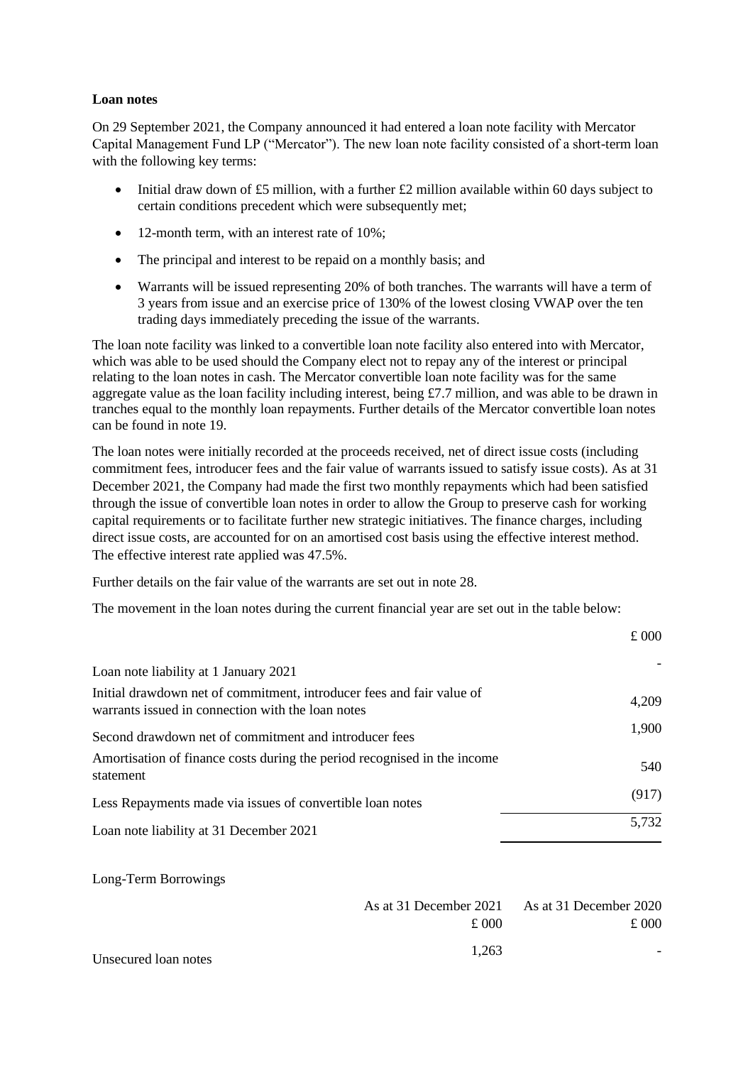**Loan notes**

On 29 September 2021, the Company announced it had entered a loan note facility with Mercator Capital Management Fund LP ("Mercator"). The new loan note facility consisted of a short-term loan with the following key terms:

- Initial draw down of £5 million, with a further £2 million available within 60 days subject to certain conditions precedent which were subsequently met;
- 12-month term, with an interest rate of 10%;
- The principal and interest to be repaid on a monthly basis; and
- Warrants will be issued representing 20% of both tranches. The warrants will have a term of 3 years from issue and an exercise price of 130% of the lowest closing VWAP over the ten trading days immediately preceding the issue of the warrants.

The loan note facility was linked to a convertible loan note facility also entered into with Mercator, which was able to be used should the Company elect not to repay any of the interest or principal relating to the loan notes in cash. The Mercator convertible loan note facility was for the same aggregate value as the loan facility including interest, being £7.7 million, and was able to be drawn in tranches equal to the monthly loan repayments. Further details of the Mercator convertible loan notes can be found in note 19.

The loan notes were initially recorded at the proceeds received, net of direct issue costs (including commitment fees, introducer fees and the fair value of warrants issued to satisfy issue costs). As at 31 December 2021, the Company had made the first two monthly repayments which had been satisfied through the issue of convertible loan notes in order to allow the Group to preserve cash for working capital requirements or to facilitate further new strategic initiatives. The finance charges, including direct issue costs, are accounted for on an amortised cost basis using the effective interest method. The effective interest rate applied was 47.5%.

Further details on the fair value of the warrants are set out in note 28.

The movement in the loan notes during the current financial year are set out in the table below:

| | £ 000 |
|---|---|
| Loan note liability at 1 January 2021 | - |
| Initial drawdown net of commitment, introducer fees and fair value of warrants issued in connection with the loan notes | 4,209 |
| Second drawdown net of commitment and introducer fees | 1,900 |
| Amortisation of finance costs during the period recognised in the income statement | 540 |
| Less Repayments made via issues of convertible loan notes | (917) |
| Loan note liability at 31 December 2021 | 5,732 |

Long-Term Borrowings

| | As at 31 December 2021 £ 000 | As at 31 December 2020 £ 000 |
|---|---|---|
| Unsecured loan notes | 1,263 | - |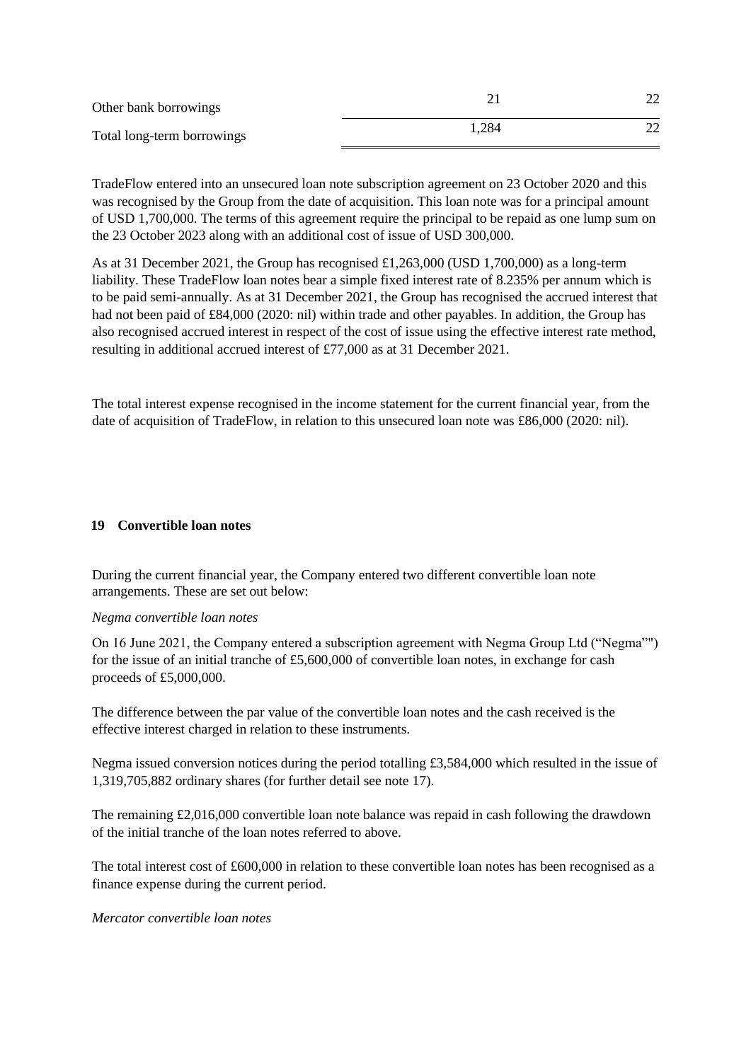| | | |
|---|---|---|
| Other bank borrowings | 21 | 22 |
| Total long-term borrowings | 1,284 | 22 |

TradeFlow entered into an unsecured loan note subscription agreement on 23 October 2020 and this was recognised by the Group from the date of acquisition. This loan note was for a principal amount of USD 1,700,000. The terms of this agreement require the principal to be repaid as one lump sum on the 23 October 2023 along with an additional cost of issue of USD 300,000.

As at 31 December 2021, the Group has recognised £1,263,000 (USD 1,700,000) as a long-term liability. These TradeFlow loan notes bear a simple fixed interest rate of 8.235% per annum which is to be paid semi-annually. As at 31 December 2021, the Group has recognised the accrued interest that had not been paid of £84,000 (2020: nil) within trade and other payables. In addition, the Group has also recognised accrued interest in respect of the cost of issue using the effective interest rate method, resulting in additional accrued interest of £77,000 as at 31 December 2021.

The total interest expense recognised in the income statement for the current financial year, from the date of acquisition of TradeFlow, in relation to this unsecured loan note was £86,000 (2020: nil).

## 19 Convertible loan notes

During the current financial year, the Company entered two different convertible loan note arrangements. These are set out below:

*Negma convertible loan notes*

On 16 June 2021, the Company entered a subscription agreement with Negma Group Ltd ("Negma"") for the issue of an initial tranche of £5,600,000 of convertible loan notes, in exchange for cash proceeds of £5,000,000.

The difference between the par value of the convertible loan notes and the cash received is the effective interest charged in relation to these instruments.

Negma issued conversion notices during the period totalling £3,584,000 which resulted in the issue of 1,319,705,882 ordinary shares (for further detail see note 17).

The remaining £2,016,000 convertible loan note balance was repaid in cash following the drawdown of the initial tranche of the loan notes referred to above.

The total interest cost of £600,000 in relation to these convertible loan notes has been recognised as a finance expense during the current period.

*Mercator convertible loan notes*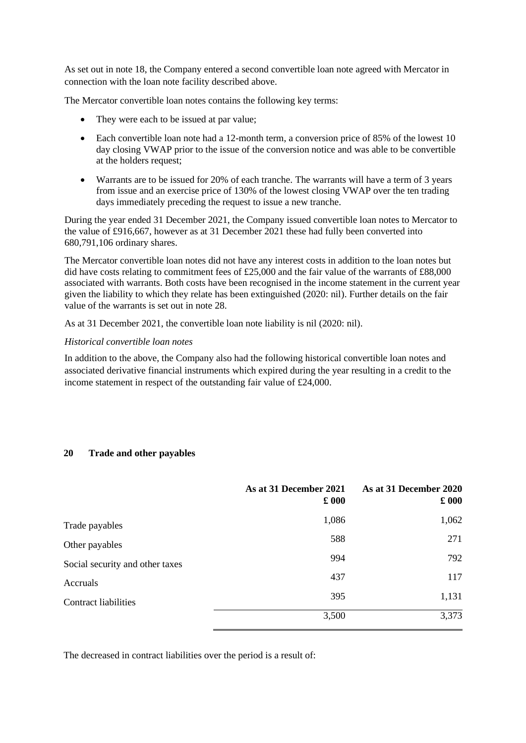As set out in note 18, the Company entered a second convertible loan note agreed with Mercator in connection with the loan note facility described above.

The Mercator convertible loan notes contains the following key terms:

- They were each to be issued at par value;
- Each convertible loan note had a 12-month term, a conversion price of 85% of the lowest 10 day closing VWAP prior to the issue of the conversion notice and was able to be convertible at the holders request;
- Warrants are to be issued for 20% of each tranche. The warrants will have a term of 3 years from issue and an exercise price of 130% of the lowest closing VWAP over the ten trading days immediately preceding the request to issue a new tranche.

During the year ended 31 December 2021, the Company issued convertible loan notes to Mercator to the value of £916,667, however as at 31 December 2021 these had fully been converted into 680,791,106 ordinary shares.

The Mercator convertible loan notes did not have any interest costs in addition to the loan notes but did have costs relating to commitment fees of £25,000 and the fair value of the warrants of £88,000 associated with warrants. Both costs have been recognised in the income statement in the current year given the liability to which they relate has been extinguished (2020: nil). Further details on the fair value of the warrants is set out in note 28.

As at 31 December 2021, the convertible loan note liability is nil (2020: nil).

*Historical convertible loan notes*

In addition to the above, the Company also had the following historical convertible loan notes and associated derivative financial instruments which expired during the year resulting in a credit to the income statement in respect of the outstanding fair value of £24,000.

## 20 Trade and other payables

| | As at 31 December 2021 £ 000 | As at 31 December 2020 £ 000 |
|---|---|---|
| Trade payables | 1,086 | 1,062 |
| Other payables | 588 | 271 |
| Social security and other taxes | 994 | 792 |
| Accruals | 437 | 117 |
| Contract liabilities | 395 | 1,131 |
| | 3,500 | 3,373 |

The decreased in contract liabilities over the period is a result of: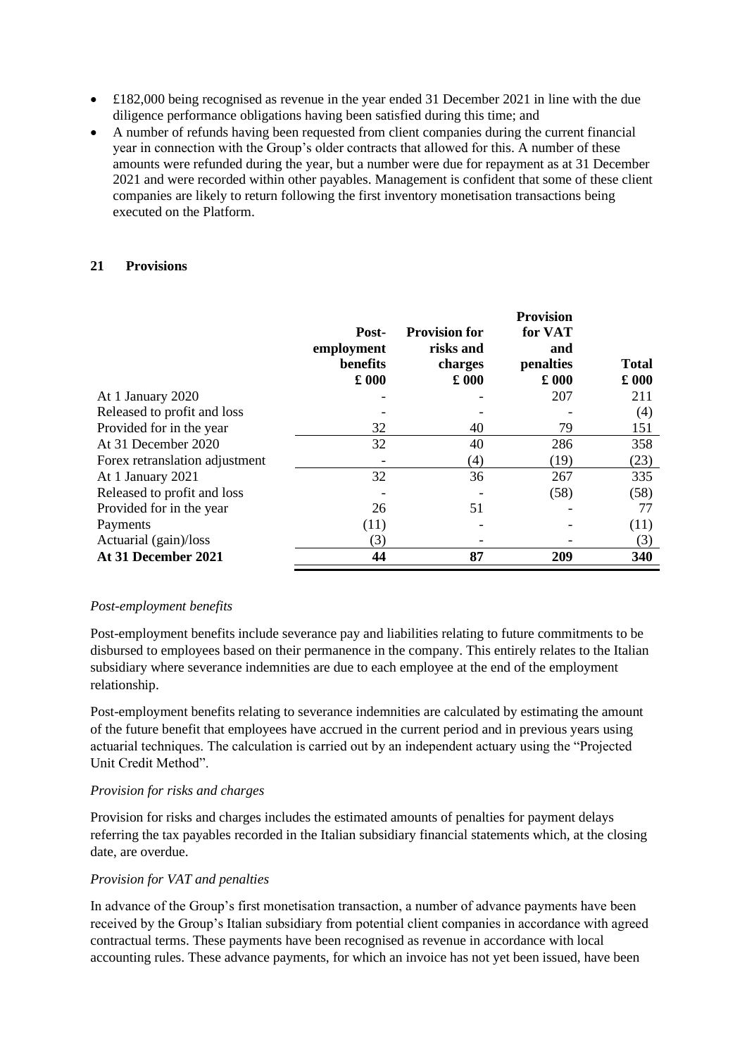- £182,000 being recognised as revenue in the year ended 31 December 2021 in line with the due diligence performance obligations having been satisfied during this time; and
- A number of refunds having been requested from client companies during the current financial year in connection with the Group's older contracts that allowed for this. A number of these amounts were refunded during the year, but a number were due for repayment as at 31 December 2021 and were recorded within other payables. Management is confident that some of these client companies are likely to return following the first inventory monetisation transactions being executed on the Platform.

## 21 Provisions

| | Post-employment benefits £ 000 | Provision for risks and charges £ 000 | Provision for VAT and penalties £ 000 | Total £ 000 |
|---|---|---|---|---|
| At 1 January 2020 | - | - | 207 | 211 |
| Released to profit and loss | - | - | - | (4) |
| Provided for in the year | 32 | 40 | 79 | 151 |
| At 31 December 2020 | 32 | 40 | 286 | 358 |
| Forex retranslation adjustment | - | (4) | (19) | (23) |
| At 1 January 2021 | 32 | 36 | 267 | 335 |
| Released to profit and loss | - | - | (58) | (58) |
| Provided for in the year | 26 | 51 | - | 77 |
| Payments | (11) | - | - | (11) |
| Actuarial (gain)/loss | (3) | - | - | (3) |
| **At 31 December 2021** | **44** | **87** | **209** | **340** |

*Post-employment benefits*

Post-employment benefits include severance pay and liabilities relating to future commitments to be disbursed to employees based on their permanence in the company. This entirely relates to the Italian subsidiary where severance indemnities are due to each employee at the end of the employment relationship.

Post-employment benefits relating to severance indemnities are calculated by estimating the amount of the future benefit that employees have accrued in the current period and in previous years using actuarial techniques. The calculation is carried out by an independent actuary using the "Projected Unit Credit Method".

*Provision for risks and charges*

Provision for risks and charges includes the estimated amounts of penalties for payment delays referring the tax payables recorded in the Italian subsidiary financial statements which, at the closing date, are overdue.

*Provision for VAT and penalties*

In advance of the Group's first monetisation transaction, a number of advance payments have been received by the Group's Italian subsidiary from potential client companies in accordance with agreed contractual terms. These payments have been recognised as revenue in accordance with local accounting rules. These advance payments, for which an invoice has not yet been issued, have been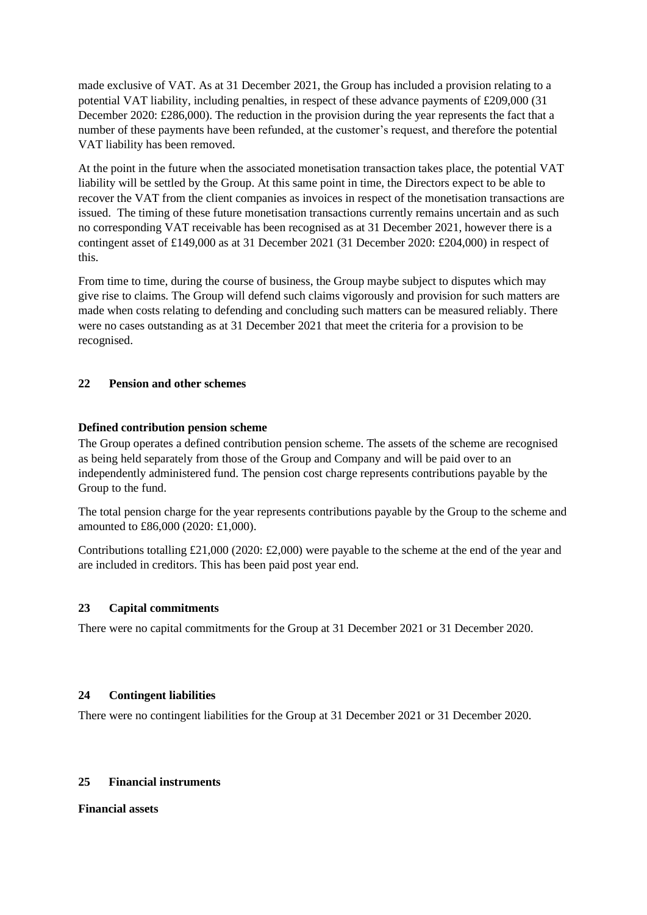made exclusive of VAT. As at 31 December 2021, the Group has included a provision relating to a potential VAT liability, including penalties, in respect of these advance payments of £209,000 (31 December 2020: £286,000). The reduction in the provision during the year represents the fact that a number of these payments have been refunded, at the customer's request, and therefore the potential VAT liability has been removed.

At the point in the future when the associated monetisation transaction takes place, the potential VAT liability will be settled by the Group. At this same point in time, the Directors expect to be able to recover the VAT from the client companies as invoices in respect of the monetisation transactions are issued. The timing of these future monetisation transactions currently remains uncertain and as such no corresponding VAT receivable has been recognised as at 31 December 2021, however there is a contingent asset of £149,000 as at 31 December 2021 (31 December 2020: £204,000) in respect of this.

From time to time, during the course of business, the Group maybe subject to disputes which may give rise to claims. The Group will defend such claims vigorously and provision for such matters are made when costs relating to defending and concluding such matters can be measured reliably. There were no cases outstanding as at 31 December 2021 that meet the criteria for a provision to be recognised.

## 22 Pension and other schemes

**Defined contribution pension scheme**

The Group operates a defined contribution pension scheme. The assets of the scheme are recognised as being held separately from those of the Group and Company and will be paid over to an independently administered fund. The pension cost charge represents contributions payable by the Group to the fund.

The total pension charge for the year represents contributions payable by the Group to the scheme and amounted to £86,000 (2020: £1,000).

Contributions totalling £21,000 (2020: £2,000) were payable to the scheme at the end of the year and are included in creditors. This has been paid post year end.

## 23 Capital commitments

There were no capital commitments for the Group at 31 December 2021 or 31 December 2020.

## 24 Contingent liabilities

There were no contingent liabilities for the Group at 31 December 2021 or 31 December 2020.

## 25 Financial instruments

**Financial assets**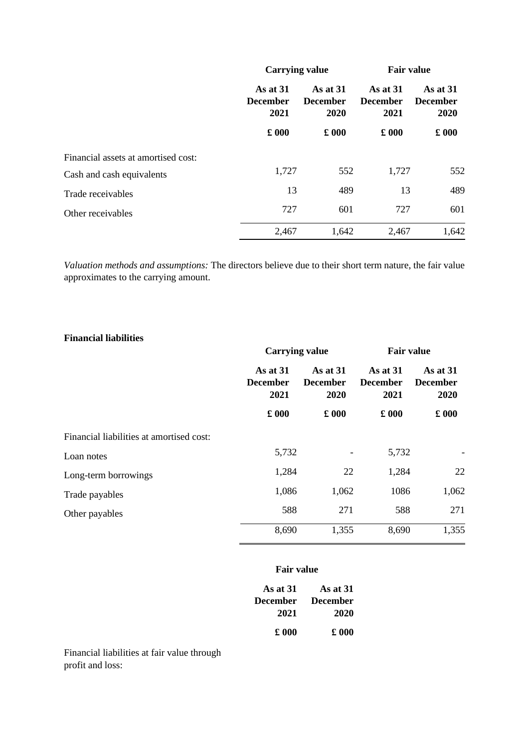| | Carrying value | | Fair value | |
|---|---|---|---|---|
| | **As at 31 December 2021** | **As at 31 December 2020** | **As at 31 December 2021** | **As at 31 December 2020** |
| | **£ 000** | **£ 000** | **£ 000** | **£ 000** |
| Financial assets at amortised cost: | | | | |
| Cash and cash equivalents | 1,727 | 552 | 1,727 | 552 |
| Trade receivables | 13 | 489 | 13 | 489 |
| Other receivables | 727 | 601 | 727 | 601 |
| | 2,467 | 1,642 | 2,467 | 1,642 |

*Valuation methods and assumptions:* The directors believe due to their short term nature, the fair value approximates to the carrying amount.

**Financial liabilities**

| | Carrying value | | Fair value | |
|---|---|---|---|---|
| | **As at 31 December 2021** | **As at 31 December 2020** | **As at 31 December 2021** | **As at 31 December 2020** |
| | **£ 000** | **£ 000** | **£ 000** | **£ 000** |
| Financial liabilities at amortised cost: | | | | |
| Loan notes | 5,732 | - | 5,732 | - |
| Long-term borrowings | 1,284 | 22 | 1,284 | 22 |
| Trade payables | 1,086 | 1,062 | 1086 | 1,062 |
| Other payables | 588 | 271 | 588 | 271 |
| | 8,690 | 1,355 | 8,690 | 1,355 |

| | Fair value | |
|---|---|---|
| | **As at 31 December 2021** | **As at 31 December 2020** |
| | **£ 000** | **£ 000** |
| Financial liabilities at fair value through profit and loss: | | |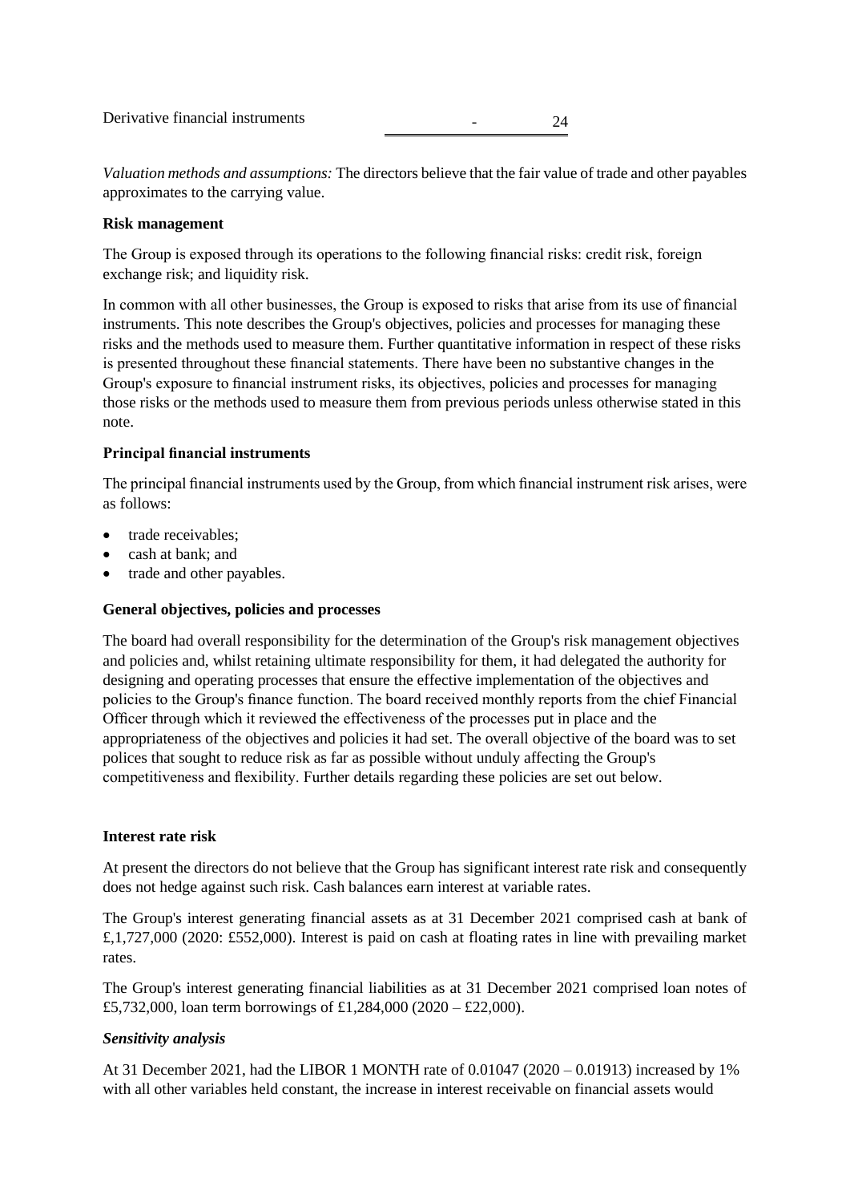| | | |
|---|---|---|
| Derivative financial instruments | - | 24 |

*Valuation methods and assumptions:* The directors believe that the fair value of trade and other payables approximates to the carrying value.

**Risk management**

The Group is exposed through its operations to the following financial risks: credit risk, foreign exchange risk; and liquidity risk.

In common with all other businesses, the Group is exposed to risks that arise from its use of financial instruments. This note describes the Group's objectives, policies and processes for managing these risks and the methods used to measure them. Further quantitative information in respect of these risks is presented throughout these financial statements. There have been no substantive changes in the Group's exposure to financial instrument risks, its objectives, policies and processes for managing those risks or the methods used to measure them from previous periods unless otherwise stated in this note.

**Principal financial instruments**

The principal financial instruments used by the Group, from which financial instrument risk arises, were as follows:

- trade receivables;
- cash at bank; and
- trade and other payables.

**General objectives, policies and processes**

The board had overall responsibility for the determination of the Group's risk management objectives and policies and, whilst retaining ultimate responsibility for them, it had delegated the authority for designing and operating processes that ensure the effective implementation of the objectives and policies to the Group's finance function. The board received monthly reports from the chief Financial Officer through which it reviewed the effectiveness of the processes put in place and the appropriateness of the objectives and policies it had set. The overall objective of the board was to set polices that sought to reduce risk as far as possible without unduly affecting the Group's competitiveness and flexibility. Further details regarding these policies are set out below.

**Interest rate risk**

At present the directors do not believe that the Group has significant interest rate risk and consequently does not hedge against such risk. Cash balances earn interest at variable rates.

The Group's interest generating financial assets as at 31 December 2021 comprised cash at bank of £,1,727,000 (2020: £552,000). Interest is paid on cash at floating rates in line with prevailing market rates.

The Group's interest generating financial liabilities as at 31 December 2021 comprised loan notes of £5,732,000, loan term borrowings of £1,284,000 (2020 – £22,000).

***Sensitivity analysis***

At 31 December 2021, had the LIBOR 1 MONTH rate of 0.01047 (2020 – 0.01913) increased by 1% with all other variables held constant, the increase in interest receivable on financial assets would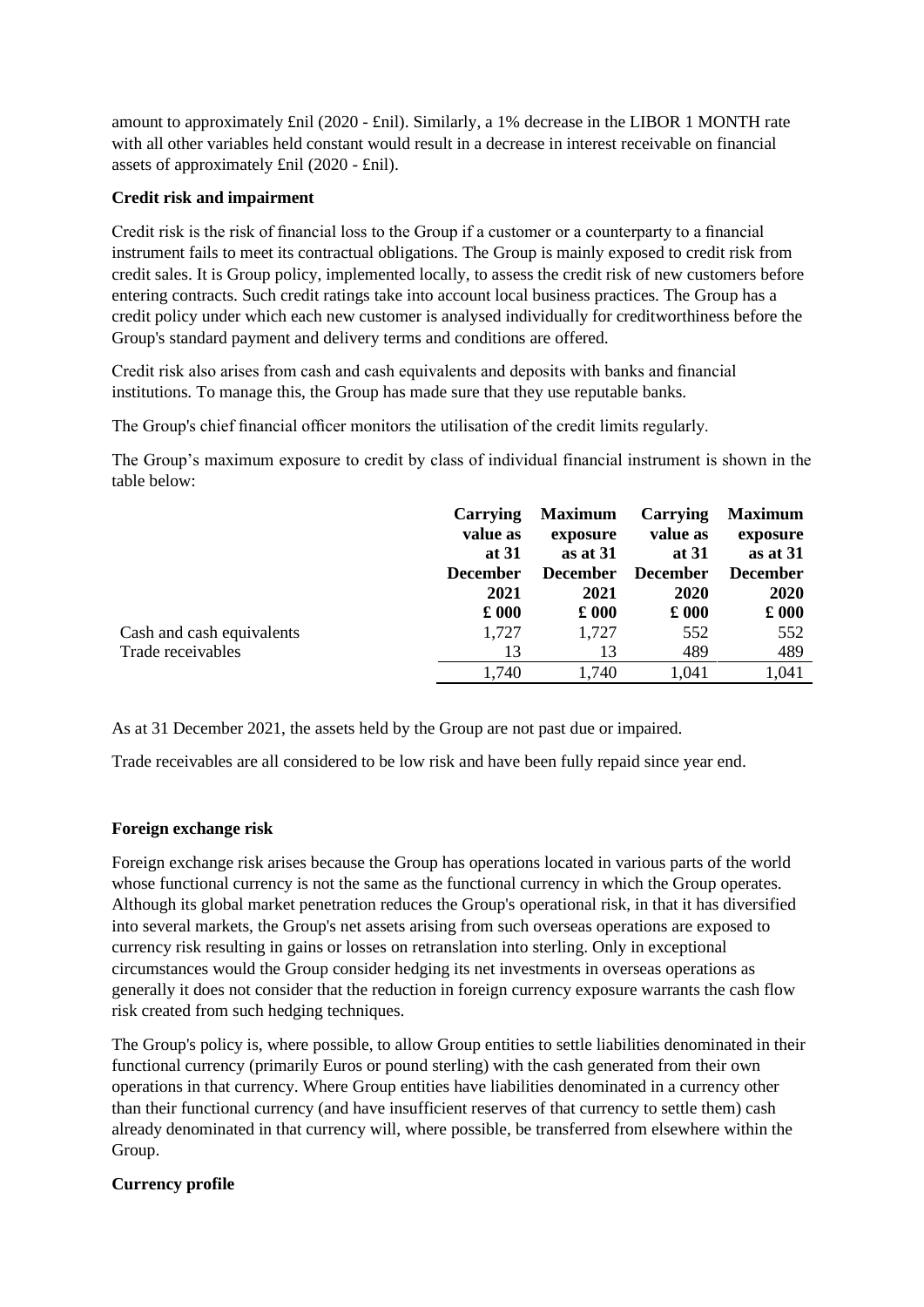amount to approximately £nil (2020 - £nil). Similarly, a 1% decrease in the LIBOR 1 MONTH rate with all other variables held constant would result in a decrease in interest receivable on financial assets of approximately £nil (2020 - £nil).

**Credit risk and impairment**

Credit risk is the risk of financial loss to the Group if a customer or a counterparty to a financial instrument fails to meet its contractual obligations. The Group is mainly exposed to credit risk from credit sales. It is Group policy, implemented locally, to assess the credit risk of new customers before entering contracts. Such credit ratings take into account local business practices. The Group has a credit policy under which each new customer is analysed individually for creditworthiness before the Group's standard payment and delivery terms and conditions are offered.

Credit risk also arises from cash and cash equivalents and deposits with banks and financial institutions. To manage this, the Group has made sure that they use reputable banks.

The Group's chief financial officer monitors the utilisation of the credit limits regularly.

The Group's maximum exposure to credit by class of individual financial instrument is shown in the table below:

| | Carrying value as at 31 December 2021 £ 000 | Maximum exposure as at 31 December 2021 £ 000 | Carrying value as at 31 December 2020 £ 000 | Maximum exposure as at 31 December 2020 £ 000 |
|---|---|---|---|---|
| Cash and cash equivalents | 1,727 | 1,727 | 552 | 552 |
| Trade receivables | 13 | 13 | 489 | 489 |
| | 1,740 | 1,740 | 1,041 | 1,041 |

As at 31 December 2021, the assets held by the Group are not past due or impaired.

Trade receivables are all considered to be low risk and have been fully repaid since year end.

**Foreign exchange risk**

Foreign exchange risk arises because the Group has operations located in various parts of the world whose functional currency is not the same as the functional currency in which the Group operates. Although its global market penetration reduces the Group's operational risk, in that it has diversified into several markets, the Group's net assets arising from such overseas operations are exposed to currency risk resulting in gains or losses on retranslation into sterling. Only in exceptional circumstances would the Group consider hedging its net investments in overseas operations as generally it does not consider that the reduction in foreign currency exposure warrants the cash flow risk created from such hedging techniques.

The Group's policy is, where possible, to allow Group entities to settle liabilities denominated in their functional currency (primarily Euros or pound sterling) with the cash generated from their own operations in that currency. Where Group entities have liabilities denominated in a currency other than their functional currency (and have insufficient reserves of that currency to settle them) cash already denominated in that currency will, where possible, be transferred from elsewhere within the Group.

**Currency profile**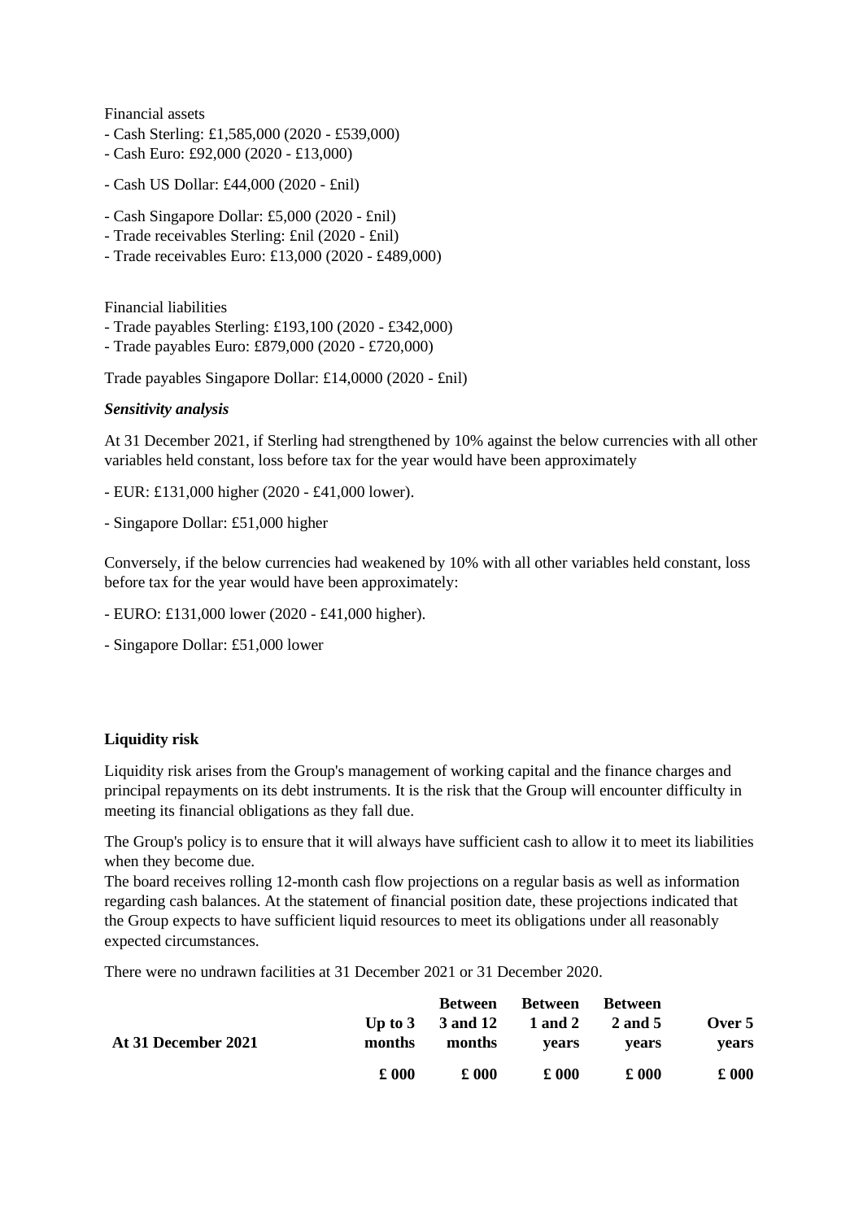Financial assets

- Cash Sterling: £1,585,000 (2020 - £539,000)
- Cash Euro: £92,000 (2020 - £13,000)
- Cash US Dollar: £44,000 (2020 - £nil)
- Cash Singapore Dollar: £5,000 (2020 - £nil)
- Trade receivables Sterling: £nil (2020 - £nil)
- Trade receivables Euro: £13,000 (2020 - £489,000)

Financial liabilities

- Trade payables Sterling: £193,100 (2020 - £342,000)
- Trade payables Euro: £879,000 (2020 - £720,000)

Trade payables Singapore Dollar: £14,0000 (2020 - £nil)

***Sensitivity analysis***

At 31 December 2021, if Sterling had strengthened by 10% against the below currencies with all other variables held constant, loss before tax for the year would have been approximately

- EUR: £131,000 higher (2020 - £41,000 lower).
- Singapore Dollar: £51,000 higher

Conversely, if the below currencies had weakened by 10% with all other variables held constant, loss before tax for the year would have been approximately:

- EURO: £131,000 lower (2020 - £41,000 higher).
- Singapore Dollar: £51,000 lower

**Liquidity risk**

Liquidity risk arises from the Group's management of working capital and the finance charges and principal repayments on its debt instruments. It is the risk that the Group will encounter difficulty in meeting its financial obligations as they fall due.

The Group's policy is to ensure that it will always have sufficient cash to allow it to meet its liabilities when they become due.

The board receives rolling 12-month cash flow projections on a regular basis as well as information regarding cash balances. At the statement of financial position date, these projections indicated that the Group expects to have sufficient liquid resources to meet its obligations under all reasonably expected circumstances.

There were no undrawn facilities at 31 December 2021 or 31 December 2020.

| At 31 December 2021 | Up to 3 months | Between 3 and 12 months | Between 1 and 2 years | Between 2 and 5 years | Over 5 years |
|---|---|---|---|---|---|
| | £ 000 | £ 000 | £ 000 | £ 000 | £ 000 |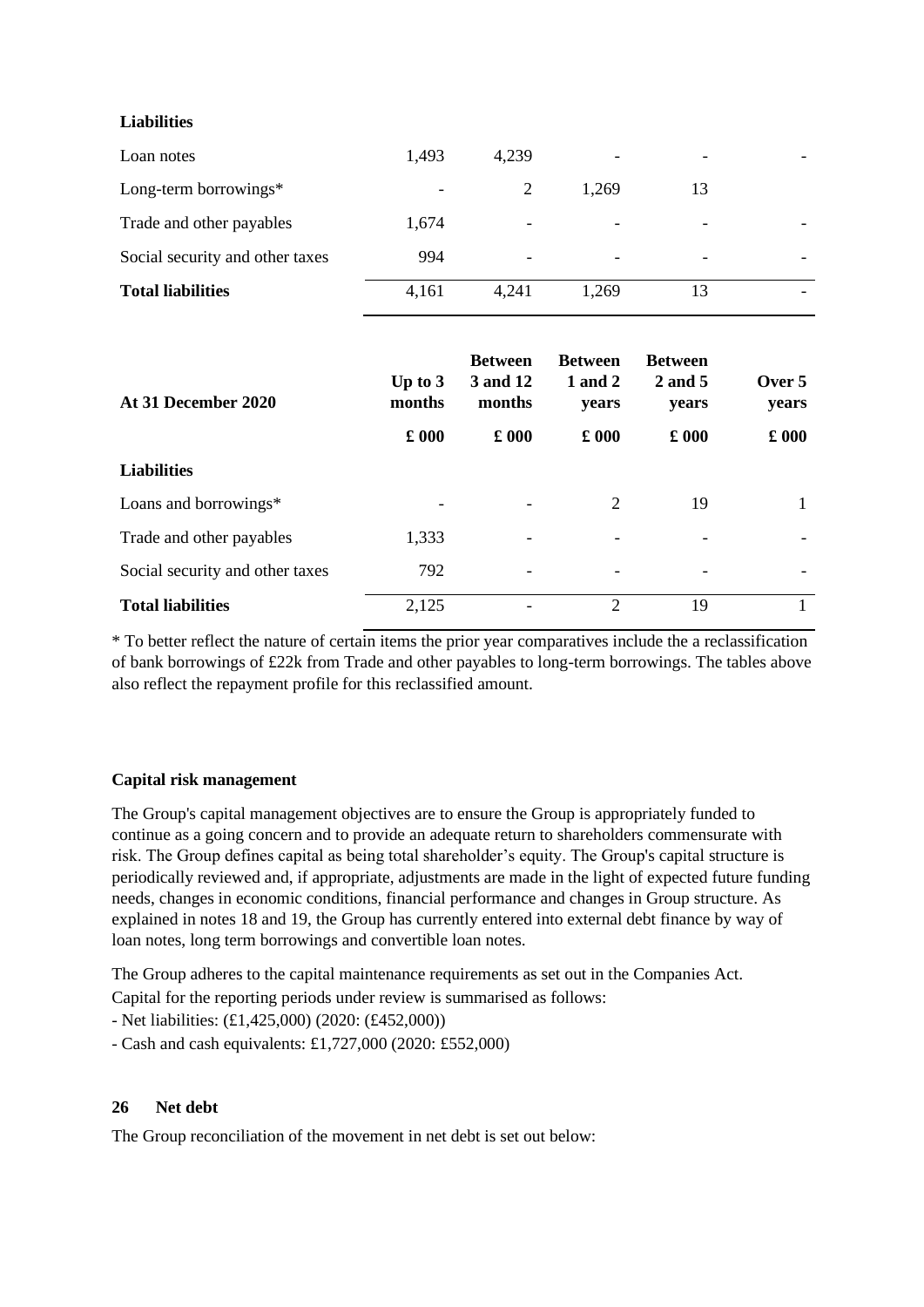| | | | | | |
|---|---|---|---|---|---|
| **Liabilities** | | | | | |
| Loan notes | 1,493 | 4,239 | - | - | - |
| Long-term borrowings* | - | 2 | 1,269 | 13 | |
| Trade and other payables | 1,674 | - | - | - | - |
| Social security and other taxes | 994 | - | - | - | - |
| **Total liabilities** | 4,161 | 4,241 | 1,269 | 13 | - |

| At 31 December 2020 | Up to 3 months | Between 3 and 12 months | Between 1 and 2 years | Between 2 and 5 years | Over 5 years |
|---|---|---|---|---|---|
| | £ 000 | £ 000 | £ 000 | £ 000 | £ 000 |
| **Liabilities** | | | | | |
| Loans and borrowings* | - | - | 2 | 19 | 1 |
| Trade and other payables | 1,333 | - | - | - | - |
| Social security and other taxes | 792 | - | - | - | - |
| **Total liabilities** | 2,125 | - | 2 | 19 | 1 |

* To better reflect the nature of certain items the prior year comparatives include the a reclassification of bank borrowings of £22k from Trade and other payables to long-term borrowings. The tables above also reflect the repayment profile for this reclassified amount.

**Capital risk management**

The Group's capital management objectives are to ensure the Group is appropriately funded to continue as a going concern and to provide an adequate return to shareholders commensurate with risk. The Group defines capital as being total shareholder's equity. The Group's capital structure is periodically reviewed and, if appropriate, adjustments are made in the light of expected future funding needs, changes in economic conditions, financial performance and changes in Group structure. As explained in notes 18 and 19, the Group has currently entered into external debt finance by way of loan notes, long term borrowings and convertible loan notes.

The Group adheres to the capital maintenance requirements as set out in the Companies Act.

Capital for the reporting periods under review is summarised as follows:

- Net liabilities: (£1,425,000) (2020: (£452,000))
- Cash and cash equivalents: £1,727,000 (2020: £552,000)

## 26 Net debt

The Group reconciliation of the movement in net debt is set out below: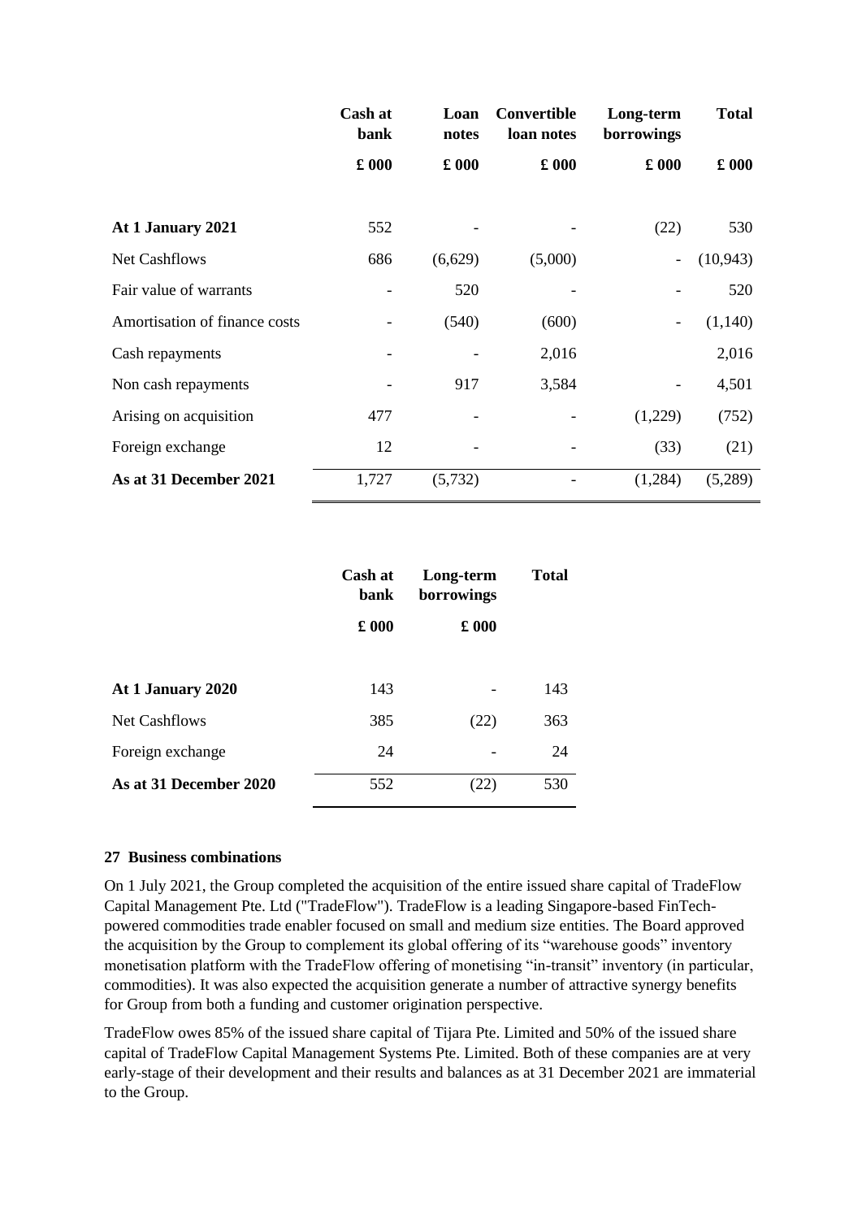| | Cash at bank | Loan notes | Convertible loan notes | Long-term borrowings | Total |
|---|---|---|---|---|---|
| | £ 000 | £ 000 | £ 000 | £ 000 | £ 000 |
| **At 1 January 2021** | 552 | - | - | (22) | 530 |
| Net Cashflows | 686 | (6,629) | (5,000) | - | (10,943) |
| Fair value of warrants | - | 520 | - | - | 520 |
| Amortisation of finance costs | - | (540) | (600) | - | (1,140) |
| Cash repayments | - | - | 2,016 | | 2,016 |
| Non cash repayments | - | 917 | 3,584 | - | 4,501 |
| Arising on acquisition | 477 | - | - | (1,229) | (752) |
| Foreign exchange | 12 | - | - | (33) | (21) |
| **As at 31 December 2021** | 1,727 | (5,732) | - | (1,284) | (5,289) |

| | Cash at bank | Long-term borrowings | Total |
|---|---|---|---|
| | £ 000 | £ 000 | |
| **At 1 January 2020** | 143 | - | 143 |
| Net Cashflows | 385 | (22) | 363 |
| Foreign exchange | 24 | - | 24 |
| **As at 31 December 2020** | 552 | (22) | 530 |

## 27 Business combinations

On 1 July 2021, the Group completed the acquisition of the entire issued share capital of TradeFlow Capital Management Pte. Ltd ("TradeFlow"). TradeFlow is a leading Singapore-based FinTech-powered commodities trade enabler focused on small and medium size entities. The Board approved the acquisition by the Group to complement its global offering of its "warehouse goods" inventory monetisation platform with the TradeFlow offering of monetising "in-transit" inventory (in particular, commodities). It was also expected the acquisition generate a number of attractive synergy benefits for Group from both a funding and customer origination perspective.

TradeFlow owes 85% of the issued share capital of Tijara Pte. Limited and 50% of the issued share capital of TradeFlow Capital Management Systems Pte. Limited. Both of these companies are at very early-stage of their development and their results and balances as at 31 December 2021 are immaterial to the Group.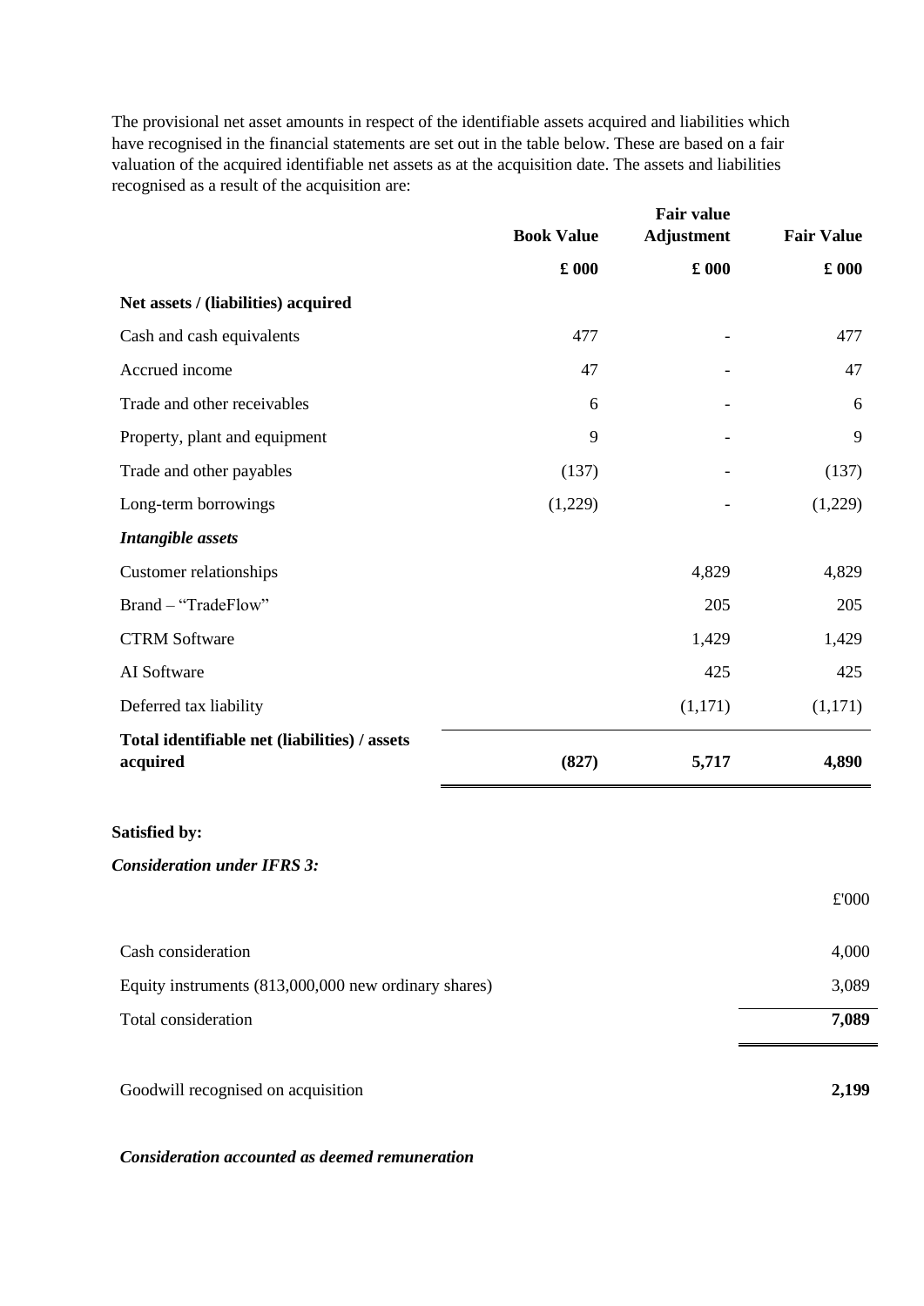The provisional net asset amounts in respect of the identifiable assets acquired and liabilities which have recognised in the financial statements are set out in the table below. These are based on a fair valuation of the acquired identifiable net assets as at the acquisition date. The assets and liabilities recognised as a result of the acquisition are:

| | Book Value | Fair value Adjustment | Fair Value |
|---|---|---|---|
| | **£ 000** | **£ 000** | **£ 000** |
| **Net assets / (liabilities) acquired** | | | |
| Cash and cash equivalents | 477 | - | 477 |
| Accrued income | 47 | - | 47 |
| Trade and other receivables | 6 | - | 6 |
| Property, plant and equipment | 9 | - | 9 |
| Trade and other payables | (137) | - | (137) |
| Long-term borrowings | (1,229) | - | (1,229) |
| ***Intangible assets*** | | | |
| Customer relationships | | 4,829 | 4,829 |
| Brand – "TradeFlow" | | 205 | 205 |
| CTRM Software | | 1,429 | 1,429 |
| AI Software | | 425 | 425 |
| Deferred tax liability | | (1,171) | (1,171) |
| **Total identifiable net (liabilities) / assets acquired** | **(827)** | **5,717** | **4,890** |

**Satisfied by:**

***Consideration under IFRS 3:***

| | £'000 |
|---|---|
| Cash consideration | 4,000 |
| Equity instruments (813,000,000 new ordinary shares) | 3,089 |
| Total consideration | **7,089** |
| | |
| Goodwill recognised on acquisition | **2,199** |

***Consideration accounted as deemed remuneration***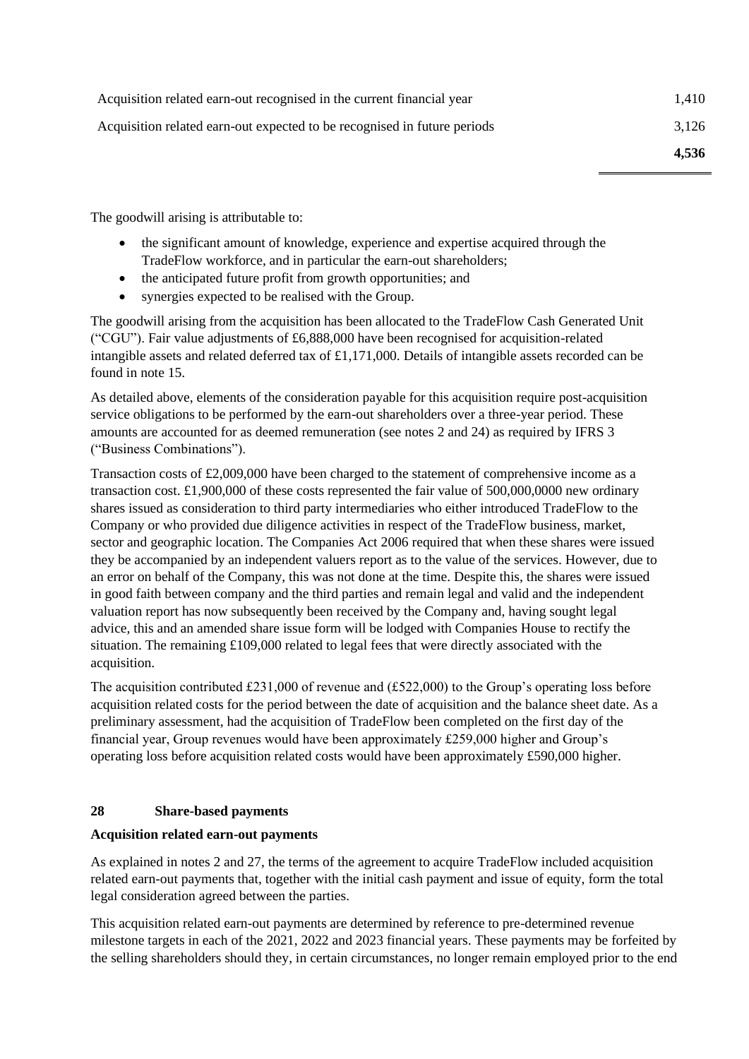| | |
|---|---|
| Acquisition related earn-out recognised in the current financial year | 1,410 |
| Acquisition related earn-out expected to be recognised in future periods | 3,126 |
| | **4,536** |

The goodwill arising is attributable to:

- the significant amount of knowledge, experience and expertise acquired through the TradeFlow workforce, and in particular the earn-out shareholders;
- the anticipated future profit from growth opportunities; and
- synergies expected to be realised with the Group.

The goodwill arising from the acquisition has been allocated to the TradeFlow Cash Generated Unit ("CGU"). Fair value adjustments of £6,888,000 have been recognised for acquisition-related intangible assets and related deferred tax of £1,171,000. Details of intangible assets recorded can be found in note 15.

As detailed above, elements of the consideration payable for this acquisition require post-acquisition service obligations to be performed by the earn-out shareholders over a three-year period. These amounts are accounted for as deemed remuneration (see notes 2 and 24) as required by IFRS 3 ("Business Combinations").

Transaction costs of £2,009,000 have been charged to the statement of comprehensive income as a transaction cost. £1,900,000 of these costs represented the fair value of 500,000,0000 new ordinary shares issued as consideration to third party intermediaries who either introduced TradeFlow to the Company or who provided due diligence activities in respect of the TradeFlow business, market, sector and geographic location. The Companies Act 2006 required that when these shares were issued they be accompanied by an independent valuers report as to the value of the services. However, due to an error on behalf of the Company, this was not done at the time. Despite this, the shares were issued in good faith between company and the third parties and remain legal and valid and the independent valuation report has now subsequently been received by the Company and, having sought legal advice, this and an amended share issue form will be lodged with Companies House to rectify the situation. The remaining £109,000 related to legal fees that were directly associated with the acquisition.

The acquisition contributed £231,000 of revenue and (£522,000) to the Group's operating loss before acquisition related costs for the period between the date of acquisition and the balance sheet date. As a preliminary assessment, had the acquisition of TradeFlow been completed on the first day of the financial year, Group revenues would have been approximately £259,000 higher and Group's operating loss before acquisition related costs would have been approximately £590,000 higher.

## 28 Share-based payments

**Acquisition related earn-out payments**

As explained in notes 2 and 27, the terms of the agreement to acquire TradeFlow included acquisition related earn-out payments that, together with the initial cash payment and issue of equity, form the total legal consideration agreed between the parties.

This acquisition related earn-out payments are determined by reference to pre-determined revenue milestone targets in each of the 2021, 2022 and 2023 financial years. These payments may be forfeited by the selling shareholders should they, in certain circumstances, no longer remain employed prior to the end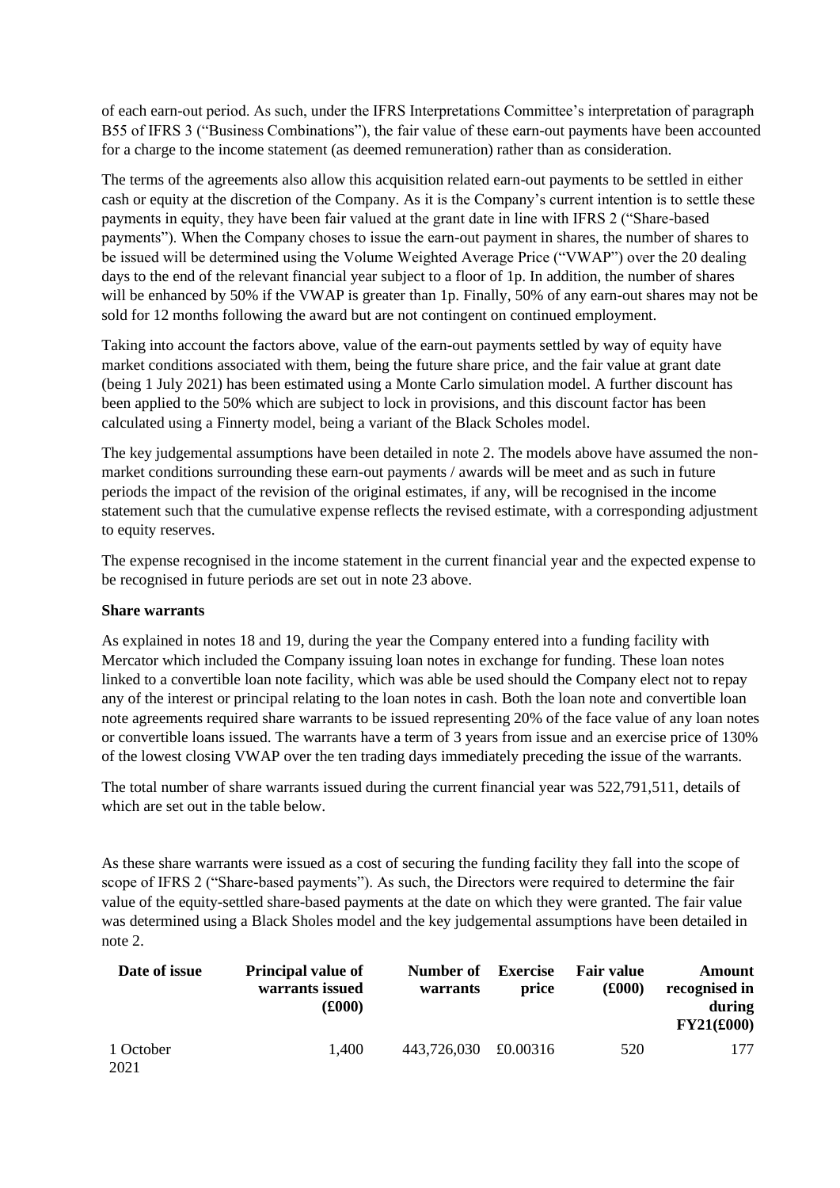of each earn-out period. As such, under the IFRS Interpretations Committee's interpretation of paragraph B55 of IFRS 3 ("Business Combinations"), the fair value of these earn-out payments have been accounted for a charge to the income statement (as deemed remuneration) rather than as consideration.

The terms of the agreements also allow this acquisition related earn-out payments to be settled in either cash or equity at the discretion of the Company. As it is the Company's current intention to settle these payments in equity, they have been fair valued at the grant date in line with IFRS 2 ("Share-based payments"). When the Company choses to issue the earn-out payment in shares, the number of shares to be issued will be determined using the Volume Weighted Average Price ("VWAP") over the 20 dealing days to the end of the relevant financial year subject to a floor of 1p. In addition, the number of shares will be enhanced by 50% if the VWAP is greater than 1p. Finally, 50% of any earn-out shares may not be sold for 12 months following the award but are not contingent on continued employment.

Taking into account the factors above, value of the earn-out payments settled by way of equity have market conditions associated with them, being the future share price, and the fair value at grant date (being 1 July 2021) has been estimated using a Monte Carlo simulation model. A further discount has been applied to the 50% which are subject to lock in provisions, and this discount factor has been calculated using a Finnerty model, being a variant of the Black Scholes model.

The key judgemental assumptions have been detailed in note 2. The models above have assumed the non-market conditions surrounding these earn-out payments / awards will be meet and as such in future periods the impact of the revision of the original estimates, if any, will be recognised in the income statement such that the cumulative expense reflects the revised estimate, with a corresponding adjustment to equity reserves.

The expense recognised in the income statement in the current financial year and the expected expense to be recognised in future periods are set out in note 23 above.

**Share warrants**

As explained in notes 18 and 19, during the year the Company entered into a funding facility with Mercator which included the Company issuing loan notes in exchange for funding. These loan notes linked to a convertible loan note facility, which was able be used should the Company elect not to repay any of the interest or principal relating to the loan notes in cash. Both the loan note and convertible loan note agreements required share warrants to be issued representing 20% of the face value of any loan notes or convertible loans issued. The warrants have a term of 3 years from issue and an exercise price of 130% of the lowest closing VWAP over the ten trading days immediately preceding the issue of the warrants.

The total number of share warrants issued during the current financial year was 522,791,511, details of which are set out in the table below.

As these share warrants were issued as a cost of securing the funding facility they fall into the scope of scope of IFRS 2 ("Share-based payments"). As such, the Directors were required to determine the fair value of the equity-settled share-based payments at the date on which they were granted. The fair value was determined using a Black Sholes model and the key judgemental assumptions have been detailed in note 2.

| Date of issue | Principal value of warrants issued (£000) | Number of warrants | Exercise price | Fair value (£000) | Amount recognised in during FY21(£000) |
|---|---|---|---|---|---|
| 1 October 2021 | 1,400 | 443,726,030 | £0.00316 | 520 | 177 |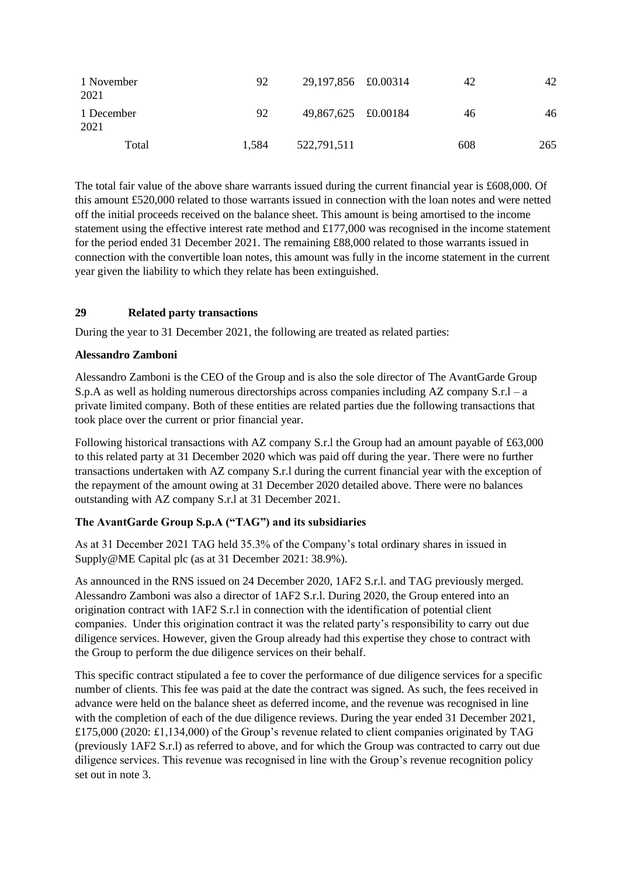| | | | | | |
|---|---|---|---|---|---|
| 1 November 2021 | 92 | 29,197,856 | £0.00314 | 42 | 42 |
| 1 December 2021 | 92 | 49,867,625 | £0.00184 | 46 | 46 |
| Total | 1,584 | 522,791,511 | | 608 | 265 |

The total fair value of the above share warrants issued during the current financial year is £608,000. Of this amount £520,000 related to those warrants issued in connection with the loan notes and were netted off the initial proceeds received on the balance sheet. This amount is being amortised to the income statement using the effective interest rate method and £177,000 was recognised in the income statement for the period ended 31 December 2021. The remaining £88,000 related to those warrants issued in connection with the convertible loan notes, this amount was fully in the income statement in the current year given the liability to which they relate has been extinguished.

## 29 Related party transactions

During the year to 31 December 2021, the following are treated as related parties:

**Alessandro Zamboni**

Alessandro Zamboni is the CEO of the Group and is also the sole director of The AvantGarde Group S.p.A as well as holding numerous directorships across companies including AZ company S.r.l – a private limited company. Both of these entities are related parties due the following transactions that took place over the current or prior financial year.

Following historical transactions with AZ company S.r.l the Group had an amount payable of £63,000 to this related party at 31 December 2020 which was paid off during the year. There were no further transactions undertaken with AZ company S.r.l during the current financial year with the exception of the repayment of the amount owing at 31 December 2020 detailed above. There were no balances outstanding with AZ company S.r.l at 31 December 2021.

**The AvantGarde Group S.p.A ("TAG") and its subsidiaries**

As at 31 December 2021 TAG held 35.3% of the Company's total ordinary shares in issued in Supply@ME Capital plc (as at 31 December 2021: 38.9%).

As announced in the RNS issued on 24 December 2020, 1AF2 S.r.l. and TAG previously merged. Alessandro Zamboni was also a director of 1AF2 S.r.l. During 2020, the Group entered into an origination contract with 1AF2 S.r.l in connection with the identification of potential client companies. Under this origination contract it was the related party's responsibility to carry out due diligence services. However, given the Group already had this expertise they chose to contract with the Group to perform the due diligence services on their behalf.

This specific contract stipulated a fee to cover the performance of due diligence services for a specific number of clients. This fee was paid at the date the contract was signed. As such, the fees received in advance were held on the balance sheet as deferred income, and the revenue was recognised in line with the completion of each of the due diligence reviews. During the year ended 31 December 2021, £175,000 (2020: £1,134,000) of the Group's revenue related to client companies originated by TAG (previously 1AF2 S.r.l) as referred to above, and for which the Group was contracted to carry out due diligence services. This revenue was recognised in line with the Group's revenue recognition policy set out in note 3.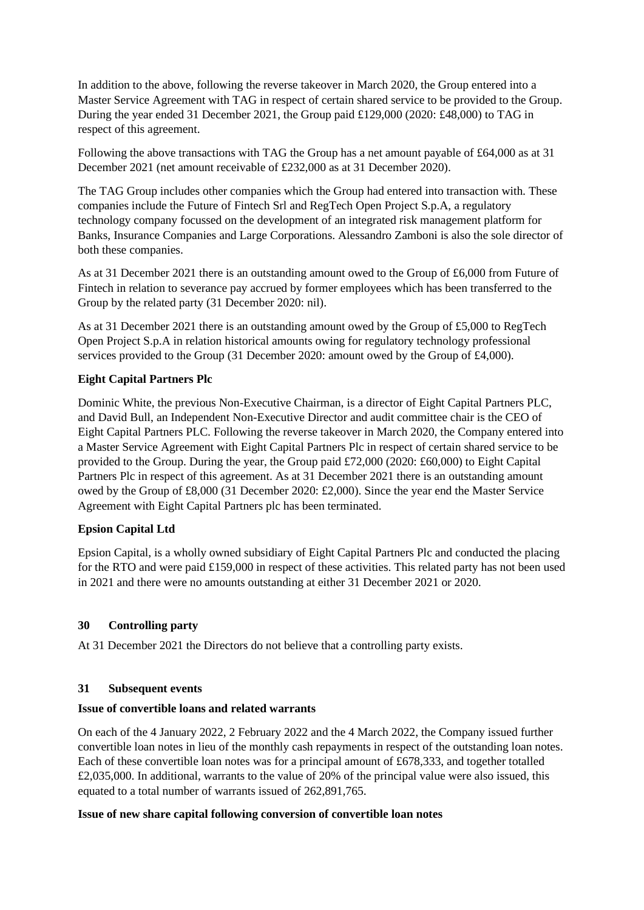In addition to the above, following the reverse takeover in March 2020, the Group entered into a Master Service Agreement with TAG in respect of certain shared service to be provided to the Group. During the year ended 31 December 2021, the Group paid £129,000 (2020: £48,000) to TAG in respect of this agreement.

Following the above transactions with TAG the Group has a net amount payable of £64,000 as at 31 December 2021 (net amount receivable of £232,000 as at 31 December 2020).

The TAG Group includes other companies which the Group had entered into transaction with. These companies include the Future of Fintech Srl and RegTech Open Project S.p.A, a regulatory technology company focussed on the development of an integrated risk management platform for Banks, Insurance Companies and Large Corporations. Alessandro Zamboni is also the sole director of both these companies.

As at 31 December 2021 there is an outstanding amount owed to the Group of £6,000 from Future of Fintech in relation to severance pay accrued by former employees which has been transferred to the Group by the related party (31 December 2020: nil).

As at 31 December 2021 there is an outstanding amount owed by the Group of £5,000 to RegTech Open Project S.p.A in relation historical amounts owing for regulatory technology professional services provided to the Group (31 December 2020: amount owed by the Group of £4,000).

**Eight Capital Partners Plc**

Dominic White, the previous Non-Executive Chairman, is a director of Eight Capital Partners PLC, and David Bull, an Independent Non-Executive Director and audit committee chair is the CEO of Eight Capital Partners PLC. Following the reverse takeover in March 2020, the Company entered into a Master Service Agreement with Eight Capital Partners Plc in respect of certain shared service to be provided to the Group. During the year, the Group paid £72,000 (2020: £60,000) to Eight Capital Partners Plc in respect of this agreement. As at 31 December 2021 there is an outstanding amount owed by the Group of £8,000 (31 December 2020: £2,000). Since the year end the Master Service Agreement with Eight Capital Partners plc has been terminated.

**Epsion Capital Ltd**

Epsion Capital, is a wholly owned subsidiary of Eight Capital Partners Plc and conducted the placing for the RTO and were paid £159,000 in respect of these activities. This related party has not been used in 2021 and there were no amounts outstanding at either 31 December 2021 or 2020.

## 30 Controlling party

At 31 December 2021 the Directors do not believe that a controlling party exists.

## 31 Subsequent events

**Issue of convertible loans and related warrants**

On each of the 4 January 2022, 2 February 2022 and the 4 March 2022, the Company issued further convertible loan notes in lieu of the monthly cash repayments in respect of the outstanding loan notes. Each of these convertible loan notes was for a principal amount of £678,333, and together totalled £2,035,000. In additional, warrants to the value of 20% of the principal value were also issued, this equated to a total number of warrants issued of 262,891,765.

**Issue of new share capital following conversion of convertible loan notes**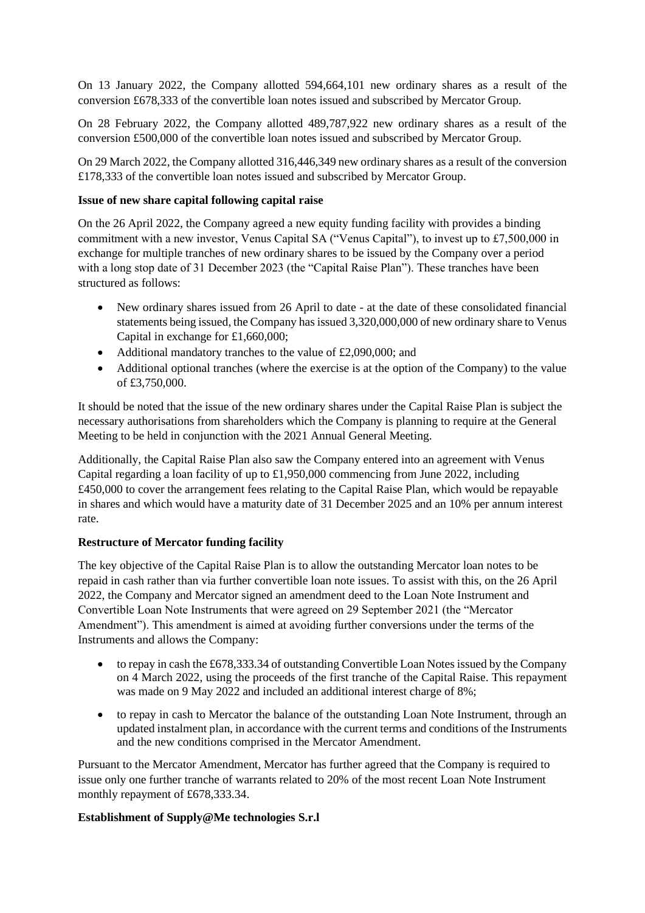On 13 January 2022, the Company allotted 594,664,101 new ordinary shares as a result of the conversion £678,333 of the convertible loan notes issued and subscribed by Mercator Group.

On 28 February 2022, the Company allotted 489,787,922 new ordinary shares as a result of the conversion £500,000 of the convertible loan notes issued and subscribed by Mercator Group.

On 29 March 2022, the Company allotted 316,446,349 new ordinary shares as a result of the conversion £178,333 of the convertible loan notes issued and subscribed by Mercator Group.

**Issue of new share capital following capital raise**

On the 26 April 2022, the Company agreed a new equity funding facility with provides a binding commitment with a new investor, Venus Capital SA ("Venus Capital"), to invest up to £7,500,000 in exchange for multiple tranches of new ordinary shares to be issued by the Company over a period with a long stop date of 31 December 2023 (the "Capital Raise Plan"). These tranches have been structured as follows:

- New ordinary shares issued from 26 April to date - at the date of these consolidated financial statements being issued, the Company has issued 3,320,000,000 of new ordinary share to Venus Capital in exchange for £1,660,000;
- Additional mandatory tranches to the value of £2,090,000; and
- Additional optional tranches (where the exercise is at the option of the Company) to the value of £3,750,000.

It should be noted that the issue of the new ordinary shares under the Capital Raise Plan is subject the necessary authorisations from shareholders which the Company is planning to require at the General Meeting to be held in conjunction with the 2021 Annual General Meeting.

Additionally, the Capital Raise Plan also saw the Company entered into an agreement with Venus Capital regarding a loan facility of up to £1,950,000 commencing from June 2022, including £450,000 to cover the arrangement fees relating to the Capital Raise Plan, which would be repayable in shares and which would have a maturity date of 31 December 2025 and an 10% per annum interest rate.

**Restructure of Mercator funding facility**

The key objective of the Capital Raise Plan is to allow the outstanding Mercator loan notes to be repaid in cash rather than via further convertible loan note issues. To assist with this, on the 26 April 2022, the Company and Mercator signed an amendment deed to the Loan Note Instrument and Convertible Loan Note Instruments that were agreed on 29 September 2021 (the "Mercator Amendment"). This amendment is aimed at avoiding further conversions under the terms of the Instruments and allows the Company:

- to repay in cash the £678,333.34 of outstanding Convertible Loan Notes issued by the Company on 4 March 2022, using the proceeds of the first tranche of the Capital Raise. This repayment was made on 9 May 2022 and included an additional interest charge of 8%;

- to repay in cash to Mercator the balance of the outstanding Loan Note Instrument, through an updated instalment plan, in accordance with the current terms and conditions of the Instruments and the new conditions comprised in the Mercator Amendment.

Pursuant to the Mercator Amendment, Mercator has further agreed that the Company is required to issue only one further tranche of warrants related to 20% of the most recent Loan Note Instrument monthly repayment of £678,333.34.

**Establishment of Supply@Me technologies S.r.l**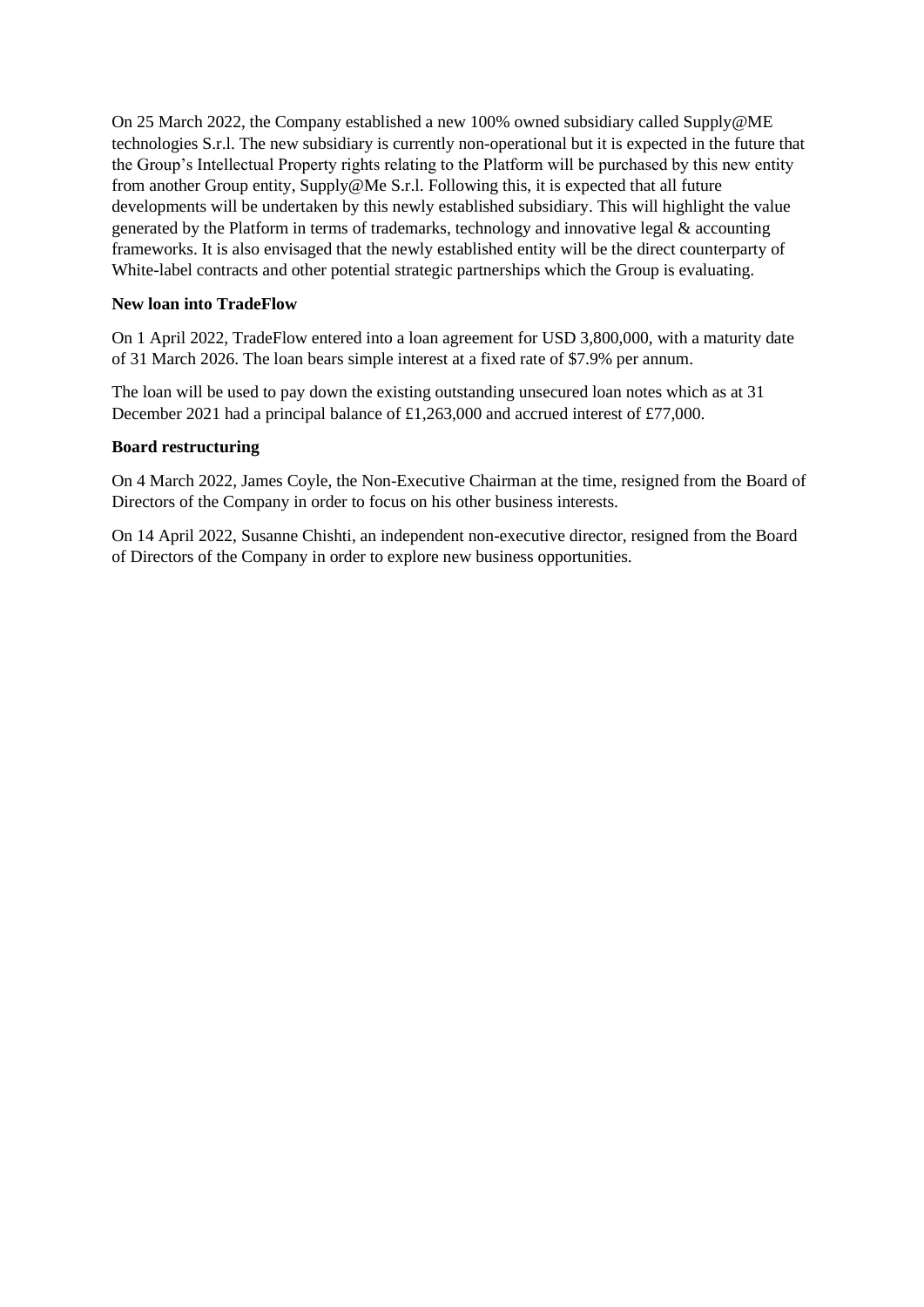On 25 March 2022, the Company established a new 100% owned subsidiary called Supply@ME technologies S.r.l. The new subsidiary is currently non-operational but it is expected in the future that the Group's Intellectual Property rights relating to the Platform will be purchased by this new entity from another Group entity, Supply@Me S.r.l. Following this, it is expected that all future developments will be undertaken by this newly established subsidiary. This will highlight the value generated by the Platform in terms of trademarks, technology and innovative legal & accounting frameworks. It is also envisaged that the newly established entity will be the direct counterparty of White-label contracts and other potential strategic partnerships which the Group is evaluating.

**New loan into TradeFlow**

On 1 April 2022, TradeFlow entered into a loan agreement for USD 3,800,000, with a maturity date of 31 March 2026. The loan bears simple interest at a fixed rate of $7.9% per annum.

The loan will be used to pay down the existing outstanding unsecured loan notes which as at 31 December 2021 had a principal balance of £1,263,000 and accrued interest of £77,000.

**Board restructuring**

On 4 March 2022, James Coyle, the Non-Executive Chairman at the time, resigned from the Board of Directors of the Company in order to focus on his other business interests.

On 14 April 2022, Susanne Chishti, an independent non-executive director, resigned from the Board of Directors of the Company in order to explore new business opportunities.